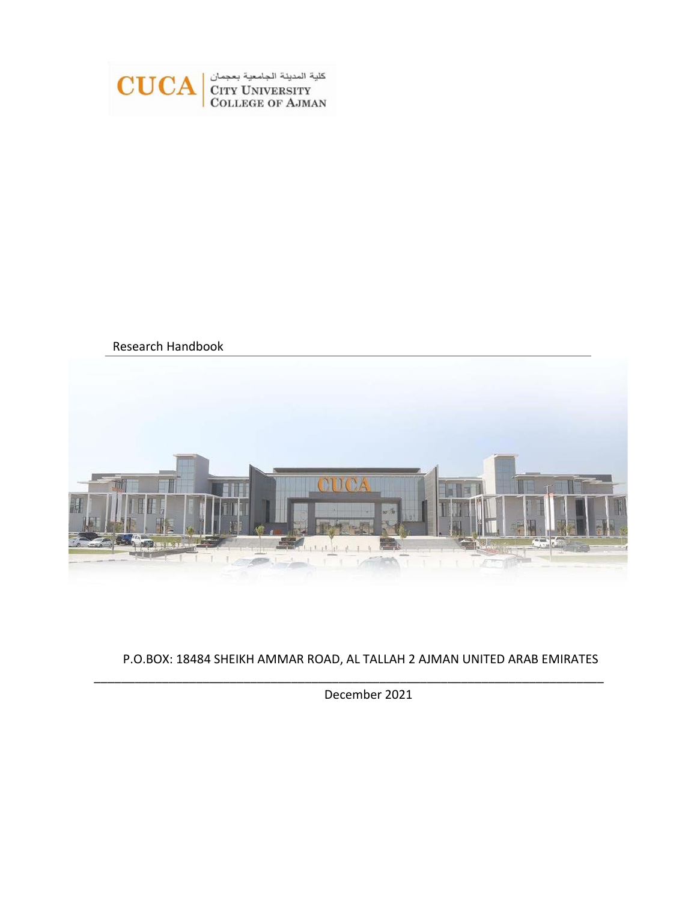CUCA | كلية المدينة الجامعية بعجمان CITY UNIVERSITY COLLEGE OF AJMAN

Research Handbook

P.O.BOX: 18484 SHEIKH AMMAR ROAD, AL TALLAH 2 AJMAN UNITED ARAB EMIRATES

December 2021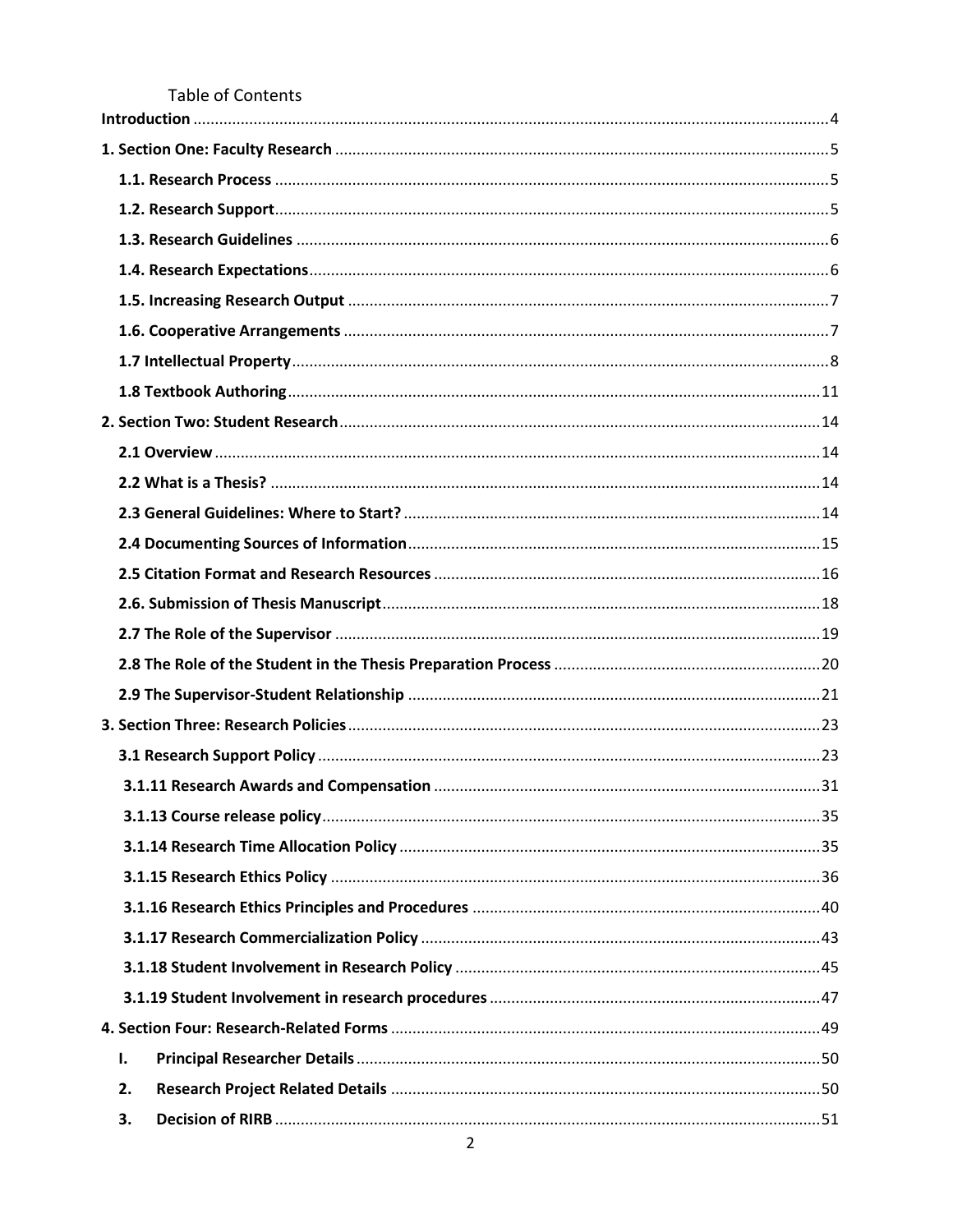# Table of Contents

**Introduction** .... 4

**1. Section One: Faculty Research** .... 5

- **1.1. Research Process** .... 5
- **1.2. Research Support** .... 5
- **1.3. Research Guidelines** .... 6
- **1.4. Research Expectations** .... 6
- **1.5. Increasing Research Output** .... 7
- **1.6. Cooperative Arrangements** .... 7
- **1.7 Intellectual Property** .... 8
- **1.8 Textbook Authoring** .... 11

**2. Section Two: Student Research** .... 14

- **2.1 Overview** .... 14
- **2.2 What is a Thesis?** .... 14
- **2.3 General Guidelines: Where to Start?** .... 14
- **2.4 Documenting Sources of Information** .... 15
- **2.5 Citation Format and Research Resources** .... 16
- **2.6. Submission of Thesis Manuscript** .... 18
- **2.7 The Role of the Supervisor** .... 19
- **2.8 The Role of the Student in the Thesis Preparation Process** .... 20
- **2.9 The Supervisor-Student Relationship** .... 21

**3. Section Three: Research Policies** .... 23

- **3.1 Research Support Policy** .... 23
  - **3.1.11 Research Awards and Compensation** .... 31
  - **3.1.13 Course release policy** .... 35
  - **3.1.14 Research Time Allocation Policy** .... 35
  - **3.1.15 Research Ethics Policy** .... 36
  - **3.1.16 Research Ethics Principles and Procedures** .... 40
  - **3.1.17 Research Commercialization Policy** .... 43
  - **3.1.18 Student Involvement in Research Policy** .... 45
  - **3.1.19 Student Involvement in research procedures** .... 47

**4. Section Four: Research-Related Forms** .... 49

- **I. Principal Researcher Details** .... 50
- **2. Research Project Related Details** .... 50
- **3. Decision of RIRB** .... 51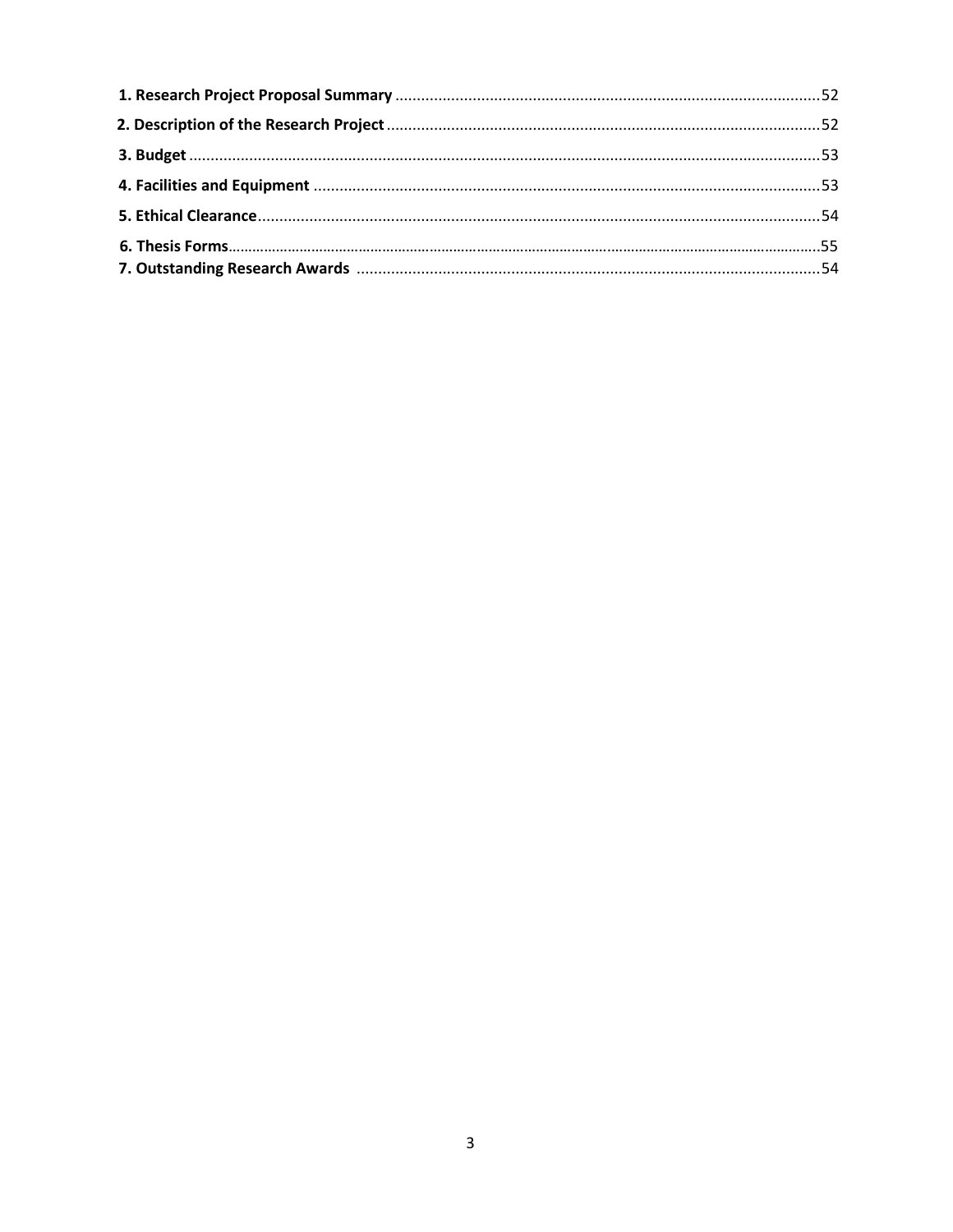**1. Research Project Proposal Summary** .................................................................................................. 52

**2. Description of the Research Project** .................................................................................................. 52

**3. Budget** .................................................................................................................................................. 53

**4. Facilities and Equipment** ..................................................................................................................... 53

**5. Ethical Clearance** .................................................................................................................................. 54

**6. Thesis Forms** ......................................................................................................................................... 55

**7. Outstanding Research Awards** ........................................................................................................... 54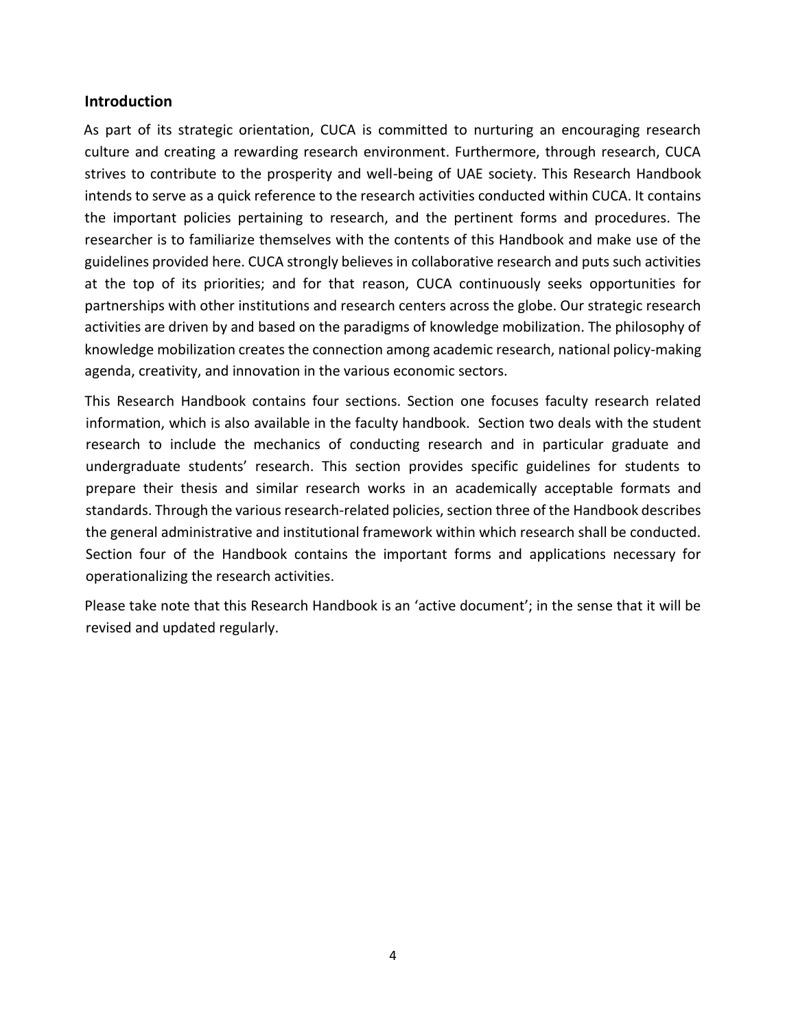## Introduction

As part of its strategic orientation, CUCA is committed to nurturing an encouraging research culture and creating a rewarding research environment. Furthermore, through research, CUCA strives to contribute to the prosperity and well-being of UAE society. This Research Handbook intends to serve as a quick reference to the research activities conducted within CUCA. It contains the important policies pertaining to research, and the pertinent forms and procedures. The researcher is to familiarize themselves with the contents of this Handbook and make use of the guidelines provided here. CUCA strongly believes in collaborative research and puts such activities at the top of its priorities; and for that reason, CUCA continuously seeks opportunities for partnerships with other institutions and research centers across the globe. Our strategic research activities are driven by and based on the paradigms of knowledge mobilization. The philosophy of knowledge mobilization creates the connection among academic research, national policy-making agenda, creativity, and innovation in the various economic sectors.

This Research Handbook contains four sections. Section one focuses faculty research related information, which is also available in the faculty handbook. Section two deals with the student research to include the mechanics of conducting research and in particular graduate and undergraduate students' research. This section provides specific guidelines for students to prepare their thesis and similar research works in an academically acceptable formats and standards. Through the various research-related policies, section three of the Handbook describes the general administrative and institutional framework within which research shall be conducted. Section four of the Handbook contains the important forms and applications necessary for operationalizing the research activities.

Please take note that this Research Handbook is an 'active document'; in the sense that it will be revised and updated regularly.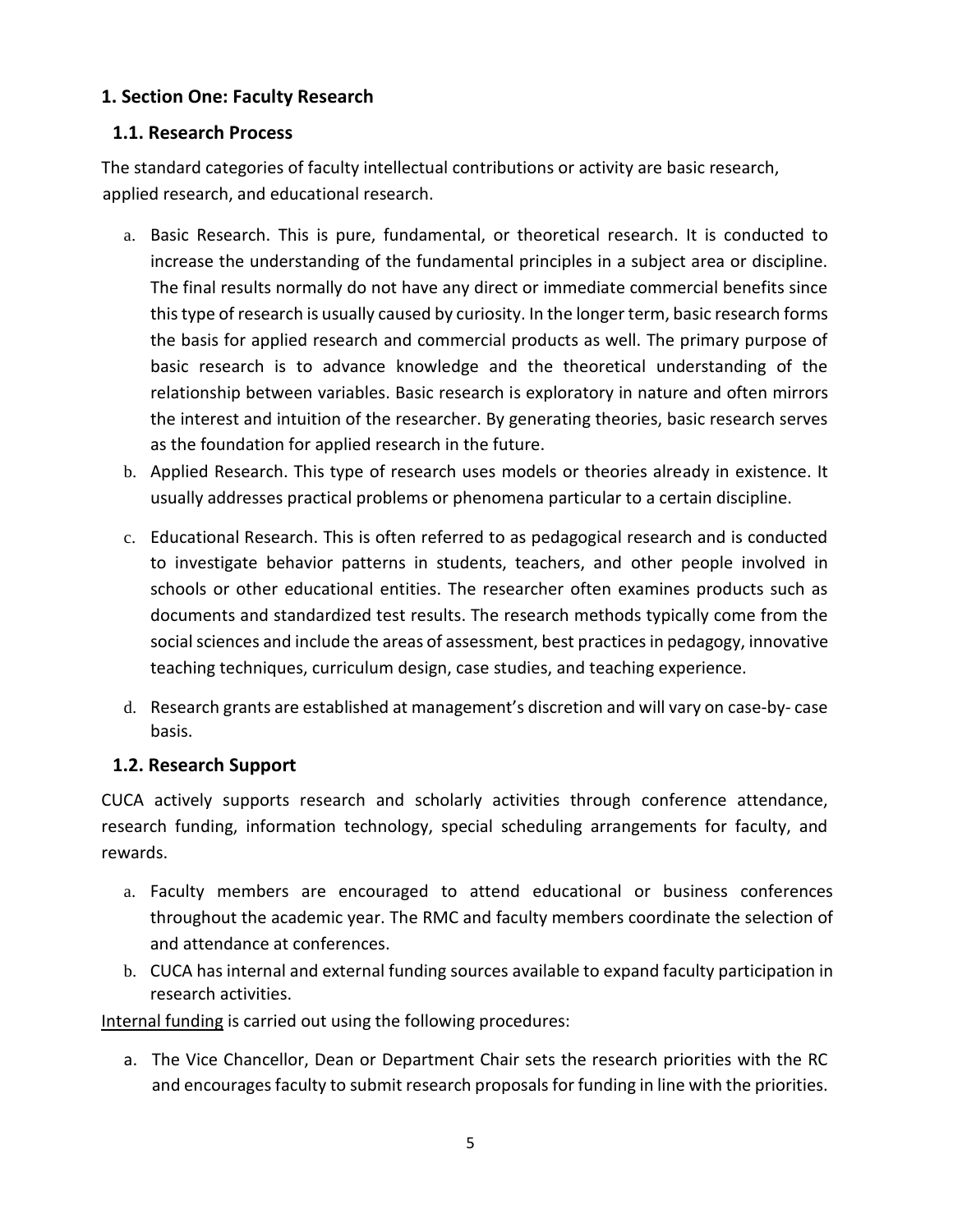## 1. Section One: Faculty Research

### 1.1. Research Process

The standard categories of faculty intellectual contributions or activity are basic research, applied research, and educational research.

a. Basic Research. This is pure, fundamental, or theoretical research. It is conducted to increase the understanding of the fundamental principles in a subject area or discipline. The final results normally do not have any direct or immediate commercial benefits since this type of research is usually caused by curiosity. In the longer term, basic research forms the basis for applied research and commercial products as well. The primary purpose of basic research is to advance knowledge and the theoretical understanding of the relationship between variables. Basic research is exploratory in nature and often mirrors the interest and intuition of the researcher. By generating theories, basic research serves as the foundation for applied research in the future.
b. Applied Research. This type of research uses models or theories already in existence. It usually addresses practical problems or phenomena particular to a certain discipline.
c. Educational Research. This is often referred to as pedagogical research and is conducted to investigate behavior patterns in students, teachers, and other people involved in schools or other educational entities. The researcher often examines products such as documents and standardized test results. The research methods typically come from the social sciences and include the areas of assessment, best practices in pedagogy, innovative teaching techniques, curriculum design, case studies, and teaching experience.
d. Research grants are established at management's discretion and will vary on case-by- case basis.

### 1.2. Research Support

CUCA actively supports research and scholarly activities through conference attendance, research funding, information technology, special scheduling arrangements for faculty, and rewards.

a. Faculty members are encouraged to attend educational or business conferences throughout the academic year. The RMC and faculty members coordinate the selection of and attendance at conferences.
b. CUCA has internal and external funding sources available to expand faculty participation in research activities.

<u>Internal funding</u> is carried out using the following procedures:

a. The Vice Chancellor, Dean or Department Chair sets the research priorities with the RC and encourages faculty to submit research proposals for funding in line with the priorities.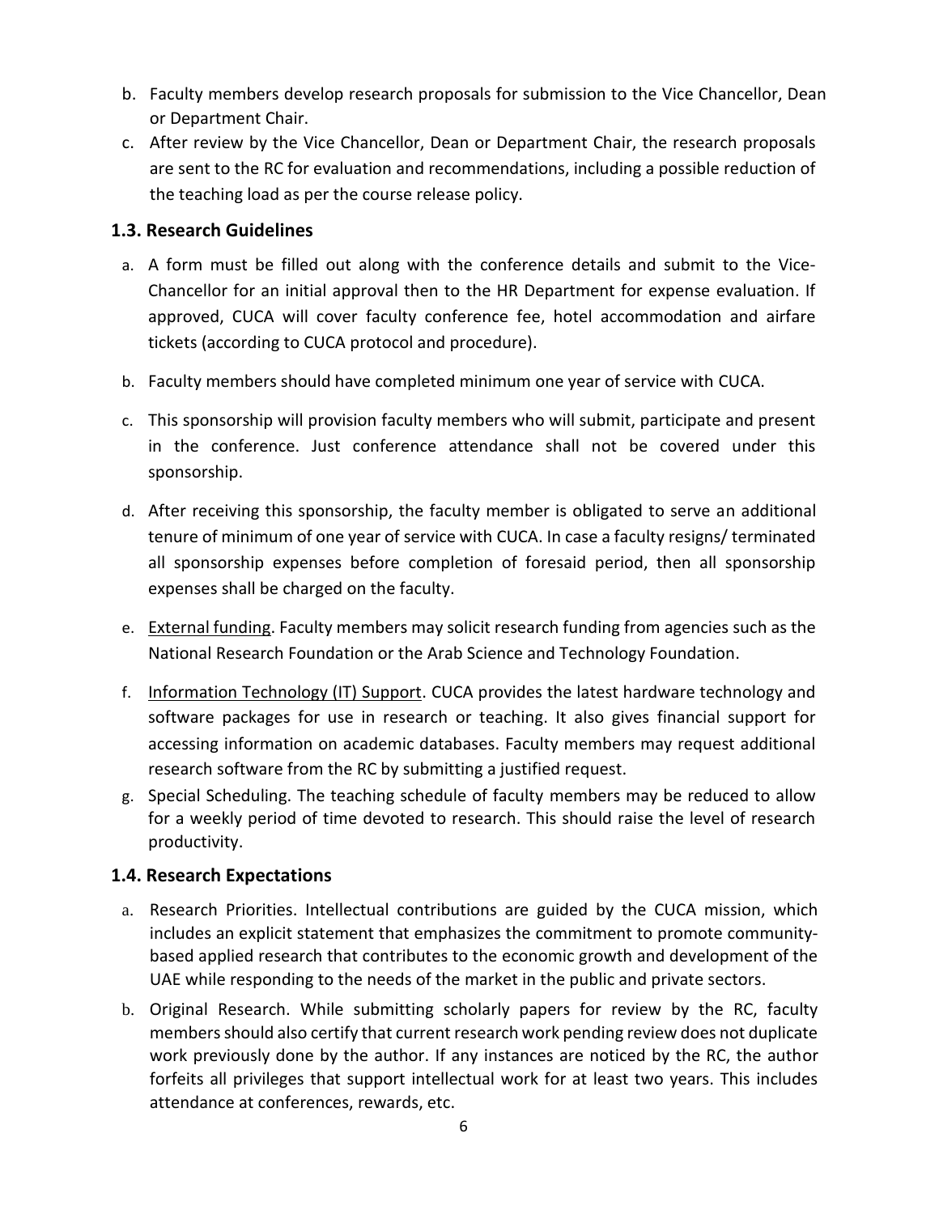b. Faculty members develop research proposals for submission to the Vice Chancellor, Dean or Department Chair.
c. After review by the Vice Chancellor, Dean or Department Chair, the research proposals are sent to the RC for evaluation and recommendations, including a possible reduction of the teaching load as per the course release policy.

### 1.3. Research Guidelines

a. A form must be filled out along with the conference details and submit to the Vice-Chancellor for an initial approval then to the HR Department for expense evaluation. If approved, CUCA will cover faculty conference fee, hotel accommodation and airfare tickets (according to CUCA protocol and procedure).
b. Faculty members should have completed minimum one year of service with CUCA.
c. This sponsorship will provision faculty members who will submit, participate and present in the conference. Just conference attendance shall not be covered under this sponsorship.
d. After receiving this sponsorship, the faculty member is obligated to serve an additional tenure of minimum of one year of service with CUCA. In case a faculty resigns/ terminated all sponsorship expenses before completion of foresaid period, then all sponsorship expenses shall be charged on the faculty.
e. External funding. Faculty members may solicit research funding from agencies such as the National Research Foundation or the Arab Science and Technology Foundation.
f. Information Technology (IT) Support. CUCA provides the latest hardware technology and software packages for use in research or teaching. It also gives financial support for accessing information on academic databases. Faculty members may request additional research software from the RC by submitting a justified request.
g. Special Scheduling. The teaching schedule of faculty members may be reduced to allow for a weekly period of time devoted to research. This should raise the level of research productivity.

### 1.4. Research Expectations

a. Research Priorities. Intellectual contributions are guided by the CUCA mission, which includes an explicit statement that emphasizes the commitment to promote community-based applied research that contributes to the economic growth and development of the UAE while responding to the needs of the market in the public and private sectors.
b. Original Research. While submitting scholarly papers for review by the RC, faculty members should also certify that current research work pending review does not duplicate work previously done by the author. If any instances are noticed by the RC, the author forfeits all privileges that support intellectual work for at least two years. This includes attendance at conferences, rewards, etc.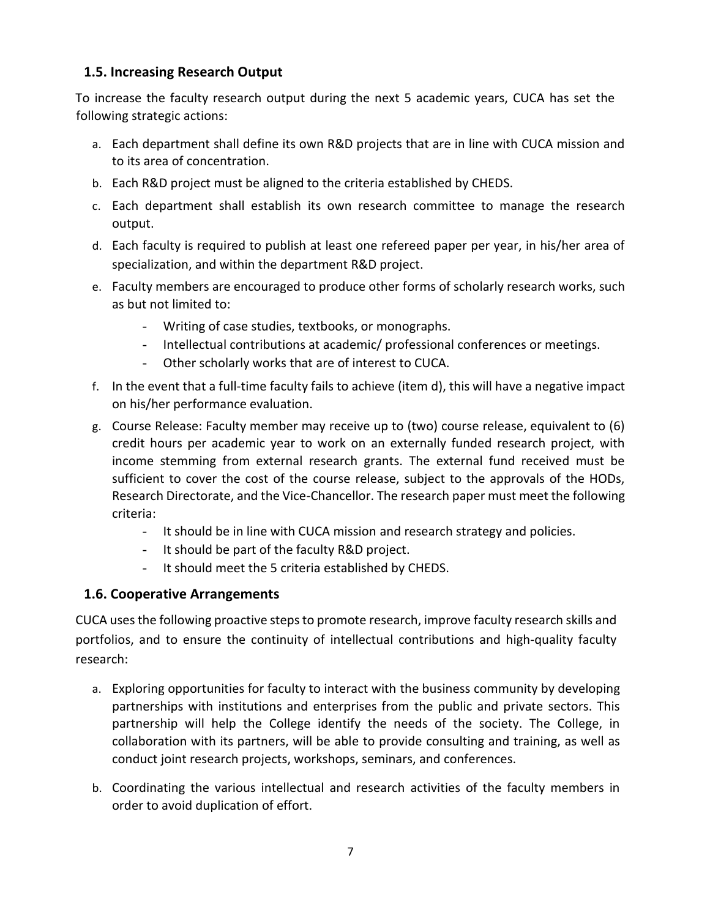### 1.5. Increasing Research Output

To increase the faculty research output during the next 5 academic years, CUCA has set the following strategic actions:

a. Each department shall define its own R&D projects that are in line with CUCA mission and to its area of concentration.
b. Each R&D project must be aligned to the criteria established by CHEDS.
c. Each department shall establish its own research committee to manage the research output.
d. Each faculty is required to publish at least one refereed paper per year, in his/her area of specialization, and within the department R&D project.
e. Faculty members are encouraged to produce other forms of scholarly research works, such as but not limited to:
    - Writing of case studies, textbooks, or monographs.
    - Intellectual contributions at academic/ professional conferences or meetings.
    - Other scholarly works that are of interest to CUCA.
f. In the event that a full-time faculty fails to achieve (item d), this will have a negative impact on his/her performance evaluation.
g. Course Release: Faculty member may receive up to (two) course release, equivalent to (6) credit hours per academic year to work on an externally funded research project, with income stemming from external research grants. The external fund received must be sufficient to cover the cost of the course release, subject to the approvals of the HODs, Research Directorate, and the Vice-Chancellor. The research paper must meet the following criteria:
    - It should be in line with CUCA mission and research strategy and policies.
    - It should be part of the faculty R&D project.
    - It should meet the 5 criteria established by CHEDS.

### 1.6. Cooperative Arrangements

CUCA uses the following proactive steps to promote research, improve faculty research skills and portfolios, and to ensure the continuity of intellectual contributions and high-quality faculty research:

a. Exploring opportunities for faculty to interact with the business community by developing partnerships with institutions and enterprises from the public and private sectors. This partnership will help the College identify the needs of the society. The College, in collaboration with its partners, will be able to provide consulting and training, as well as conduct joint research projects, workshops, seminars, and conferences.

b. Coordinating the various intellectual and research activities of the faculty members in order to avoid duplication of effort.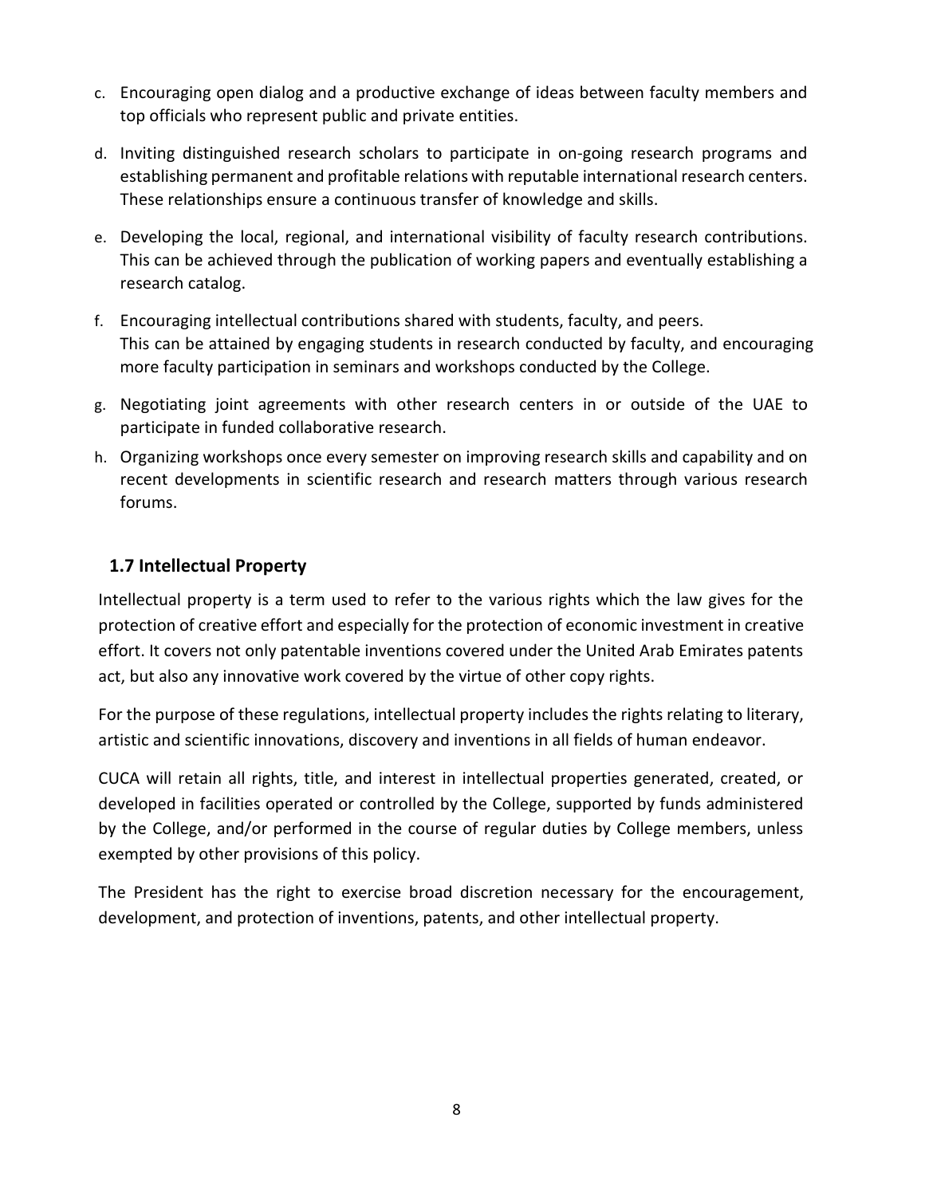c. Encouraging open dialog and a productive exchange of ideas between faculty members and top officials who represent public and private entities.

d. Inviting distinguished research scholars to participate in on-going research programs and establishing permanent and profitable relations with reputable international research centers. These relationships ensure a continuous transfer of knowledge and skills.

e. Developing the local, regional, and international visibility of faculty research contributions. This can be achieved through the publication of working papers and eventually establishing a research catalog.

f. Encouraging intellectual contributions shared with students, faculty, and peers. This can be attained by engaging students in research conducted by faculty, and encouraging more faculty participation in seminars and workshops conducted by the College.

g. Negotiating joint agreements with other research centers in or outside of the UAE to participate in funded collaborative research.

h. Organizing workshops once every semester on improving research skills and capability and on recent developments in scientific research and research matters through various research forums.

## 1.7 Intellectual Property

Intellectual property is a term used to refer to the various rights which the law gives for the protection of creative effort and especially for the protection of economic investment in creative effort. It covers not only patentable inventions covered under the United Arab Emirates patents act, but also any innovative work covered by the virtue of other copy rights.

For the purpose of these regulations, intellectual property includes the rights relating to literary, artistic and scientific innovations, discovery and inventions in all fields of human endeavor.

CUCA will retain all rights, title, and interest in intellectual properties generated, created, or developed in facilities operated or controlled by the College, supported by funds administered by the College, and/or performed in the course of regular duties by College members, unless exempted by other provisions of this policy.

The President has the right to exercise broad discretion necessary for the encouragement, development, and protection of inventions, patents, and other intellectual property.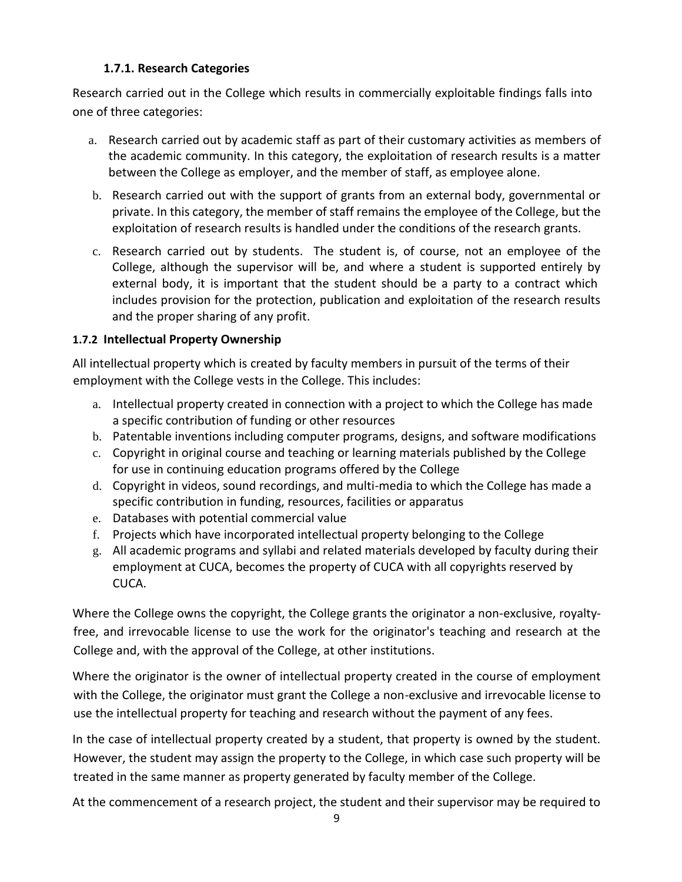### 1.7.1. Research Categories

Research carried out in the College which results in commercially exploitable findings falls into one of three categories:

a. Research carried out by academic staff as part of their customary activities as members of the academic community. In this category, the exploitation of research results is a matter between the College as employer, and the member of staff, as employee alone.

b. Research carried out with the support of grants from an external body, governmental or private. In this category, the member of staff remains the employee of the College, but the exploitation of research results is handled under the conditions of the research grants.

c. Research carried out by students. The student is, of course, not an employee of the College, although the supervisor will be, and where a student is supported entirely by external body, it is important that the student should be a party to a contract which includes provision for the protection, publication and exploitation of the research results and the proper sharing of any profit.

### 1.7.2 Intellectual Property Ownership

All intellectual property which is created by faculty members in pursuit of the terms of their employment with the College vests in the College. This includes:

a. Intellectual property created in connection with a project to which the College has made a specific contribution of funding or other resources
b. Patentable inventions including computer programs, designs, and software modifications
c. Copyright in original course and teaching or learning materials published by the College for use in continuing education programs offered by the College
d. Copyright in videos, sound recordings, and multi-media to which the College has made a specific contribution in funding, resources, facilities or apparatus
e. Databases with potential commercial value
f. Projects which have incorporated intellectual property belonging to the College
g. All academic programs and syllabi and related materials developed by faculty during their employment at CUCA, becomes the property of CUCA with all copyrights reserved by CUCA.

Where the College owns the copyright, the College grants the originator a non-exclusive, royalty-free, and irrevocable license to use the work for the originator's teaching and research at the College and, with the approval of the College, at other institutions.

Where the originator is the owner of intellectual property created in the course of employment with the College, the originator must grant the College a non-exclusive and irrevocable license to use the intellectual property for teaching and research without the payment of any fees.

In the case of intellectual property created by a student, that property is owned by the student. However, the student may assign the property to the College, in which case such property will be treated in the same manner as property generated by faculty member of the College.

At the commencement of a research project, the student and their supervisor may be required to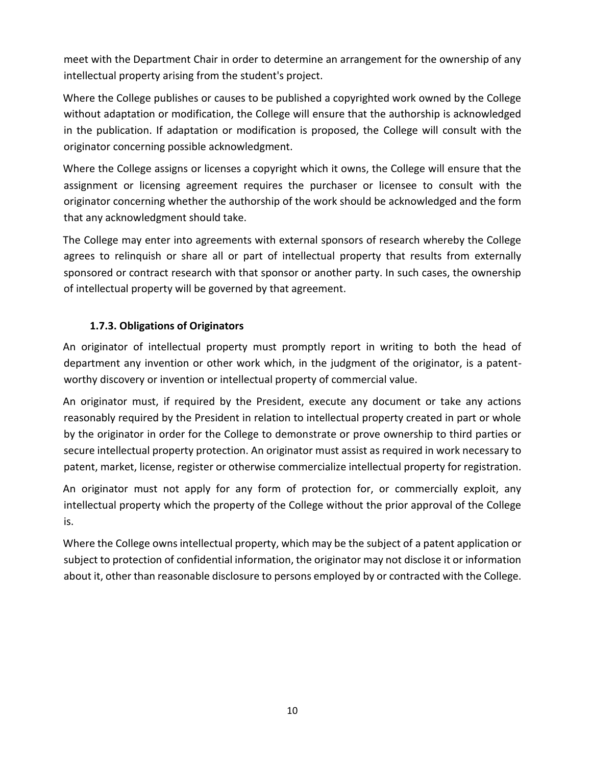meet with the Department Chair in order to determine an arrangement for the ownership of any intellectual property arising from the student's project.

Where the College publishes or causes to be published a copyrighted work owned by the College without adaptation or modification, the College will ensure that the authorship is acknowledged in the publication. If adaptation or modification is proposed, the College will consult with the originator concerning possible acknowledgment.

Where the College assigns or licenses a copyright which it owns, the College will ensure that the assignment or licensing agreement requires the purchaser or licensee to consult with the originator concerning whether the authorship of the work should be acknowledged and the form that any acknowledgment should take.

The College may enter into agreements with external sponsors of research whereby the College agrees to relinquish or share all or part of intellectual property that results from externally sponsored or contract research with that sponsor or another party. In such cases, the ownership of intellectual property will be governed by that agreement.

### 1.7.3. Obligations of Originators

An originator of intellectual property must promptly report in writing to both the head of department any invention or other work which, in the judgment of the originator, is a patent-worthy discovery or invention or intellectual property of commercial value.

An originator must, if required by the President, execute any document or take any actions reasonably required by the President in relation to intellectual property created in part or whole by the originator in order for the College to demonstrate or prove ownership to third parties or secure intellectual property protection. An originator must assist as required in work necessary to patent, market, license, register or otherwise commercialize intellectual property for registration.

An originator must not apply for any form of protection for, or commercially exploit, any intellectual property which the property of the College without the prior approval of the College is.

Where the College owns intellectual property, which may be the subject of a patent application or subject to protection of confidential information, the originator may not disclose it or information about it, other than reasonable disclosure to persons employed by or contracted with the College.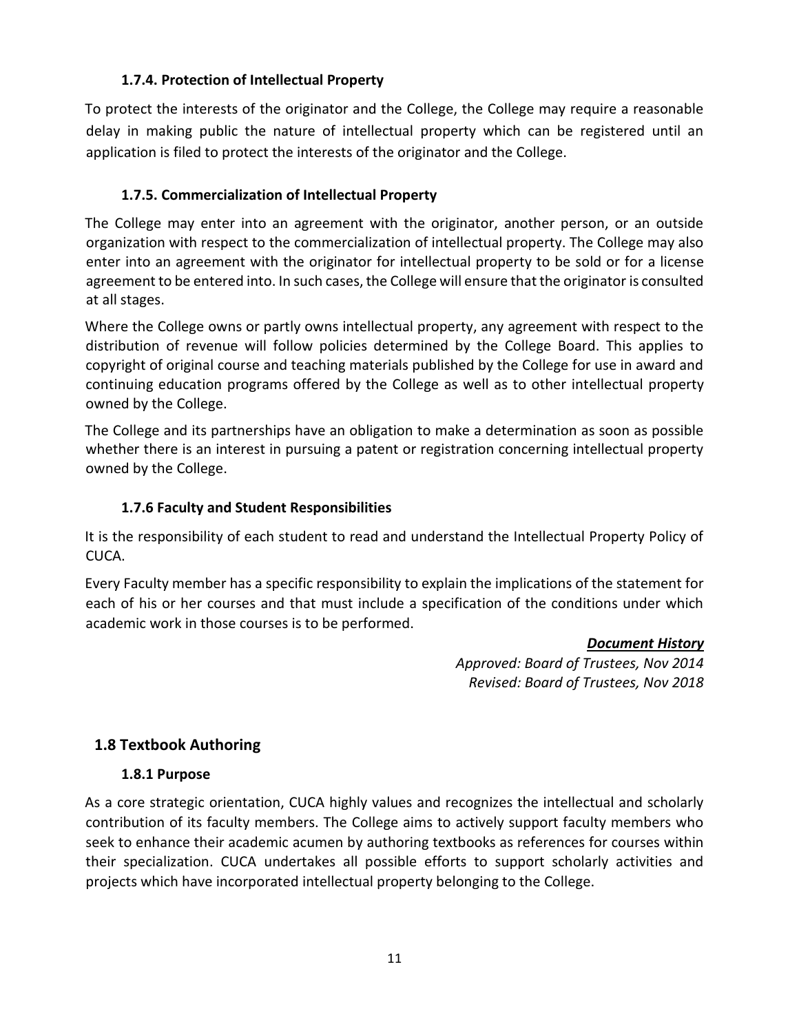#### 1.7.4. Protection of Intellectual Property

To protect the interests of the originator and the College, the College may require a reasonable delay in making public the nature of intellectual property which can be registered until an application is filed to protect the interests of the originator and the College.

#### 1.7.5. Commercialization of Intellectual Property

The College may enter into an agreement with the originator, another person, or an outside organization with respect to the commercialization of intellectual property. The College may also enter into an agreement with the originator for intellectual property to be sold or for a license agreement to be entered into. In such cases, the College will ensure that the originator is consulted at all stages.

Where the College owns or partly owns intellectual property, any agreement with respect to the distribution of revenue will follow policies determined by the College Board. This applies to copyright of original course and teaching materials published by the College for use in award and continuing education programs offered by the College as well as to other intellectual property owned by the College.

The College and its partnerships have an obligation to make a determination as soon as possible whether there is an interest in pursuing a patent or registration concerning intellectual property owned by the College.

#### 1.7.6 Faculty and Student Responsibilities

It is the responsibility of each student to read and understand the Intellectual Property Policy of CUCA.

Every Faculty member has a specific responsibility to explain the implications of the statement for each of his or her courses and that must include a specification of the conditions under which academic work in those courses is to be performed.

***Document History***
*Approved: Board of Trustees, Nov 2014*
*Revised: Board of Trustees, Nov 2018*

### 1.8 Textbook Authoring

#### 1.8.1 Purpose

As a core strategic orientation, CUCA highly values and recognizes the intellectual and scholarly contribution of its faculty members. The College aims to actively support faculty members who seek to enhance their academic acumen by authoring textbooks as references for courses within their specialization. CUCA undertakes all possible efforts to support scholarly activities and projects which have incorporated intellectual property belonging to the College.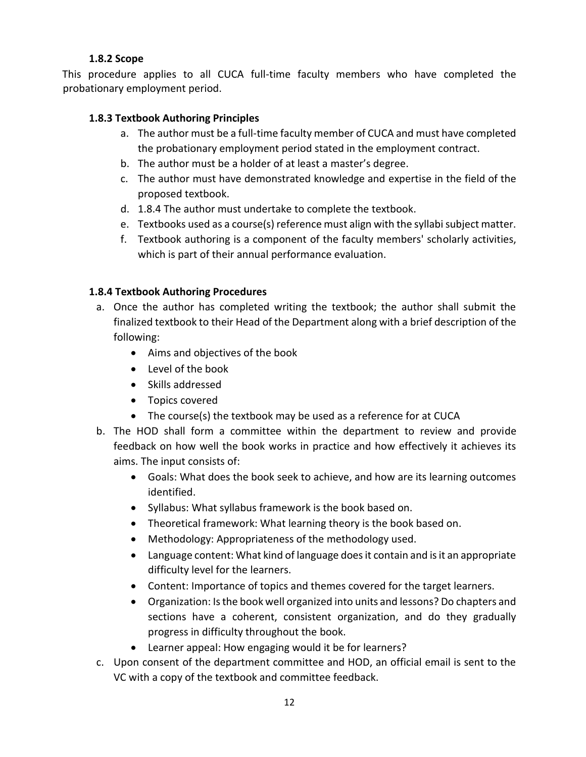### 1.8.2 Scope

This procedure applies to all CUCA full-time faculty members who have completed the probationary employment period.

### 1.8.3 Textbook Authoring Principles

a. The author must be a full-time faculty member of CUCA and must have completed the probationary employment period stated in the employment contract.
b. The author must be a holder of at least a master's degree.
c. The author must have demonstrated knowledge and expertise in the field of the proposed textbook.
d. 1.8.4 The author must undertake to complete the textbook.
e. Textbooks used as a course(s) reference must align with the syllabi subject matter.
f. Textbook authoring is a component of the faculty members' scholarly activities, which is part of their annual performance evaluation.

### 1.8.4 Textbook Authoring Procedures

a. Once the author has completed writing the textbook; the author shall submit the finalized textbook to their Head of the Department along with a brief description of the following:
   - Aims and objectives of the book
   - Level of the book
   - Skills addressed
   - Topics covered
   - The course(s) the textbook may be used as a reference for at CUCA
b. The HOD shall form a committee within the department to review and provide feedback on how well the book works in practice and how effectively it achieves its aims. The input consists of:
   - Goals: What does the book seek to achieve, and how are its learning outcomes identified.
   - Syllabus: What syllabus framework is the book based on.
   - Theoretical framework: What learning theory is the book based on.
   - Methodology: Appropriateness of the methodology used.
   - Language content: What kind of language does it contain and is it an appropriate difficulty level for the learners.
   - Content: Importance of topics and themes covered for the target learners.
   - Organization: Is the book well organized into units and lessons? Do chapters and sections have a coherent, consistent organization, and do they gradually progress in difficulty throughout the book.
   - Learner appeal: How engaging would it be for learners?
c. Upon consent of the department committee and HOD, an official email is sent to the VC with a copy of the textbook and committee feedback.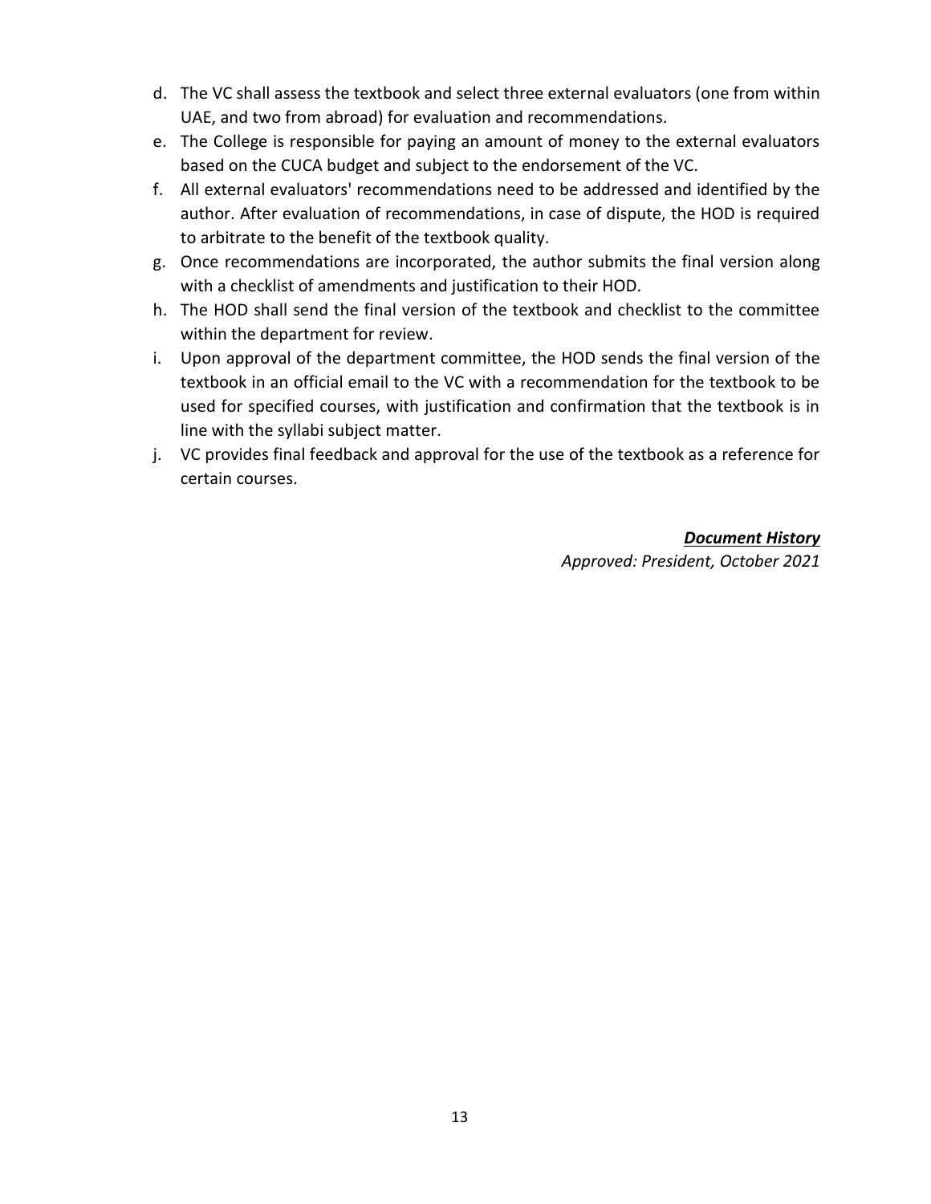d. The VC shall assess the textbook and select three external evaluators (one from within UAE, and two from abroad) for evaluation and recommendations.
e. The College is responsible for paying an amount of money to the external evaluators based on the CUCA budget and subject to the endorsement of the VC.
f. All external evaluators' recommendations need to be addressed and identified by the author. After evaluation of recommendations, in case of dispute, the HOD is required to arbitrate to the benefit of the textbook quality.
g. Once recommendations are incorporated, the author submits the final version along with a checklist of amendments and justification to their HOD.
h. The HOD shall send the final version of the textbook and checklist to the committee within the department for review.
i. Upon approval of the department committee, the HOD sends the final version of the textbook in an official email to the VC with a recommendation for the textbook to be used for specified courses, with justification and confirmation that the textbook is in line with the syllabi subject matter.
j. VC provides final feedback and approval for the use of the textbook as a reference for certain courses.

***Document History***

*Approved: President, October 2021*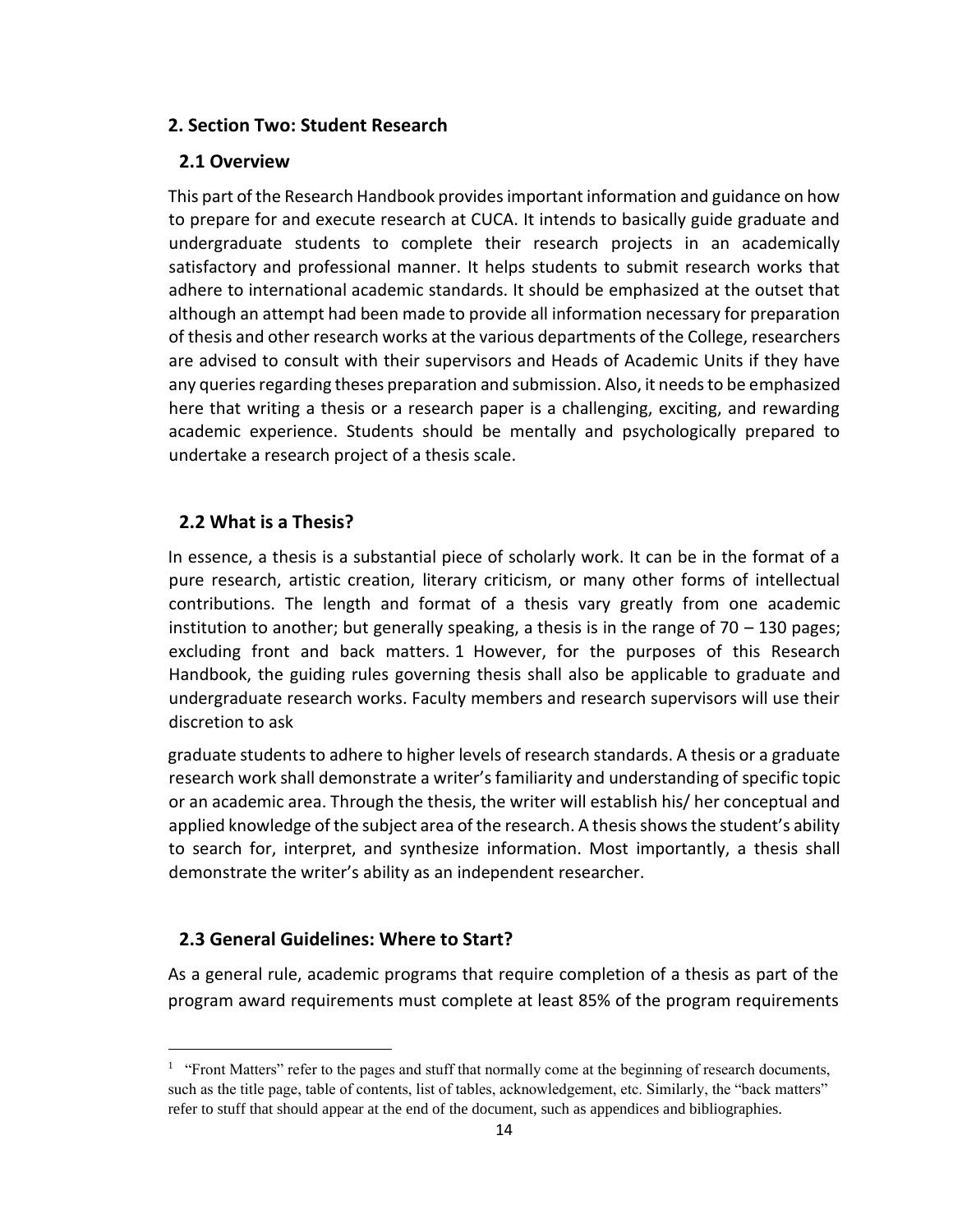## 2. Section Two: Student Research

### 2.1 Overview

This part of the Research Handbook provides important information and guidance on how to prepare for and execute research at CUCA. It intends to basically guide graduate and undergraduate students to complete their research projects in an academically satisfactory and professional manner. It helps students to submit research works that adhere to international academic standards. It should be emphasized at the outset that although an attempt had been made to provide all information necessary for preparation of thesis and other research works at the various departments of the College, researchers are advised to consult with their supervisors and Heads of Academic Units if they have any queries regarding theses preparation and submission. Also, it needs to be emphasized here that writing a thesis or a research paper is a challenging, exciting, and rewarding academic experience. Students should be mentally and psychologically prepared to undertake a research project of a thesis scale.

### 2.2 What is a Thesis?

In essence, a thesis is a substantial piece of scholarly work. It can be in the format of a pure research, artistic creation, literary criticism, or many other forms of intellectual contributions. The length and format of a thesis vary greatly from one academic institution to another; but generally speaking, a thesis is in the range of 70 – 130 pages; excluding front and back matters. [1] However, for the purposes of this Research Handbook, the guiding rules governing thesis shall also be applicable to graduate and undergraduate research works. Faculty members and research supervisors will use their discretion to ask

graduate students to adhere to higher levels of research standards. A thesis or a graduate research work shall demonstrate a writer's familiarity and understanding of specific topic or an academic area. Through the thesis, the writer will establish his/ her conceptual and applied knowledge of the subject area of the research. A thesis shows the student's ability to search for, interpret, and synthesize information. Most importantly, a thesis shall demonstrate the writer's ability as an independent researcher.

### 2.3 General Guidelines: Where to Start?

As a general rule, academic programs that require completion of a thesis as part of the program award requirements must complete at least 85% of the program requirements

---

[1] "Front Matters" refer to the pages and stuff that normally come at the beginning of research documents, such as the title page, table of contents, list of tables, acknowledgement, etc. Similarly, the "back matters" refer to stuff that should appear at the end of the document, such as appendices and bibliographies.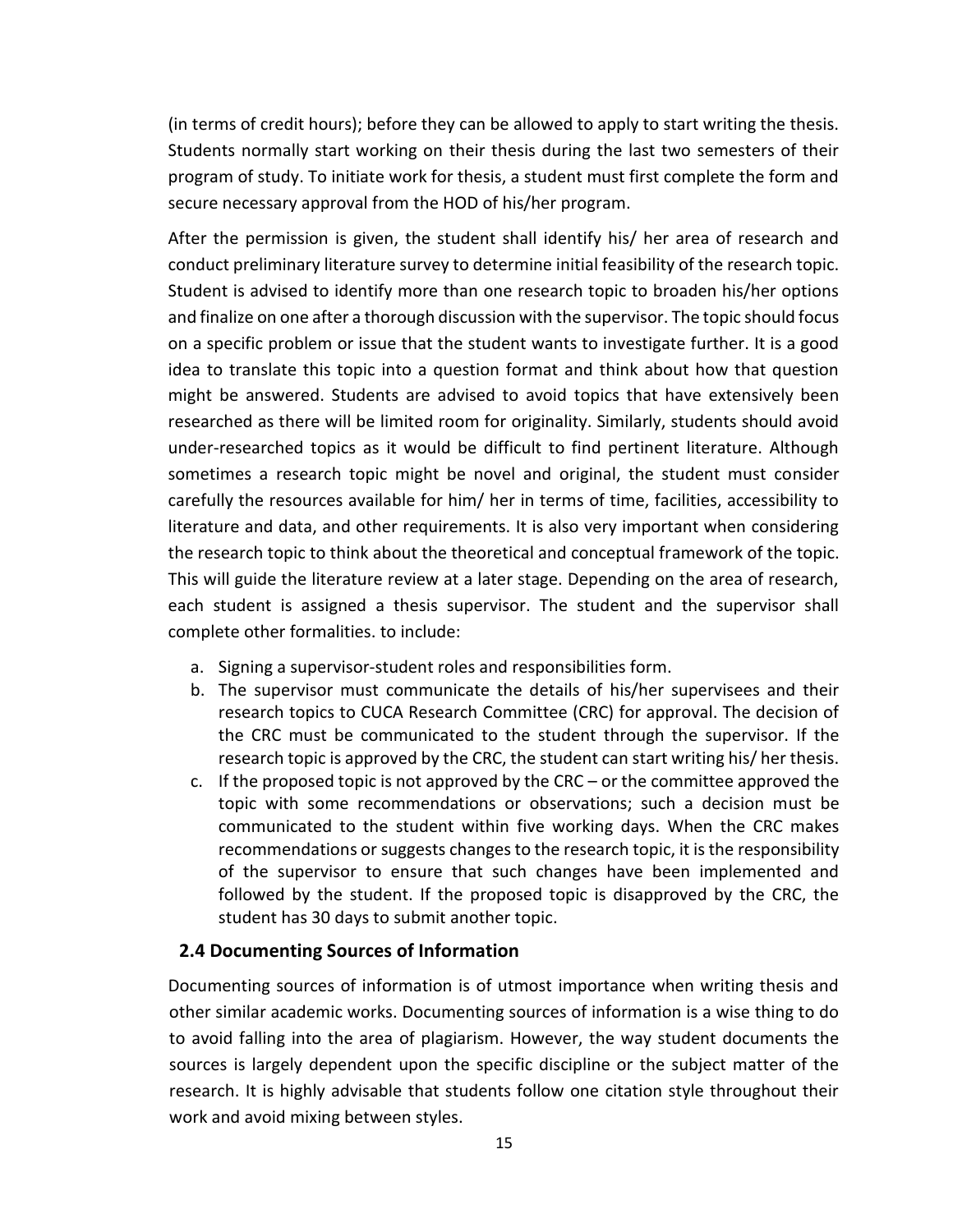(in terms of credit hours); before they can be allowed to apply to start writing the thesis. Students normally start working on their thesis during the last two semesters of their program of study. To initiate work for thesis, a student must first complete the form and secure necessary approval from the HOD of his/her program.

After the permission is given, the student shall identify his/ her area of research and conduct preliminary literature survey to determine initial feasibility of the research topic. Student is advised to identify more than one research topic to broaden his/her options and finalize on one after a thorough discussion with the supervisor. The topic should focus on a specific problem or issue that the student wants to investigate further. It is a good idea to translate this topic into a question format and think about how that question might be answered. Students are advised to avoid topics that have extensively been researched as there will be limited room for originality. Similarly, students should avoid under-researched topics as it would be difficult to find pertinent literature. Although sometimes a research topic might be novel and original, the student must consider carefully the resources available for him/ her in terms of time, facilities, accessibility to literature and data, and other requirements. It is also very important when considering the research topic to think about the theoretical and conceptual framework of the topic. This will guide the literature review at a later stage. Depending on the area of research, each student is assigned a thesis supervisor. The student and the supervisor shall complete other formalities. to include:

a. Signing a supervisor-student roles and responsibilities form.
b. The supervisor must communicate the details of his/her supervisees and their research topics to CUCA Research Committee (CRC) for approval. The decision of the CRC must be communicated to the student through the supervisor. If the research topic is approved by the CRC, the student can start writing his/ her thesis.
c. If the proposed topic is not approved by the CRC – or the committee approved the topic with some recommendations or observations; such a decision must be communicated to the student within five working days. When the CRC makes recommendations or suggests changes to the research topic, it is the responsibility of the supervisor to ensure that such changes have been implemented and followed by the student. If the proposed topic is disapproved by the CRC, the student has 30 days to submit another topic.

### 2.4 Documenting Sources of Information

Documenting sources of information is of utmost importance when writing thesis and other similar academic works. Documenting sources of information is a wise thing to do to avoid falling into the area of plagiarism. However, the way student documents the sources is largely dependent upon the specific discipline or the subject matter of the research. It is highly advisable that students follow one citation style throughout their work and avoid mixing between styles.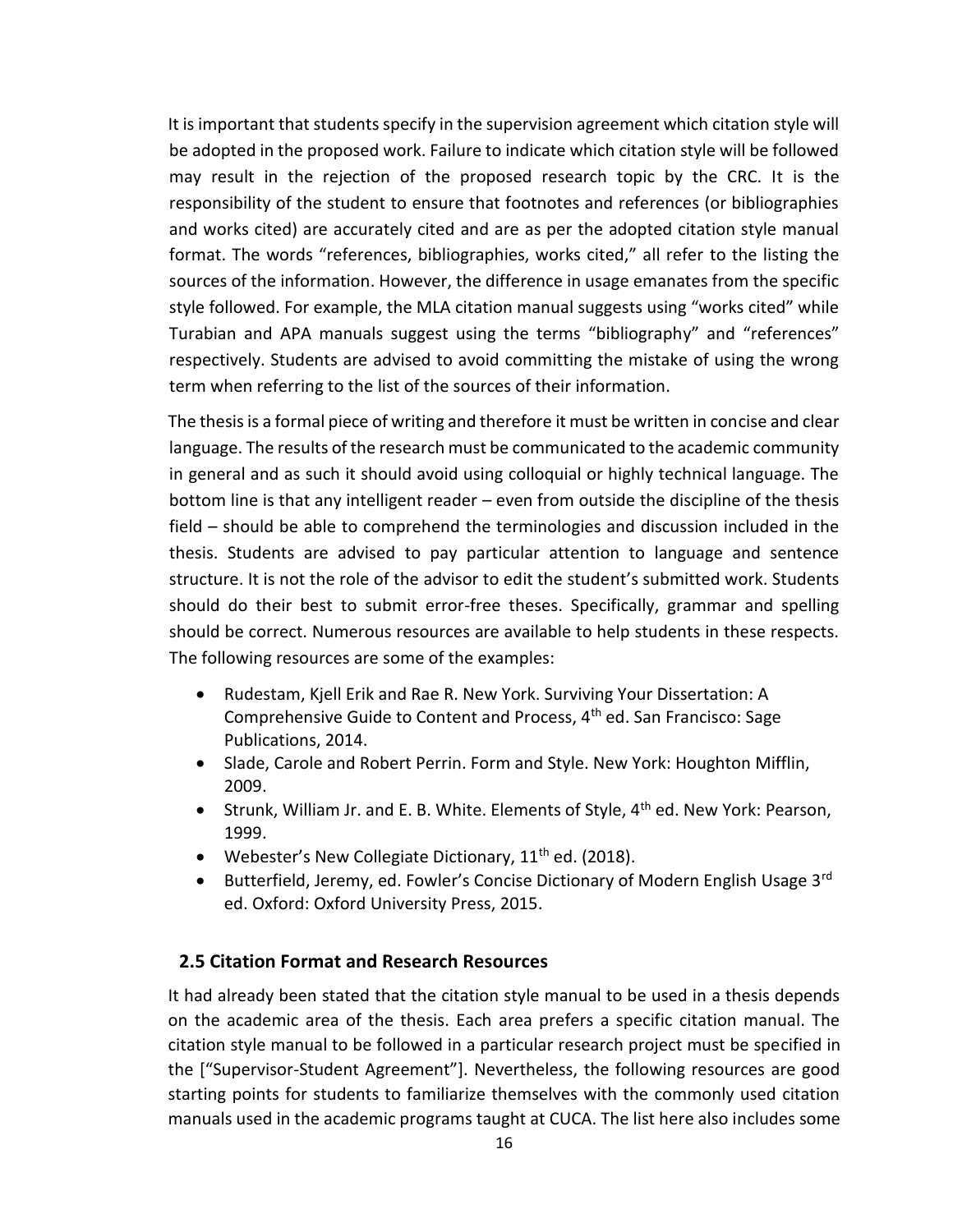It is important that students specify in the supervision agreement which citation style will be adopted in the proposed work. Failure to indicate which citation style will be followed may result in the rejection of the proposed research topic by the CRC. It is the responsibility of the student to ensure that footnotes and references (or bibliographies and works cited) are accurately cited and are as per the adopted citation style manual format. The words "references, bibliographies, works cited," all refer to the listing the sources of the information. However, the difference in usage emanates from the specific style followed. For example, the MLA citation manual suggests using "works cited" while Turabian and APA manuals suggest using the terms "bibliography" and "references" respectively. Students are advised to avoid committing the mistake of using the wrong term when referring to the list of the sources of their information.

The thesis is a formal piece of writing and therefore it must be written in concise and clear language. The results of the research must be communicated to the academic community in general and as such it should avoid using colloquial or highly technical language. The bottom line is that any intelligent reader – even from outside the discipline of the thesis field – should be able to comprehend the terminologies and discussion included in the thesis. Students are advised to pay particular attention to language and sentence structure. It is not the role of the advisor to edit the student's submitted work. Students should do their best to submit error-free theses. Specifically, grammar and spelling should be correct. Numerous resources are available to help students in these respects. The following resources are some of the examples:

- Rudestam, Kjell Erik and Rae R. New York. Surviving Your Dissertation: A Comprehensive Guide to Content and Process, 4th ed. San Francisco: Sage Publications, 2014.
- Slade, Carole and Robert Perrin. Form and Style. New York: Houghton Mifflin, 2009.
- Strunk, William Jr. and E. B. White. Elements of Style, 4th ed. New York: Pearson, 1999.
- Webester's New Collegiate Dictionary, 11th ed. (2018).
- Butterfield, Jeremy, ed. Fowler's Concise Dictionary of Modern English Usage 3rd ed. Oxford: Oxford University Press, 2015.

## 2.5 Citation Format and Research Resources

It had already been stated that the citation style manual to be used in a thesis depends on the academic area of the thesis. Each area prefers a specific citation manual. The citation style manual to be followed in a particular research project must be specified in the ["Supervisor-Student Agreement"]. Nevertheless, the following resources are good starting points for students to familiarize themselves with the commonly used citation manuals used in the academic programs taught at CUCA. The list here also includes some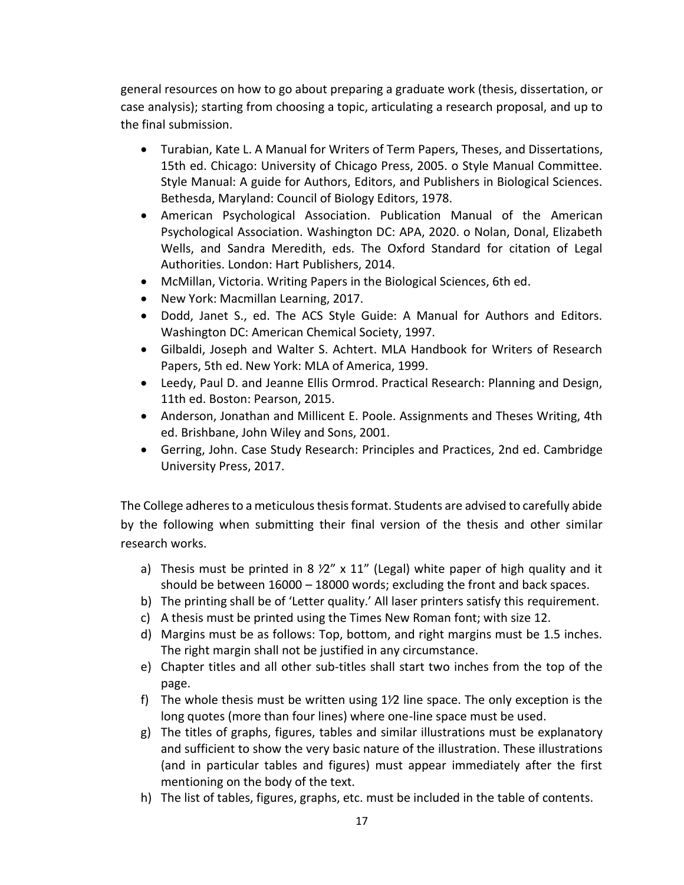general resources on how to go about preparing a graduate work (thesis, dissertation, or case analysis); starting from choosing a topic, articulating a research proposal, and up to the final submission.

- Turabian, Kate L. A Manual for Writers of Term Papers, Theses, and Dissertations, 15th ed. Chicago: University of Chicago Press, 2005. o Style Manual Committee. Style Manual: A guide for Authors, Editors, and Publishers in Biological Sciences. Bethesda, Maryland: Council of Biology Editors, 1978.
- American Psychological Association. Publication Manual of the American Psychological Association. Washington DC: APA, 2020. o Nolan, Donal, Elizabeth Wells, and Sandra Meredith, eds. The Oxford Standard for citation of Legal Authorities. London: Hart Publishers, 2014.
- McMillan, Victoria. Writing Papers in the Biological Sciences, 6th ed.
- New York: Macmillan Learning, 2017.
- Dodd, Janet S., ed. The ACS Style Guide: A Manual for Authors and Editors. Washington DC: American Chemical Society, 1997.
- Gilbaldi, Joseph and Walter S. Achtert. MLA Handbook for Writers of Research Papers, 5th ed. New York: MLA of America, 1999.
- Leedy, Paul D. and Jeanne Ellis Ormrod. Practical Research: Planning and Design, 11th ed. Boston: Pearson, 2015.
- Anderson, Jonathan and Millicent E. Poole. Assignments and Theses Writing, 4th ed. Brishbane, John Wiley and Sons, 2001.
- Gerring, John. Case Study Research: Principles and Practices, 2nd ed. Cambridge University Press, 2017.

The College adheres to a meticulous thesis format. Students are advised to carefully abide by the following when submitting their final version of the thesis and other similar research works.

a) Thesis must be printed in 8 ½" x 11" (Legal) white paper of high quality and it should be between 16000 – 18000 words; excluding the front and back spaces.
b) The printing shall be of 'Letter quality.' All laser printers satisfy this requirement.
c) A thesis must be printed using the Times New Roman font; with size 12.
d) Margins must be as follows: Top, bottom, and right margins must be 1.5 inches. The right margin shall not be justified in any circumstance.
e) Chapter titles and all other sub-titles shall start two inches from the top of the page.
f) The whole thesis must be written using 1½ line space. The only exception is the long quotes (more than four lines) where one-line space must be used.
g) The titles of graphs, figures, tables and similar illustrations must be explanatory and sufficient to show the very basic nature of the illustration. These illustrations (and in particular tables and figures) must appear immediately after the first mentioning on the body of the text.
h) The list of tables, figures, graphs, etc. must be included in the table of contents.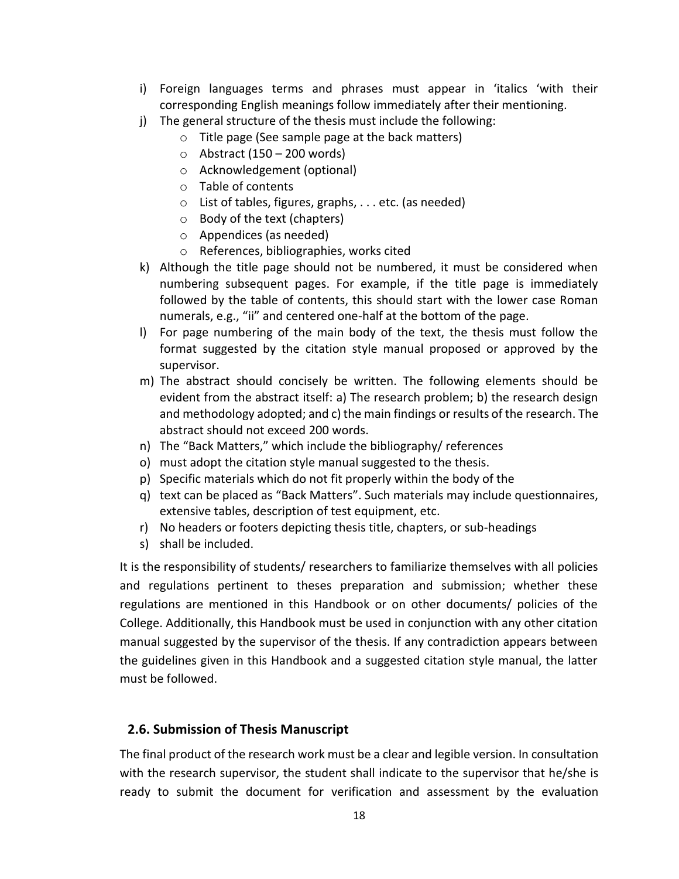i) Foreign languages terms and phrases must appear in 'italics 'with their corresponding English meanings follow immediately after their mentioning.
j) The general structure of the thesis must include the following:
   - Title page (See sample page at the back matters)
   - Abstract (150 – 200 words)
   - Acknowledgement (optional)
   - Table of contents
   - List of tables, figures, graphs, . . . etc. (as needed)
   - Body of the text (chapters)
   - Appendices (as needed)
   - References, bibliographies, works cited
k) Although the title page should not be numbered, it must be considered when numbering subsequent pages. For example, if the title page is immediately followed by the table of contents, this should start with the lower case Roman numerals, e.g., "ii" and centered one-half at the bottom of the page.
l) For page numbering of the main body of the text, the thesis must follow the format suggested by the citation style manual proposed or approved by the supervisor.
m) The abstract should concisely be written. The following elements should be evident from the abstract itself: a) The research problem; b) the research design and methodology adopted; and c) the main findings or results of the research. The abstract should not exceed 200 words.
n) The "Back Matters," which include the bibliography/ references
o) must adopt the citation style manual suggested to the thesis.
p) Specific materials which do not fit properly within the body of the
q) text can be placed as "Back Matters". Such materials may include questionnaires, extensive tables, description of test equipment, etc.
r) No headers or footers depicting thesis title, chapters, or sub-headings
s) shall be included.

It is the responsibility of students/ researchers to familiarize themselves with all policies and regulations pertinent to theses preparation and submission; whether these regulations are mentioned in this Handbook or on other documents/ policies of the College. Additionally, this Handbook must be used in conjunction with any other citation manual suggested by the supervisor of the thesis. If any contradiction appears between the guidelines given in this Handbook and a suggested citation style manual, the latter must be followed.

## 2.6. Submission of Thesis Manuscript

The final product of the research work must be a clear and legible version. In consultation with the research supervisor, the student shall indicate to the supervisor that he/she is ready to submit the document for verification and assessment by the evaluation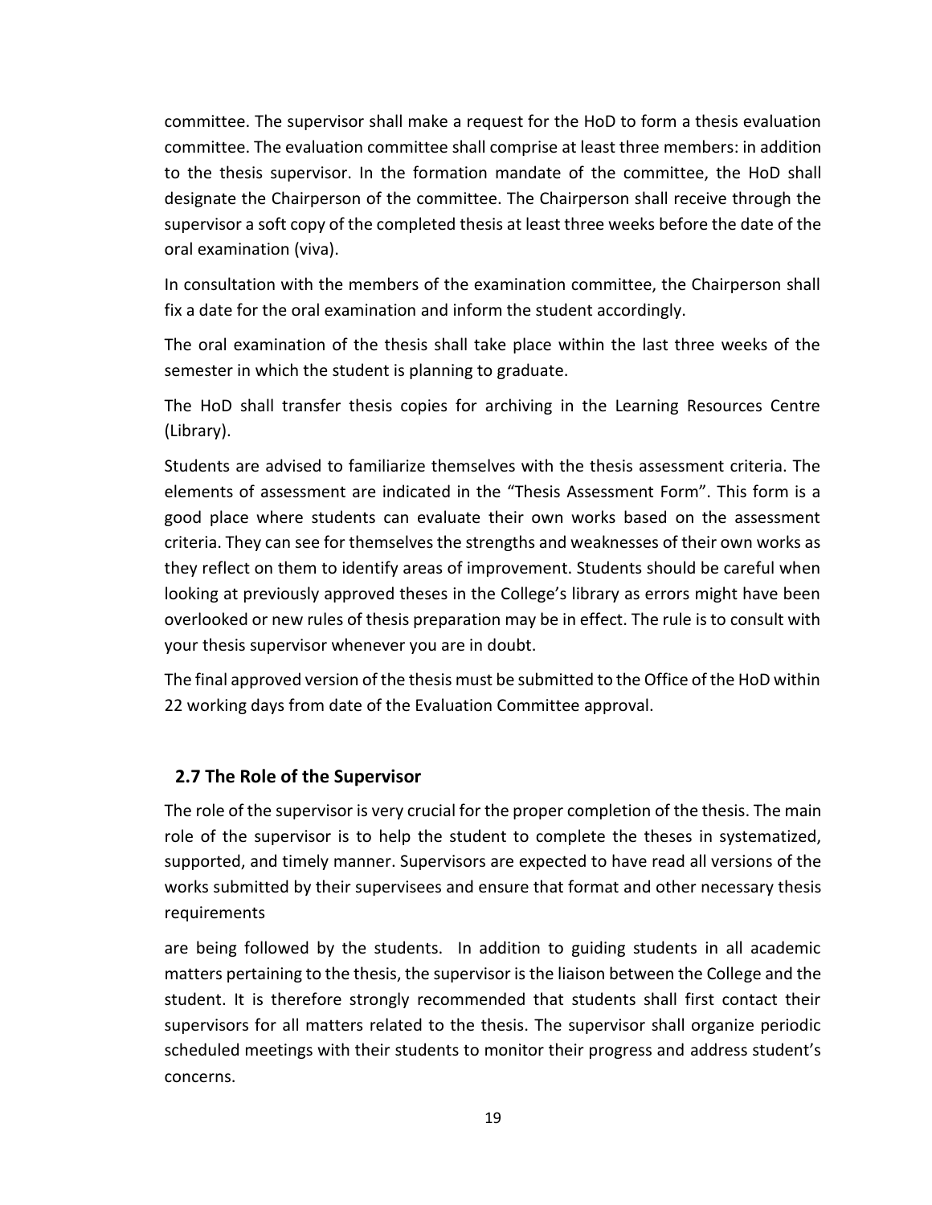committee. The supervisor shall make a request for the HoD to form a thesis evaluation committee. The evaluation committee shall comprise at least three members: in addition to the thesis supervisor. In the formation mandate of the committee, the HoD shall designate the Chairperson of the committee. The Chairperson shall receive through the supervisor a soft copy of the completed thesis at least three weeks before the date of the oral examination (viva).

In consultation with the members of the examination committee, the Chairperson shall fix a date for the oral examination and inform the student accordingly.

The oral examination of the thesis shall take place within the last three weeks of the semester in which the student is planning to graduate.

The HoD shall transfer thesis copies for archiving in the Learning Resources Centre (Library).

Students are advised to familiarize themselves with the thesis assessment criteria. The elements of assessment are indicated in the "Thesis Assessment Form". This form is a good place where students can evaluate their own works based on the assessment criteria. They can see for themselves the strengths and weaknesses of their own works as they reflect on them to identify areas of improvement. Students should be careful when looking at previously approved theses in the College's library as errors might have been overlooked or new rules of thesis preparation may be in effect. The rule is to consult with your thesis supervisor whenever you are in doubt.

The final approved version of the thesis must be submitted to the Office of the HoD within 22 working days from date of the Evaluation Committee approval.

## 2.7 The Role of the Supervisor

The role of the supervisor is very crucial for the proper completion of the thesis. The main role of the supervisor is to help the student to complete the theses in systematized, supported, and timely manner. Supervisors are expected to have read all versions of the works submitted by their supervisees and ensure that format and other necessary thesis requirements are being followed by the students. In addition to guiding students in all academic matters pertaining to the thesis, the supervisor is the liaison between the College and the student. It is therefore strongly recommended that students shall first contact their supervisors for all matters related to the thesis. The supervisor shall organize periodic scheduled meetings with their students to monitor their progress and address student's concerns.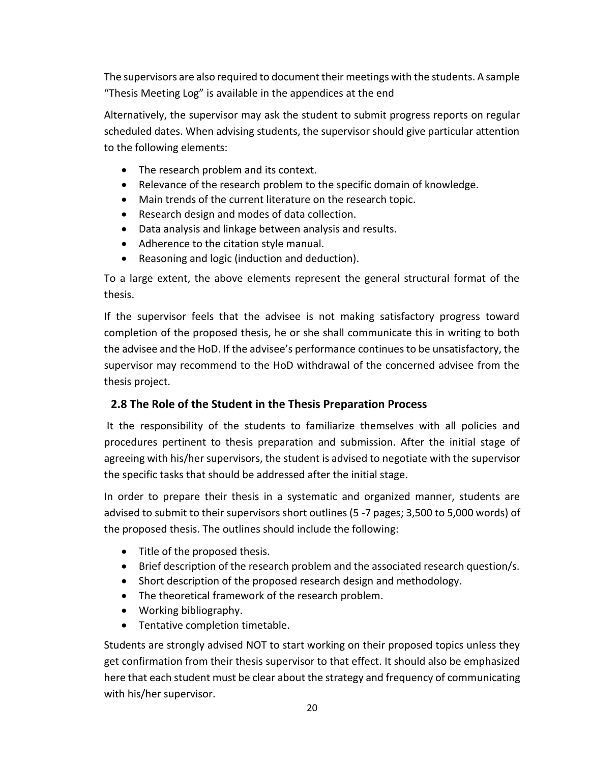The supervisors are also required to document their meetings with the students. A sample “Thesis Meeting Log” is available in the appendices at the end

Alternatively, the supervisor may ask the student to submit progress reports on regular scheduled dates. When advising students, the supervisor should give particular attention to the following elements:

- The research problem and its context.
- Relevance of the research problem to the specific domain of knowledge.
- Main trends of the current literature on the research topic.
- Research design and modes of data collection.
- Data analysis and linkage between analysis and results.
- Adherence to the citation style manual.
- Reasoning and logic (induction and deduction).

To a large extent, the above elements represent the general structural format of the thesis.

If the supervisor feels that the advisee is not making satisfactory progress toward completion of the proposed thesis, he or she shall communicate this in writing to both the advisee and the HoD. If the advisee’s performance continues to be unsatisfactory, the supervisor may recommend to the HoD withdrawal of the concerned advisee from the thesis project.

### 2.8 The Role of the Student in the Thesis Preparation Process

It the responsibility of the students to familiarize themselves with all policies and procedures pertinent to thesis preparation and submission. After the initial stage of agreeing with his/her supervisors, the student is advised to negotiate with the supervisor the specific tasks that should be addressed after the initial stage.

In order to prepare their thesis in a systematic and organized manner, students are advised to submit to their supervisors short outlines (5 -7 pages; 3,500 to 5,000 words) of the proposed thesis. The outlines should include the following:

- Title of the proposed thesis.
- Brief description of the research problem and the associated research question/s.
- Short description of the proposed research design and methodology.
- The theoretical framework of the research problem.
- Working bibliography.
- Tentative completion timetable.

Students are strongly advised NOT to start working on their proposed topics unless they get confirmation from their thesis supervisor to that effect. It should also be emphasized here that each student must be clear about the strategy and frequency of communicating with his/her supervisor.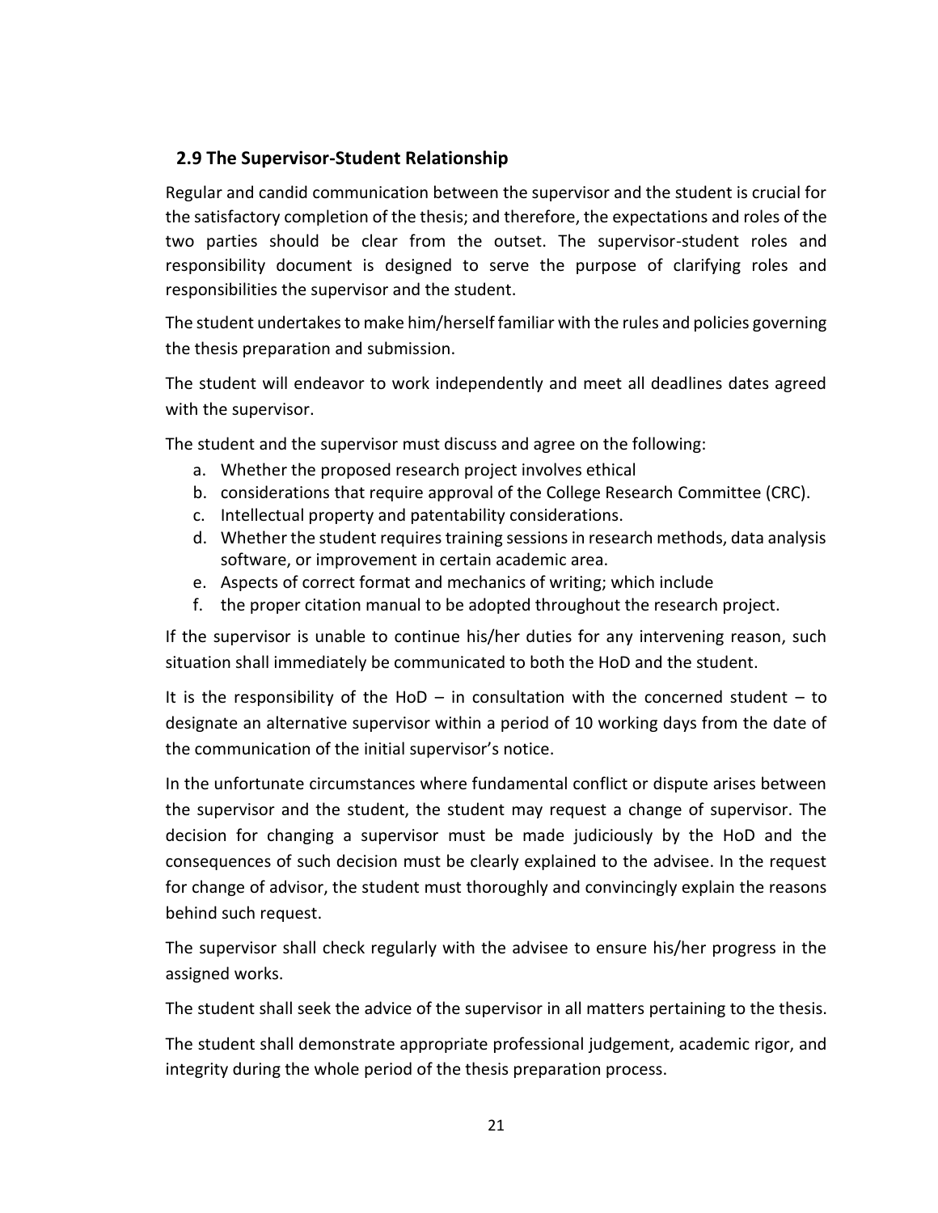## 2.9 The Supervisor-Student Relationship

Regular and candid communication between the supervisor and the student is crucial for the satisfactory completion of the thesis; and therefore, the expectations and roles of the two parties should be clear from the outset. The supervisor-student roles and responsibility document is designed to serve the purpose of clarifying roles and responsibilities the supervisor and the student.

The student undertakes to make him/herself familiar with the rules and policies governing the thesis preparation and submission.

The student will endeavor to work independently and meet all deadlines dates agreed with the supervisor.

The student and the supervisor must discuss and agree on the following:

a. Whether the proposed research project involves ethical
b. considerations that require approval of the College Research Committee (CRC).
c. Intellectual property and patentability considerations.
d. Whether the student requires training sessions in research methods, data analysis software, or improvement in certain academic area.
e. Aspects of correct format and mechanics of writing; which include
f. the proper citation manual to be adopted throughout the research project.

If the supervisor is unable to continue his/her duties for any intervening reason, such situation shall immediately be communicated to both the HoD and the student.

It is the responsibility of the HoD – in consultation with the concerned student – to designate an alternative supervisor within a period of 10 working days from the date of the communication of the initial supervisor's notice.

In the unfortunate circumstances where fundamental conflict or dispute arises between the supervisor and the student, the student may request a change of supervisor. The decision for changing a supervisor must be made judiciously by the HoD and the consequences of such decision must be clearly explained to the advisee. In the request for change of advisor, the student must thoroughly and convincingly explain the reasons behind such request.

The supervisor shall check regularly with the advisee to ensure his/her progress in the assigned works.

The student shall seek the advice of the supervisor in all matters pertaining to the thesis.

The student shall demonstrate appropriate professional judgement, academic rigor, and integrity during the whole period of the thesis preparation process.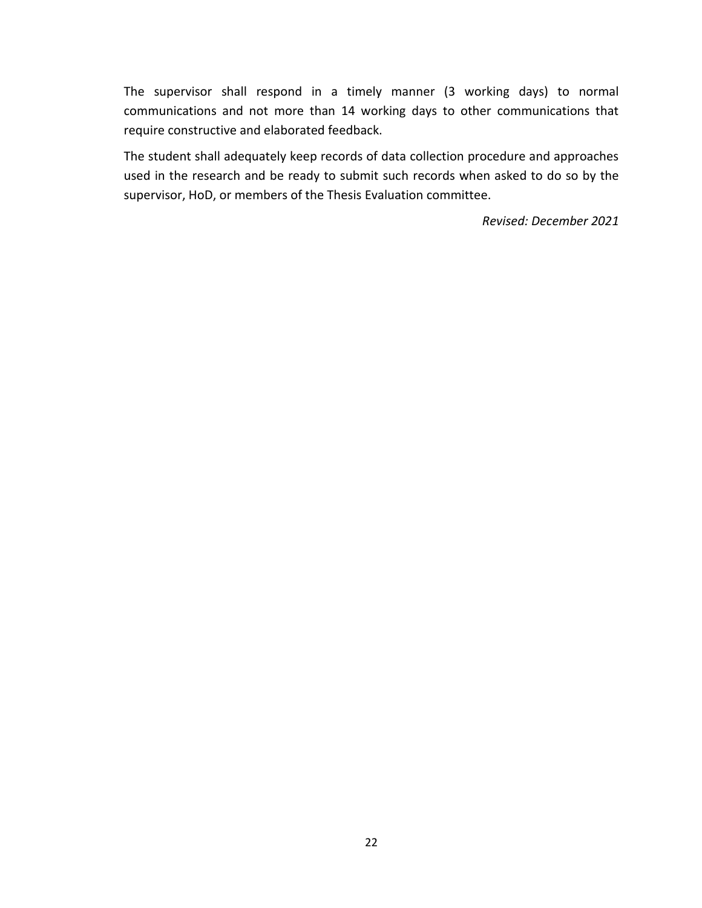The supervisor shall respond in a timely manner (3 working days) to normal communications and not more than 14 working days to other communications that require constructive and elaborated feedback.

The student shall adequately keep records of data collection procedure and approaches used in the research and be ready to submit such records when asked to do so by the supervisor, HoD, or members of the Thesis Evaluation committee.

*Revised: December 2021*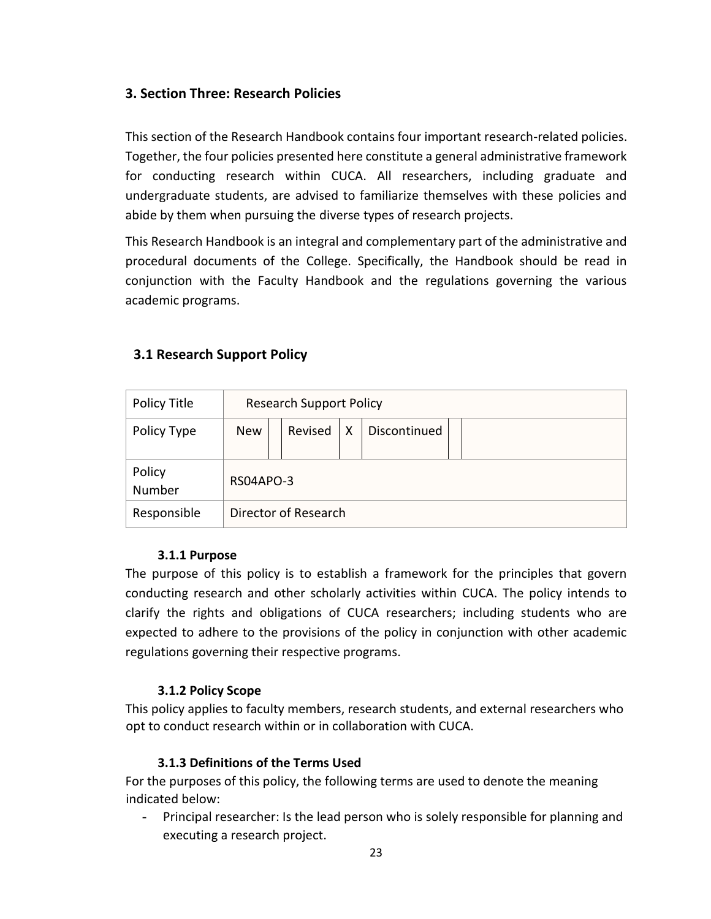## 3. Section Three: Research Policies

This section of the Research Handbook contains four important research-related policies. Together, the four policies presented here constitute a general administrative framework for conducting research within CUCA. All researchers, including graduate and undergraduate students, are advised to familiarize themselves with these policies and abide by them when pursuing the diverse types of research projects.

This Research Handbook is an integral and complementary part of the administrative and procedural documents of the College. Specifically, the Handbook should be read in conjunction with the Faculty Handbook and the regulations governing the various academic programs.

### 3.1 Research Support Policy

| Policy Title | Research Support Policy | | | | | | |
|---|---|---|---|---|---|---|---|
| Policy Type | New | | Revised | X | Discontinued | | |
| Policy Number | RS04APO-3 | | | | | | |
| Responsible | Director of Research | | | | | | |

#### 3.1.1 Purpose

The purpose of this policy is to establish a framework for the principles that govern conducting research and other scholarly activities within CUCA. The policy intends to clarify the rights and obligations of CUCA researchers; including students who are expected to adhere to the provisions of the policy in conjunction with other academic regulations governing their respective programs.

#### 3.1.2 Policy Scope

This policy applies to faculty members, research students, and external researchers who opt to conduct research within or in collaboration with CUCA.

#### 3.1.3 Definitions of the Terms Used

For the purposes of this policy, the following terms are used to denote the meaning indicated below:

- Principal researcher: Is the lead person who is solely responsible for planning and executing a research project.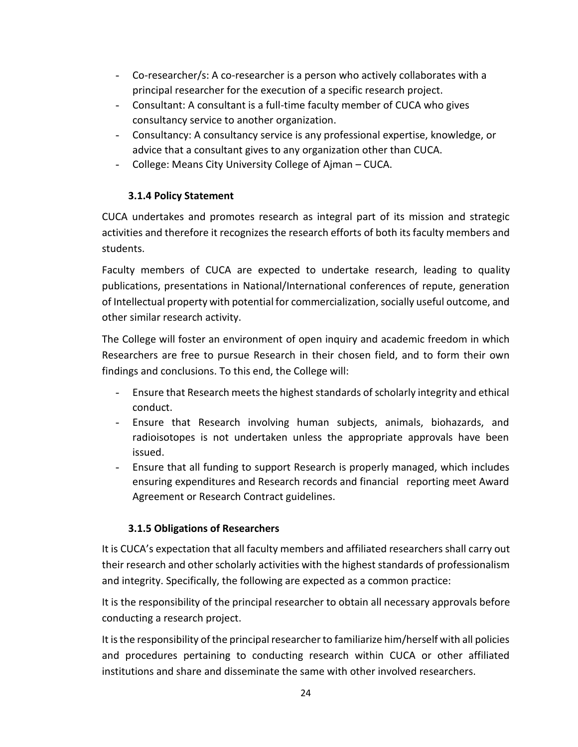- Co-researcher/s: A co-researcher is a person who actively collaborates with a principal researcher for the execution of a specific research project.
- Consultant: A consultant is a full-time faculty member of CUCA who gives consultancy service to another organization.
- Consultancy: A consultancy service is any professional expertise, knowledge, or advice that a consultant gives to any organization other than CUCA.
- College: Means City University College of Ajman – CUCA.

### 3.1.4 Policy Statement

CUCA undertakes and promotes research as integral part of its mission and strategic activities and therefore it recognizes the research efforts of both its faculty members and students.

Faculty members of CUCA are expected to undertake research, leading to quality publications, presentations in National/International conferences of repute, generation of Intellectual property with potential for commercialization, socially useful outcome, and other similar research activity.

The College will foster an environment of open inquiry and academic freedom in which Researchers are free to pursue Research in their chosen field, and to form their own findings and conclusions. To this end, the College will:

- Ensure that Research meets the highest standards of scholarly integrity and ethical conduct.
- Ensure that Research involving human subjects, animals, biohazards, and radioisotopes is not undertaken unless the appropriate approvals have been issued.
- Ensure that all funding to support Research is properly managed, which includes ensuring expenditures and Research records and financial reporting meet Award Agreement or Research Contract guidelines.

### 3.1.5 Obligations of Researchers

It is CUCA's expectation that all faculty members and affiliated researchers shall carry out their research and other scholarly activities with the highest standards of professionalism and integrity. Specifically, the following are expected as a common practice:

It is the responsibility of the principal researcher to obtain all necessary approvals before conducting a research project.

It is the responsibility of the principal researcher to familiarize him/herself with all policies and procedures pertaining to conducting research within CUCA or other affiliated institutions and share and disseminate the same with other involved researchers.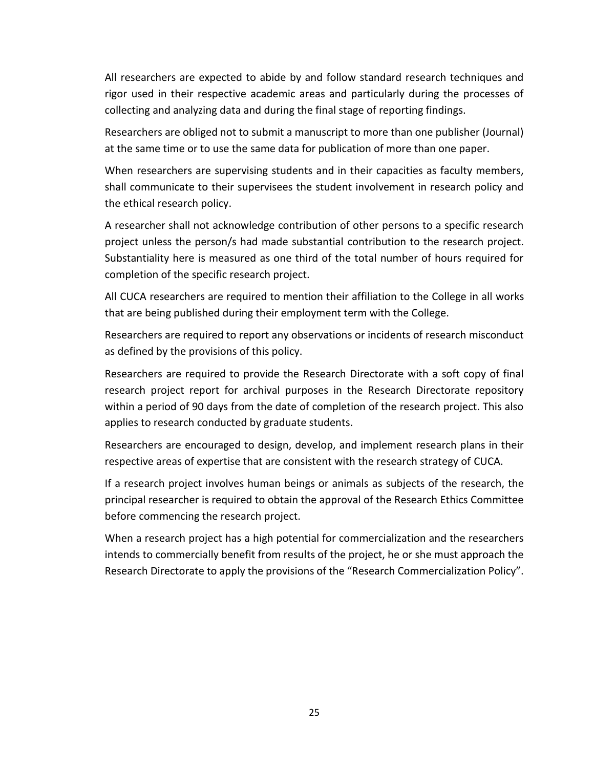All researchers are expected to abide by and follow standard research techniques and rigor used in their respective academic areas and particularly during the processes of collecting and analyzing data and during the final stage of reporting findings.

Researchers are obliged not to submit a manuscript to more than one publisher (Journal) at the same time or to use the same data for publication of more than one paper.

When researchers are supervising students and in their capacities as faculty members, shall communicate to their supervisees the student involvement in research policy and the ethical research policy.

A researcher shall not acknowledge contribution of other persons to a specific research project unless the person/s had made substantial contribution to the research project. Substantiality here is measured as one third of the total number of hours required for completion of the specific research project.

All CUCA researchers are required to mention their affiliation to the College in all works that are being published during their employment term with the College.

Researchers are required to report any observations or incidents of research misconduct as defined by the provisions of this policy.

Researchers are required to provide the Research Directorate with a soft copy of final research project report for archival purposes in the Research Directorate repository within a period of 90 days from the date of completion of the research project. This also applies to research conducted by graduate students.

Researchers are encouraged to design, develop, and implement research plans in their respective areas of expertise that are consistent with the research strategy of CUCA.

If a research project involves human beings or animals as subjects of the research, the principal researcher is required to obtain the approval of the Research Ethics Committee before commencing the research project.

When a research project has a high potential for commercialization and the researchers intends to commercially benefit from results of the project, he or she must approach the Research Directorate to apply the provisions of the “Research Commercialization Policy”.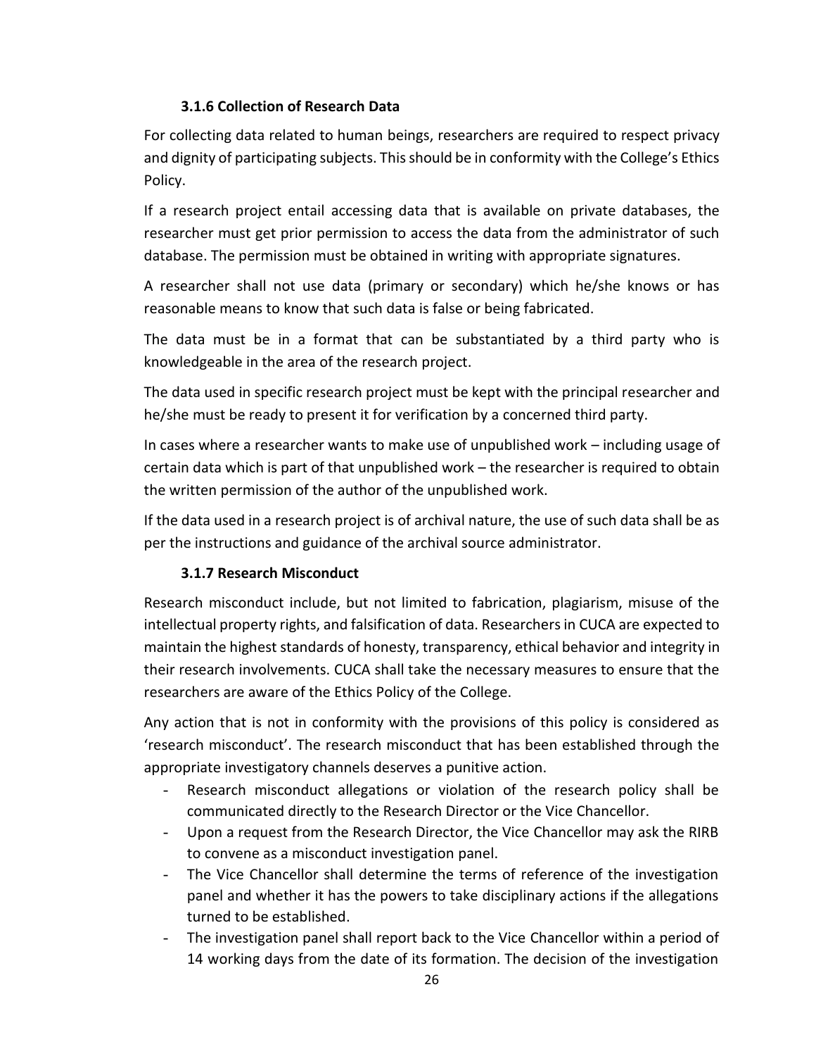### 3.1.6 Collection of Research Data

For collecting data related to human beings, researchers are required to respect privacy and dignity of participating subjects. This should be in conformity with the College's Ethics Policy.

If a research project entail accessing data that is available on private databases, the researcher must get prior permission to access the data from the administrator of such database. The permission must be obtained in writing with appropriate signatures.

A researcher shall not use data (primary or secondary) which he/she knows or has reasonable means to know that such data is false or being fabricated.

The data must be in a format that can be substantiated by a third party who is knowledgeable in the area of the research project.

The data used in specific research project must be kept with the principal researcher and he/she must be ready to present it for verification by a concerned third party.

In cases where a researcher wants to make use of unpublished work – including usage of certain data which is part of that unpublished work – the researcher is required to obtain the written permission of the author of the unpublished work.

If the data used in a research project is of archival nature, the use of such data shall be as per the instructions and guidance of the archival source administrator.

### 3.1.7 Research Misconduct

Research misconduct include, but not limited to fabrication, plagiarism, misuse of the intellectual property rights, and falsification of data. Researchers in CUCA are expected to maintain the highest standards of honesty, transparency, ethical behavior and integrity in their research involvements. CUCA shall take the necessary measures to ensure that the researchers are aware of the Ethics Policy of the College.

Any action that is not in conformity with the provisions of this policy is considered as 'research misconduct'. The research misconduct that has been established through the appropriate investigatory channels deserves a punitive action.

- Research misconduct allegations or violation of the research policy shall be communicated directly to the Research Director or the Vice Chancellor.
- Upon a request from the Research Director, the Vice Chancellor may ask the RIRB to convene as a misconduct investigation panel.
- The Vice Chancellor shall determine the terms of reference of the investigation panel and whether it has the powers to take disciplinary actions if the allegations turned to be established.
- The investigation panel shall report back to the Vice Chancellor within a period of 14 working days from the date of its formation. The decision of the investigation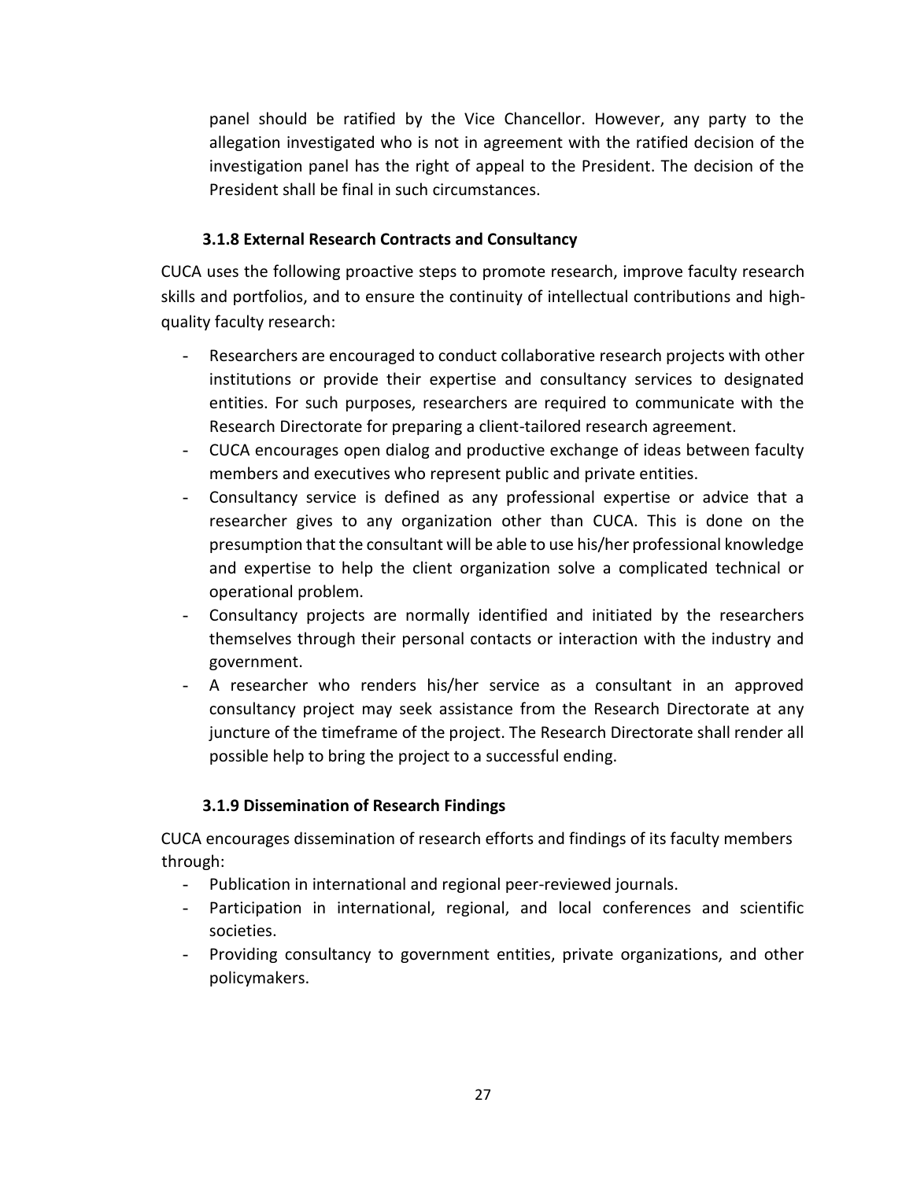panel should be ratified by the Vice Chancellor. However, any party to the allegation investigated who is not in agreement with the ratified decision of the investigation panel has the right of appeal to the President. The decision of the President shall be final in such circumstances.

#### 3.1.8 External Research Contracts and Consultancy

CUCA uses the following proactive steps to promote research, improve faculty research skills and portfolios, and to ensure the continuity of intellectual contributions and high-quality faculty research:

- Researchers are encouraged to conduct collaborative research projects with other institutions or provide their expertise and consultancy services to designated entities. For such purposes, researchers are required to communicate with the Research Directorate for preparing a client-tailored research agreement.
- CUCA encourages open dialog and productive exchange of ideas between faculty members and executives who represent public and private entities.
- Consultancy service is defined as any professional expertise or advice that a researcher gives to any organization other than CUCA. This is done on the presumption that the consultant will be able to use his/her professional knowledge and expertise to help the client organization solve a complicated technical or operational problem.
- Consultancy projects are normally identified and initiated by the researchers themselves through their personal contacts or interaction with the industry and government.
- A researcher who renders his/her service as a consultant in an approved consultancy project may seek assistance from the Research Directorate at any juncture of the timeframe of the project. The Research Directorate shall render all possible help to bring the project to a successful ending.

#### 3.1.9 Dissemination of Research Findings

CUCA encourages dissemination of research efforts and findings of its faculty members through:

- Publication in international and regional peer-reviewed journals.
- Participation in international, regional, and local conferences and scientific societies.
- Providing consultancy to government entities, private organizations, and other policymakers.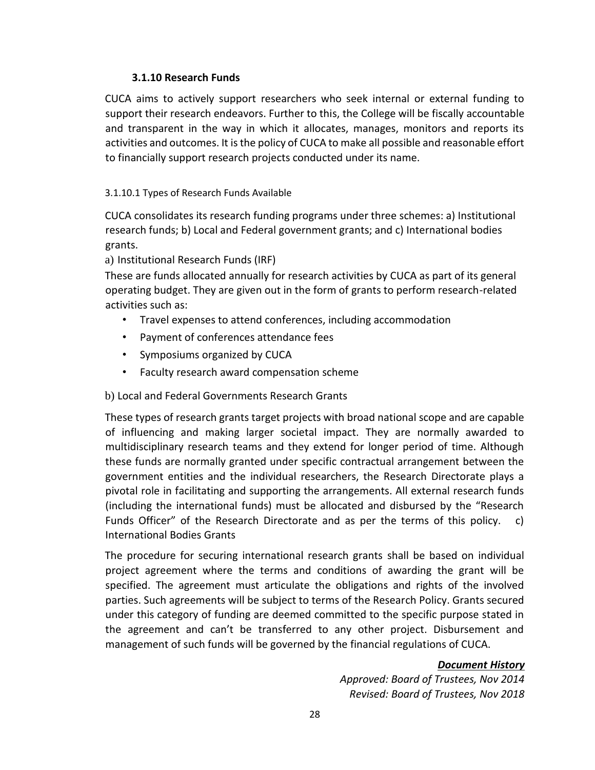### 3.1.10 Research Funds

CUCA aims to actively support researchers who seek internal or external funding to support their research endeavors. Further to this, the College will be fiscally accountable and transparent in the way in which it allocates, manages, monitors and reports its activities and outcomes. It is the policy of CUCA to make all possible and reasonable effort to financially support research projects conducted under its name.

#### 3.1.10.1 Types of Research Funds Available

CUCA consolidates its research funding programs under three schemes: a) Institutional research funds; b) Local and Federal government grants; and c) International bodies grants.

a) Institutional Research Funds (IRF)

These are funds allocated annually for research activities by CUCA as part of its general operating budget. They are given out in the form of grants to perform research-related activities such as:

- Travel expenses to attend conferences, including accommodation
- Payment of conferences attendance fees
- Symposiums organized by CUCA
- Faculty research award compensation scheme

b) Local and Federal Governments Research Grants

These types of research grants target projects with broad national scope and are capable of influencing and making larger societal impact. They are normally awarded to multidisciplinary research teams and they extend for longer period of time. Although these funds are normally granted under specific contractual arrangement between the government entities and the individual researchers, the Research Directorate plays a pivotal role in facilitating and supporting the arrangements. All external research funds (including the international funds) must be allocated and disbursed by the "Research Funds Officer" of the Research Directorate and as per the terms of this policy.

c) International Bodies Grants

The procedure for securing international research grants shall be based on individual project agreement where the terms and conditions of awarding the grant will be specified. The agreement must articulate the obligations and rights of the involved parties. Such agreements will be subject to terms of the Research Policy. Grants secured under this category of funding are deemed committed to the specific purpose stated in the agreement and can't be transferred to any other project. Disbursement and management of such funds will be governed by the financial regulations of CUCA.

***Document History***

*Approved: Board of Trustees, Nov 2014*

*Revised: Board of Trustees, Nov 2018*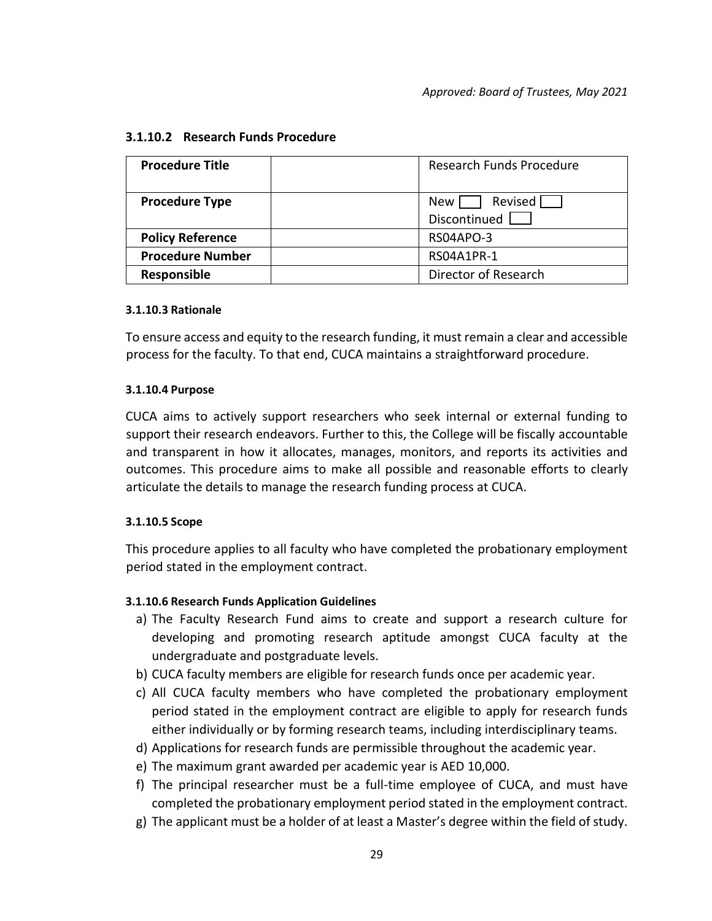*Approved: Board of Trustees, May 2021*

### 3.1.10.2 Research Funds Procedure

| **Procedure Title** | | Research Funds Procedure |
|---|---|---|
| **Procedure Type** | | New ☐ Revised ☐ Discontinued ☐ |
| **Policy Reference** | | RS04APO-3 |
| **Procedure Number** | | RS04A1PR-1 |
| **Responsible** | | Director of Research |

#### 3.1.10.3 Rationale

To ensure access and equity to the research funding, it must remain a clear and accessible process for the faculty. To that end, CUCA maintains a straightforward procedure.

#### 3.1.10.4 Purpose

CUCA aims to actively support researchers who seek internal or external funding to support their research endeavors. Further to this, the College will be fiscally accountable and transparent in how it allocates, manages, monitors, and reports its activities and outcomes. This procedure aims to make all possible and reasonable efforts to clearly articulate the details to manage the research funding process at CUCA.

#### 3.1.10.5 Scope

This procedure applies to all faculty who have completed the probationary employment period stated in the employment contract.

#### 3.1.10.6 Research Funds Application Guidelines

a) The Faculty Research Fund aims to create and support a research culture for developing and promoting research aptitude amongst CUCA faculty at the undergraduate and postgraduate levels.
b) CUCA faculty members are eligible for research funds once per academic year.
c) All CUCA faculty members who have completed the probationary employment period stated in the employment contract are eligible to apply for research funds either individually or by forming research teams, including interdisciplinary teams.
d) Applications for research funds are permissible throughout the academic year.
e) The maximum grant awarded per academic year is AED 10,000.
f) The principal researcher must be a full-time employee of CUCA, and must have completed the probationary employment period stated in the employment contract.
g) The applicant must be a holder of at least a Master's degree within the field of study.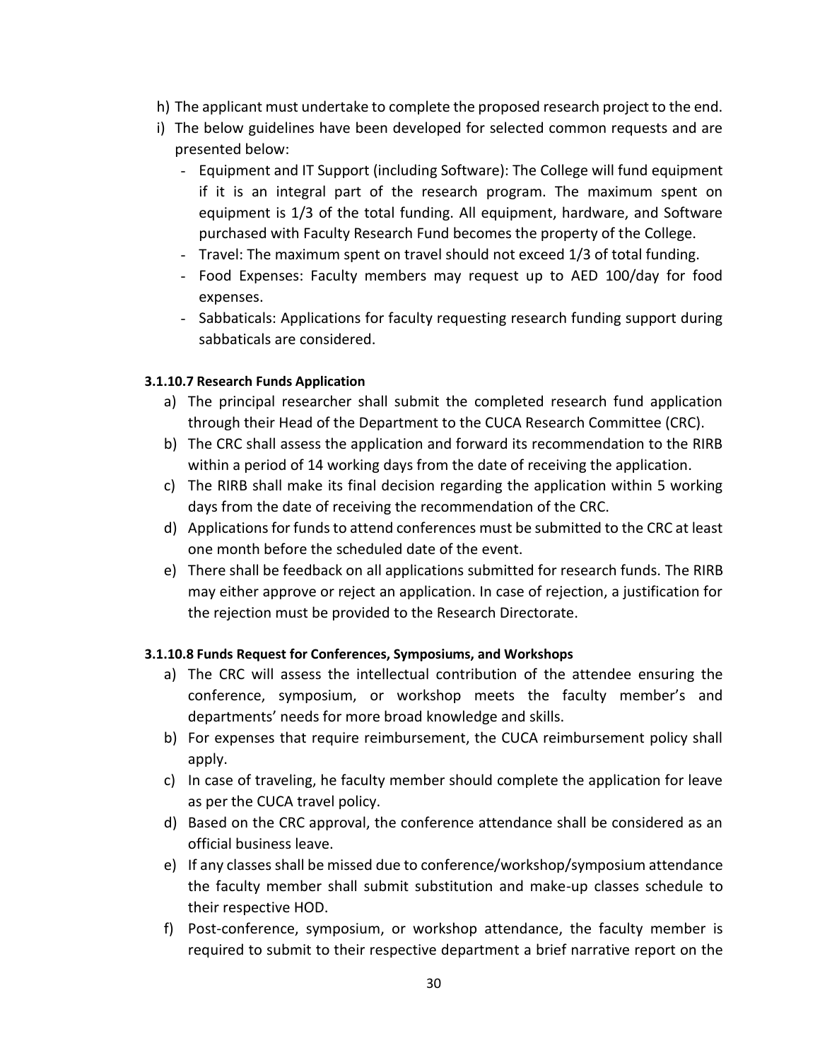h) The applicant must undertake to complete the proposed research project to the end.

i) The below guidelines have been developed for selected common requests and are presented below:

   - Equipment and IT Support (including Software): The College will fund equipment if it is an integral part of the research program. The maximum spent on equipment is 1/3 of the total funding. All equipment, hardware, and Software purchased with Faculty Research Fund becomes the property of the College.
   - Travel: The maximum spent on travel should not exceed 1/3 of total funding.
   - Food Expenses: Faculty members may request up to AED 100/day for food expenses.
   - Sabbaticals: Applications for faculty requesting research funding support during sabbaticals are considered.

#### 3.1.10.7 Research Funds Application

a) The principal researcher shall submit the completed research fund application through their Head of the Department to the CUCA Research Committee (CRC).

b) The CRC shall assess the application and forward its recommendation to the RIRB within a period of 14 working days from the date of receiving the application.

c) The RIRB shall make its final decision regarding the application within 5 working days from the date of receiving the recommendation of the CRC.

d) Applications for funds to attend conferences must be submitted to the CRC at least one month before the scheduled date of the event.

e) There shall be feedback on all applications submitted for research funds. The RIRB may either approve or reject an application. In case of rejection, a justification for the rejection must be provided to the Research Directorate.

#### 3.1.10.8 Funds Request for Conferences, Symposiums, and Workshops

a) The CRC will assess the intellectual contribution of the attendee ensuring the conference, symposium, or workshop meets the faculty member's and departments' needs for more broad knowledge and skills.

b) For expenses that require reimbursement, the CUCA reimbursement policy shall apply.

c) In case of traveling, he faculty member should complete the application for leave as per the CUCA travel policy.

d) Based on the CRC approval, the conference attendance shall be considered as an official business leave.

e) If any classes shall be missed due to conference/workshop/symposium attendance the faculty member shall submit substitution and make-up classes schedule to their respective HOD.

f) Post-conference, symposium, or workshop attendance, the faculty member is required to submit to their respective department a brief narrative report on the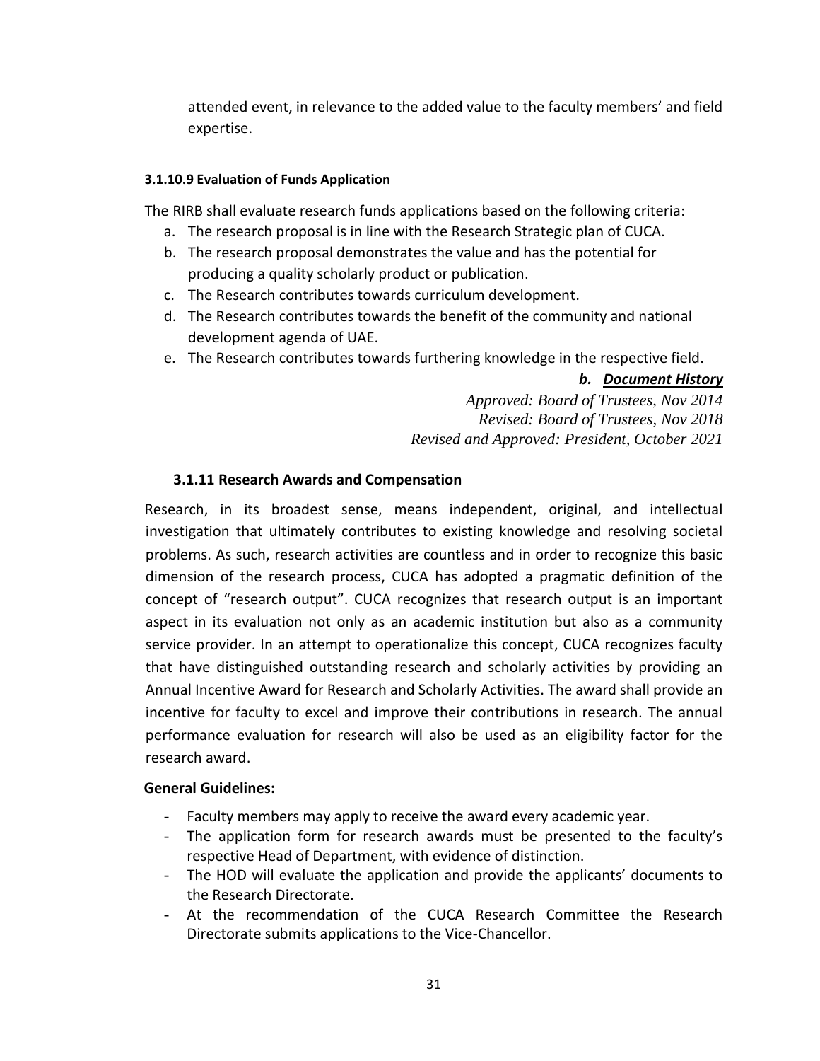attended event, in relevance to the added value to the faculty members' and field expertise.

#### 3.1.10.9 Evaluation of Funds Application

The RIRB shall evaluate research funds applications based on the following criteria:

a. The research proposal is in line with the Research Strategic plan of CUCA.
b. The research proposal demonstrates the value and has the potential for producing a quality scholarly product or publication.
c. The Research contributes towards curriculum development.
d. The Research contributes towards the benefit of the community and national development agenda of UAE.
e. The Research contributes towards furthering knowledge in the respective field.

***b. Document History***

*Approved: Board of Trustees, Nov 2014*
*Revised: Board of Trustees, Nov 2018*
*Revised and Approved: President, October 2021*

### 3.1.11 Research Awards and Compensation

Research, in its broadest sense, means independent, original, and intellectual investigation that ultimately contributes to existing knowledge and resolving societal problems. As such, research activities are countless and in order to recognize this basic dimension of the research process, CUCA has adopted a pragmatic definition of the concept of "research output". CUCA recognizes that research output is an important aspect in its evaluation not only as an academic institution but also as a community service provider. In an attempt to operationalize this concept, CUCA recognizes faculty that have distinguished outstanding research and scholarly activities by providing an Annual Incentive Award for Research and Scholarly Activities. The award shall provide an incentive for faculty to excel and improve their contributions in research. The annual performance evaluation for research will also be used as an eligibility factor for the research award.

**General Guidelines:**

- Faculty members may apply to receive the award every academic year.
- The application form for research awards must be presented to the faculty's respective Head of Department, with evidence of distinction.
- The HOD will evaluate the application and provide the applicants' documents to the Research Directorate.
- At the recommendation of the CUCA Research Committee the Research Directorate submits applications to the Vice-Chancellor.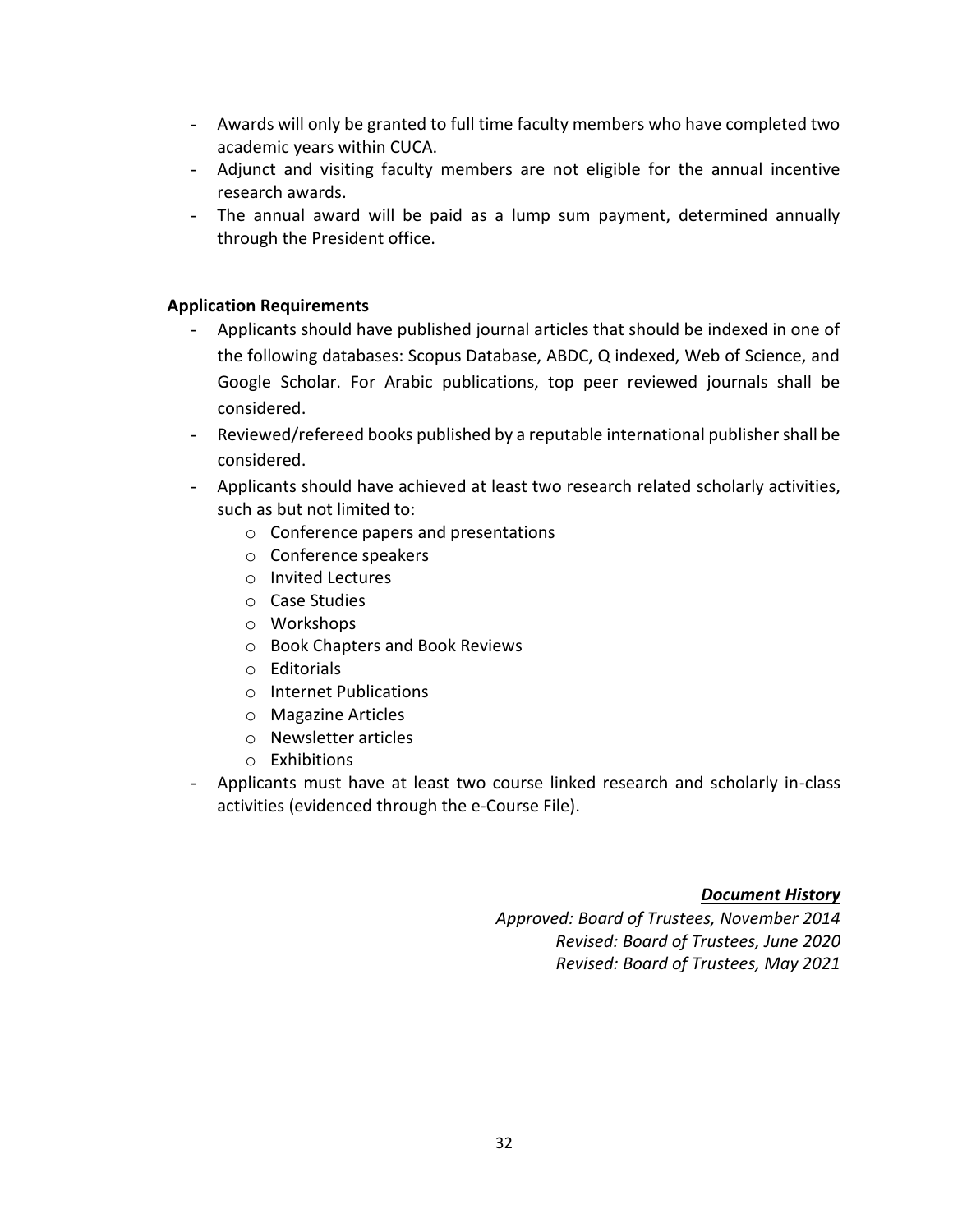- Awards will only be granted to full time faculty members who have completed two academic years within CUCA.
- Adjunct and visiting faculty members are not eligible for the annual incentive research awards.
- The annual award will be paid as a lump sum payment, determined annually through the President office.

**Application Requirements**

- Applicants should have published journal articles that should be indexed in one of the following databases: Scopus Database, ABDC, Q indexed, Web of Science, and Google Scholar. For Arabic publications, top peer reviewed journals shall be considered.
- Reviewed/refereed books published by a reputable international publisher shall be considered.
- Applicants should have achieved at least two research related scholarly activities, such as but not limited to:
    - Conference papers and presentations
    - Conference speakers
    - Invited Lectures
    - Case Studies
    - Workshops
    - Book Chapters and Book Reviews
    - Editorials
    - Internet Publications
    - Magazine Articles
    - Newsletter articles
    - Exhibitions
- Applicants must have at least two course linked research and scholarly in-class activities (evidenced through the e-Course File).

***Document History***

*Approved: Board of Trustees, November 2014*
*Revised: Board of Trustees, June 2020*
*Revised: Board of Trustees, May 2021*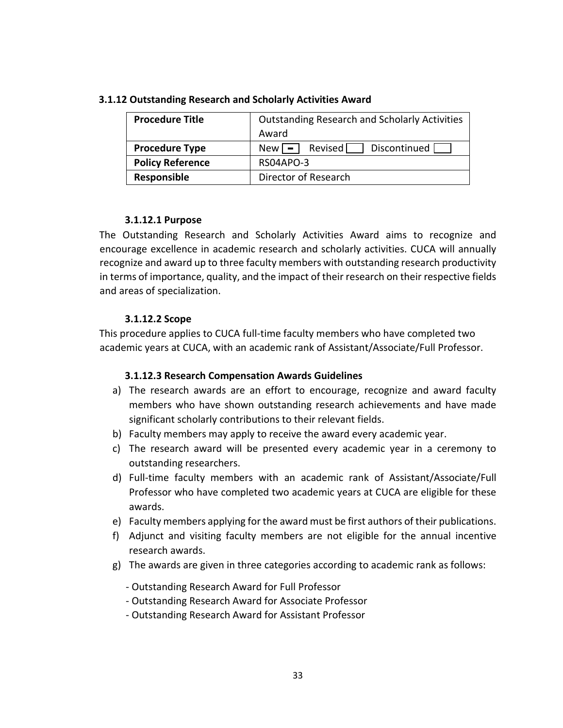### 3.1.12 Outstanding Research and Scholarly Activities Award

| **Procedure Title** | Outstanding Research and Scholarly Activities Award |
|---|---|
| **Procedure Type** | New [■] Revised [ ] Discontinued [ ] |
| **Policy Reference** | RS04APO-3 |
| **Responsible** | Director of Research |

#### 3.1.12.1 Purpose

The Outstanding Research and Scholarly Activities Award aims to recognize and encourage excellence in academic research and scholarly activities. CUCA will annually recognize and award up to three faculty members with outstanding research productivity in terms of importance, quality, and the impact of their research on their respective fields and areas of specialization.

#### 3.1.12.2 Scope

This procedure applies to CUCA full-time faculty members who have completed two academic years at CUCA, with an academic rank of Assistant/Associate/Full Professor.

#### 3.1.12.3 Research Compensation Awards Guidelines

a) The research awards are an effort to encourage, recognize and award faculty members who have shown outstanding research achievements and have made significant scholarly contributions to their relevant fields.
b) Faculty members may apply to receive the award every academic year.
c) The research award will be presented every academic year in a ceremony to outstanding researchers.
d) Full-time faculty members with an academic rank of Assistant/Associate/Full Professor who have completed two academic years at CUCA are eligible for these awards.
e) Faculty members applying for the award must be first authors of their publications.
f) Adjunct and visiting faculty members are not eligible for the annual incentive research awards.
g) The awards are given in three categories according to academic rank as follows:

   - Outstanding Research Award for Full Professor
   - Outstanding Research Award for Associate Professor
   - Outstanding Research Award for Assistant Professor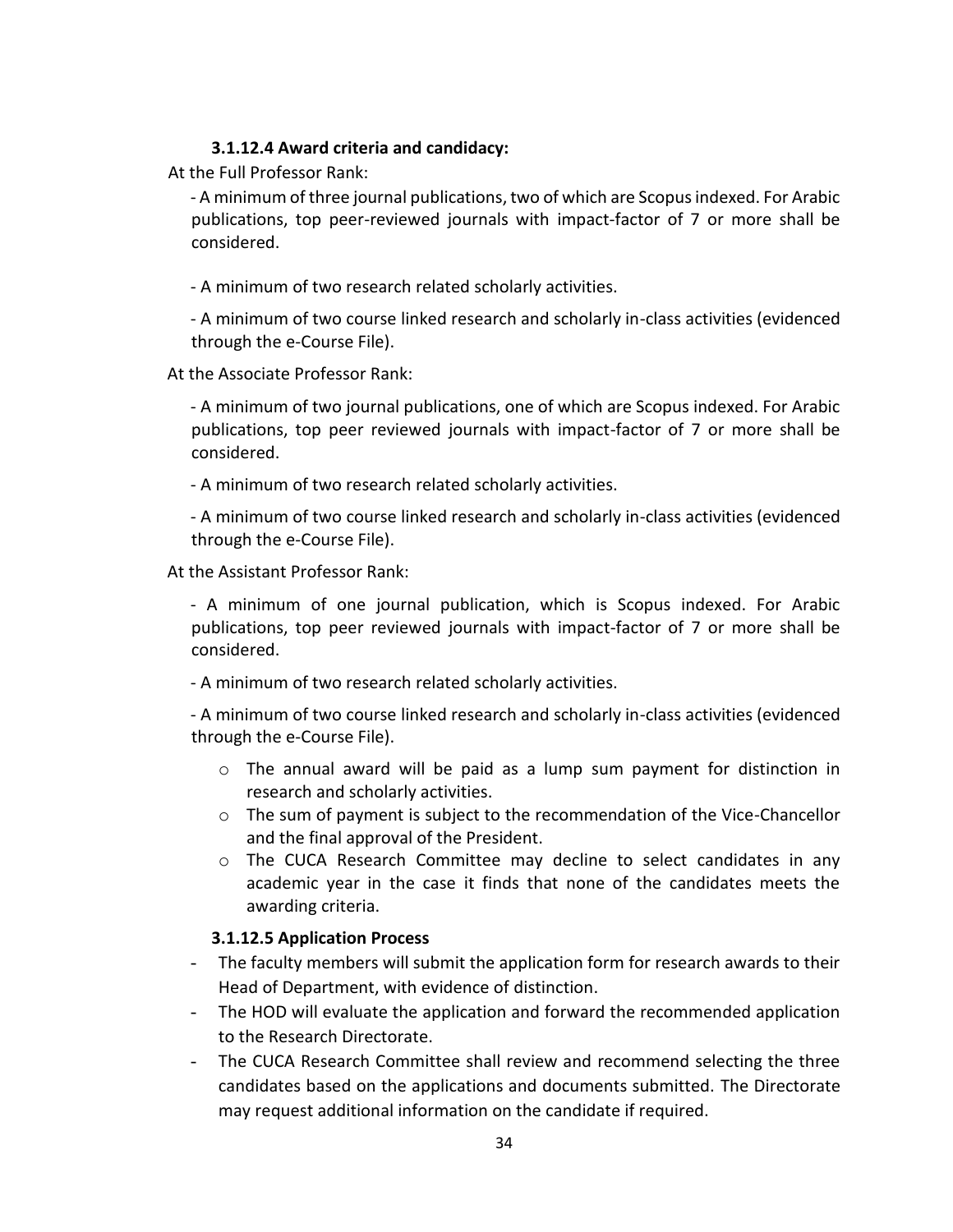#### 3.1.12.4 Award criteria and candidacy:

At the Full Professor Rank:

- A minimum of three journal publications, two of which are Scopus indexed. For Arabic publications, top peer-reviewed journals with impact-factor of 7 or more shall be considered.
- A minimum of two research related scholarly activities.
- A minimum of two course linked research and scholarly in-class activities (evidenced through the e-Course File).

At the Associate Professor Rank:

- A minimum of two journal publications, one of which are Scopus indexed. For Arabic publications, top peer reviewed journals with impact-factor of 7 or more shall be considered.
- A minimum of two research related scholarly activities.
- A minimum of two course linked research and scholarly in-class activities (evidenced through the e-Course File).

At the Assistant Professor Rank:

- A minimum of one journal publication, which is Scopus indexed. For Arabic publications, top peer reviewed journals with impact-factor of 7 or more shall be considered.
- A minimum of two research related scholarly activities.
- A minimum of two course linked research and scholarly in-class activities (evidenced through the e-Course File).
    - The annual award will be paid as a lump sum payment for distinction in research and scholarly activities.
    - The sum of payment is subject to the recommendation of the Vice-Chancellor and the final approval of the President.
    - The CUCA Research Committee may decline to select candidates in any academic year in the case it finds that none of the candidates meets the awarding criteria.

#### 3.1.12.5 Application Process

- The faculty members will submit the application form for research awards to their Head of Department, with evidence of distinction.
- The HOD will evaluate the application and forward the recommended application to the Research Directorate.
- The CUCA Research Committee shall review and recommend selecting the three candidates based on the applications and documents submitted. The Directorate may request additional information on the candidate if required.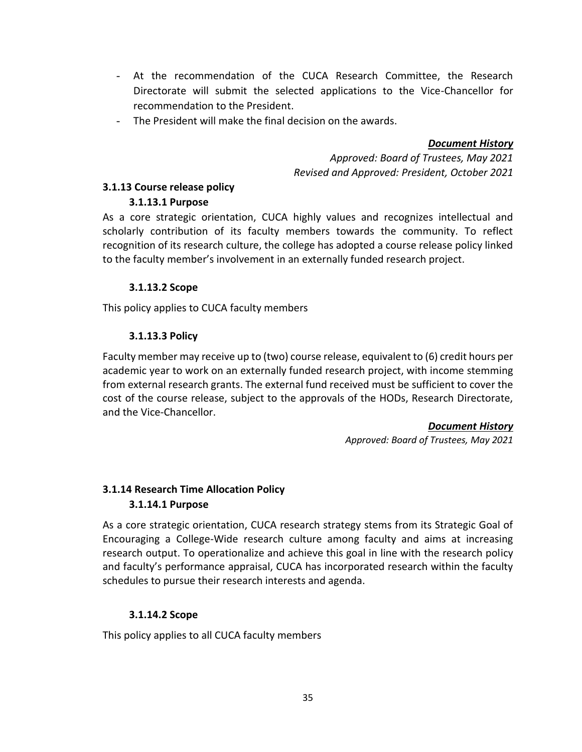- At the recommendation of the CUCA Research Committee, the Research Directorate will submit the selected applications to the Vice-Chancellor for recommendation to the President.
- The President will make the final decision on the awards.

***Document History***

*Approved: Board of Trustees, May 2021*

*Revised and Approved: President, October 2021*

### 3.1.13 Course release policy

#### 3.1.13.1 Purpose

As a core strategic orientation, CUCA highly values and recognizes intellectual and scholarly contribution of its faculty members towards the community. To reflect recognition of its research culture, the college has adopted a course release policy linked to the faculty member's involvement in an externally funded research project.

#### 3.1.13.2 Scope

This policy applies to CUCA faculty members

#### 3.1.13.3 Policy

Faculty member may receive up to (two) course release, equivalent to (6) credit hours per academic year to work on an externally funded research project, with income stemming from external research grants. The external fund received must be sufficient to cover the cost of the course release, subject to the approvals of the HODs, Research Directorate, and the Vice-Chancellor.

***Document History***

*Approved: Board of Trustees, May 2021*

### 3.1.14 Research Time Allocation Policy

#### 3.1.14.1 Purpose

As a core strategic orientation, CUCA research strategy stems from its Strategic Goal of Encouraging a College-Wide research culture among faculty and aims at increasing research output. To operationalize and achieve this goal in line with the research policy and faculty's performance appraisal, CUCA has incorporated research within the faculty schedules to pursue their research interests and agenda.

#### 3.1.14.2 Scope

This policy applies to all CUCA faculty members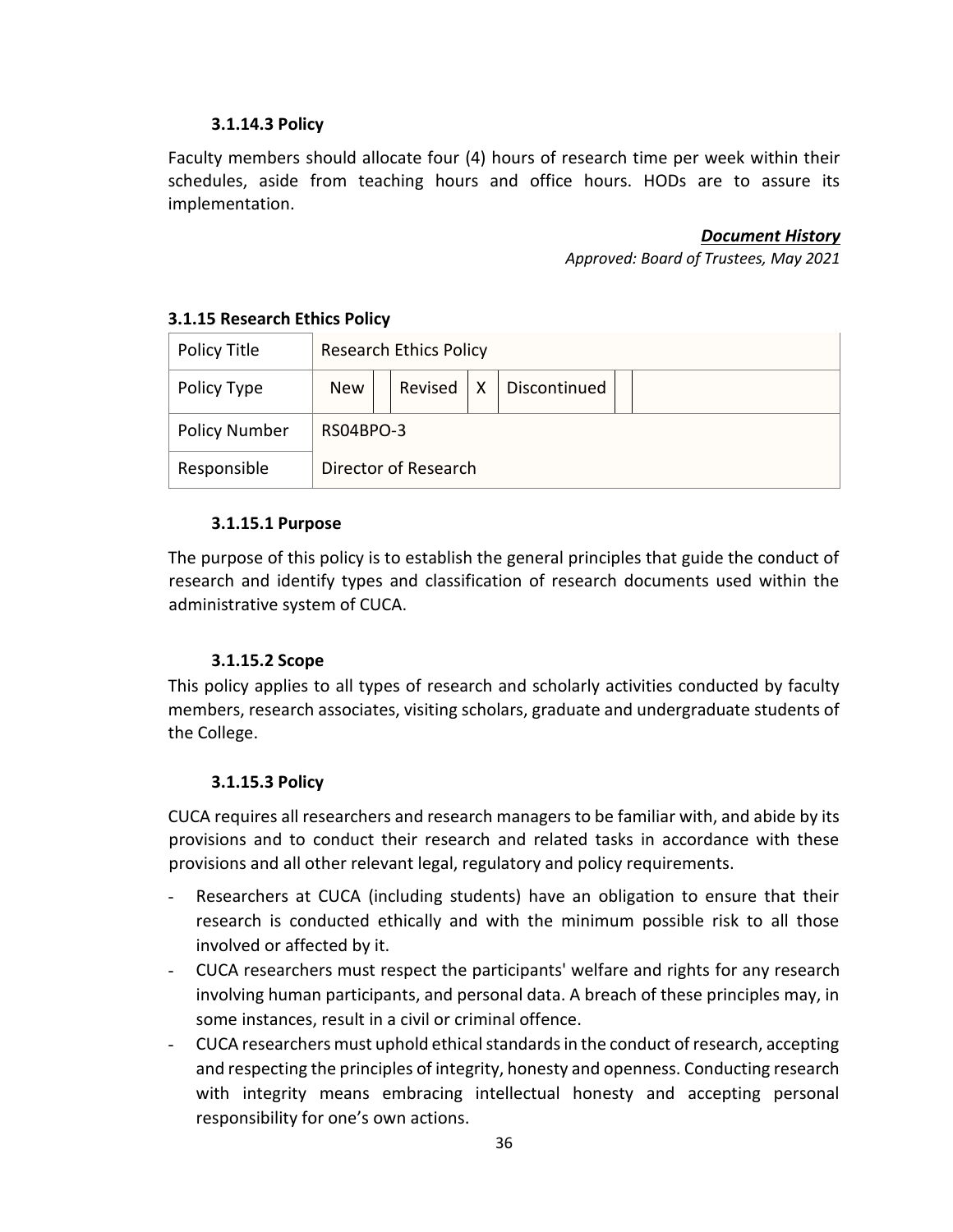#### 3.1.14.3 Policy

Faculty members should allocate four (4) hours of research time per week within their schedules, aside from teaching hours and office hours. HODs are to assure its implementation.

***Document History***

*Approved: Board of Trustees, May 2021*

### 3.1.15 Research Ethics Policy

| Policy Title | Research Ethics Policy | | | | | | |
|---|---|---|---|---|---|---|---|
| Policy Type | New | | Revised | X | Discontinued | | |
| Policy Number | RS04BPO-3 | | | | | | |
| Responsible | Director of Research | | | | | | |

#### 3.1.15.1 Purpose

The purpose of this policy is to establish the general principles that guide the conduct of research and identify types and classification of research documents used within the administrative system of CUCA.

#### 3.1.15.2 Scope

This policy applies to all types of research and scholarly activities conducted by faculty members, research associates, visiting scholars, graduate and undergraduate students of the College.

#### 3.1.15.3 Policy

CUCA requires all researchers and research managers to be familiar with, and abide by its provisions and to conduct their research and related tasks in accordance with these provisions and all other relevant legal, regulatory and policy requirements.

- Researchers at CUCA (including students) have an obligation to ensure that their research is conducted ethically and with the minimum possible risk to all those involved or affected by it.
- CUCA researchers must respect the participants' welfare and rights for any research involving human participants, and personal data. A breach of these principles may, in some instances, result in a civil or criminal offence.
- CUCA researchers must uphold ethical standards in the conduct of research, accepting and respecting the principles of integrity, honesty and openness. Conducting research with integrity means embracing intellectual honesty and accepting personal responsibility for one's own actions.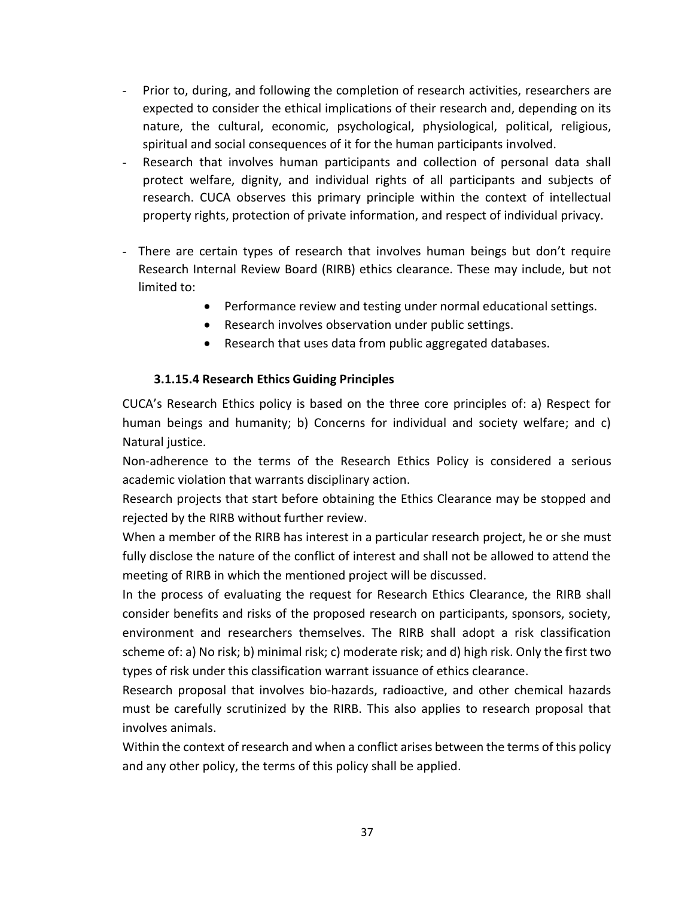- Prior to, during, and following the completion of research activities, researchers are expected to consider the ethical implications of their research and, depending on its nature, the cultural, economic, psychological, physiological, political, religious, spiritual and social consequences of it for the human participants involved.
- Research that involves human participants and collection of personal data shall protect welfare, dignity, and individual rights of all participants and subjects of research. CUCA observes this primary principle within the context of intellectual property rights, protection of private information, and respect of individual privacy.
- There are certain types of research that involves human beings but don't require Research Internal Review Board (RIRB) ethics clearance. These may include, but not limited to:
    - Performance review and testing under normal educational settings.
    - Research involves observation under public settings.
    - Research that uses data from public aggregated databases.

#### 3.1.15.4 Research Ethics Guiding Principles

CUCA's Research Ethics policy is based on the three core principles of: a) Respect for human beings and humanity; b) Concerns for individual and society welfare; and c) Natural justice.

Non-adherence to the terms of the Research Ethics Policy is considered a serious academic violation that warrants disciplinary action.

Research projects that start before obtaining the Ethics Clearance may be stopped and rejected by the RIRB without further review.

When a member of the RIRB has interest in a particular research project, he or she must fully disclose the nature of the conflict of interest and shall not be allowed to attend the meeting of RIRB in which the mentioned project will be discussed.

In the process of evaluating the request for Research Ethics Clearance, the RIRB shall consider benefits and risks of the proposed research on participants, sponsors, society, environment and researchers themselves. The RIRB shall adopt a risk classification scheme of: a) No risk; b) minimal risk; c) moderate risk; and d) high risk. Only the first two types of risk under this classification warrant issuance of ethics clearance.

Research proposal that involves bio-hazards, radioactive, and other chemical hazards must be carefully scrutinized by the RIRB. This also applies to research proposal that involves animals.

Within the context of research and when a conflict arises between the terms of this policy and any other policy, the terms of this policy shall be applied.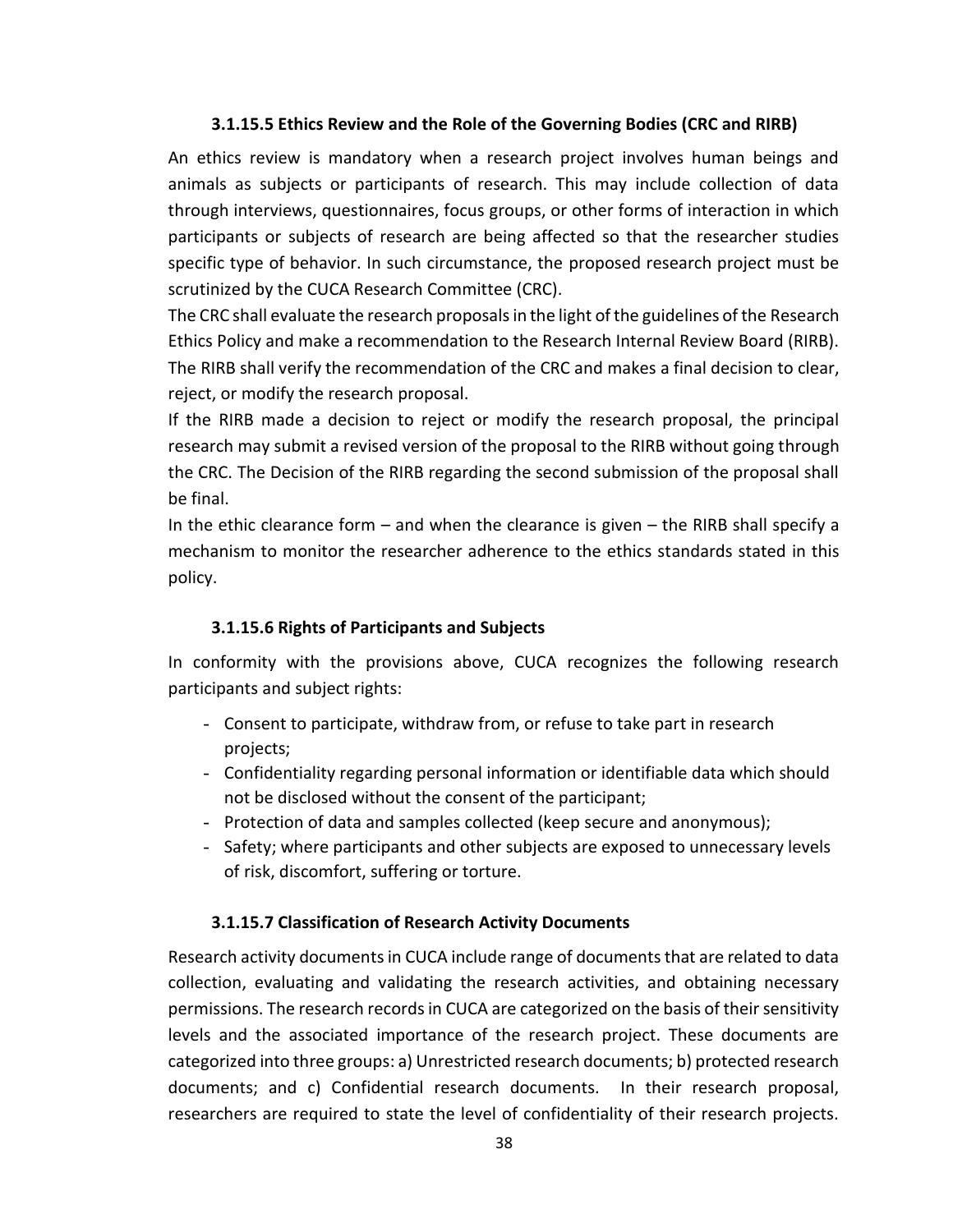### 3.1.15.5 Ethics Review and the Role of the Governing Bodies (CRC and RIRB)

An ethics review is mandatory when a research project involves human beings and animals as subjects or participants of research. This may include collection of data through interviews, questionnaires, focus groups, or other forms of interaction in which participants or subjects of research are being affected so that the researcher studies specific type of behavior. In such circumstance, the proposed research project must be scrutinized by the CUCA Research Committee (CRC).

The CRC shall evaluate the research proposals in the light of the guidelines of the Research Ethics Policy and make a recommendation to the Research Internal Review Board (RIRB). The RIRB shall verify the recommendation of the CRC and makes a final decision to clear, reject, or modify the research proposal.

If the RIRB made a decision to reject or modify the research proposal, the principal research may submit a revised version of the proposal to the RIRB without going through the CRC. The Decision of the RIRB regarding the second submission of the proposal shall be final.

In the ethic clearance form – and when the clearance is given – the RIRB shall specify a mechanism to monitor the researcher adherence to the ethics standards stated in this policy.

### 3.1.15.6 Rights of Participants and Subjects

In conformity with the provisions above, CUCA recognizes the following research participants and subject rights:

- Consent to participate, withdraw from, or refuse to take part in research projects;
- Confidentiality regarding personal information or identifiable data which should not be disclosed without the consent of the participant;
- Protection of data and samples collected (keep secure and anonymous);
- Safety; where participants and other subjects are exposed to unnecessary levels of risk, discomfort, suffering or torture.

### 3.1.15.7 Classification of Research Activity Documents

Research activity documents in CUCA include range of documents that are related to data collection, evaluating and validating the research activities, and obtaining necessary permissions. The research records in CUCA are categorized on the basis of their sensitivity levels and the associated importance of the research project. These documents are categorized into three groups: a) Unrestricted research documents; b) protected research documents; and c) Confidential research documents. In their research proposal, researchers are required to state the level of confidentiality of their research projects.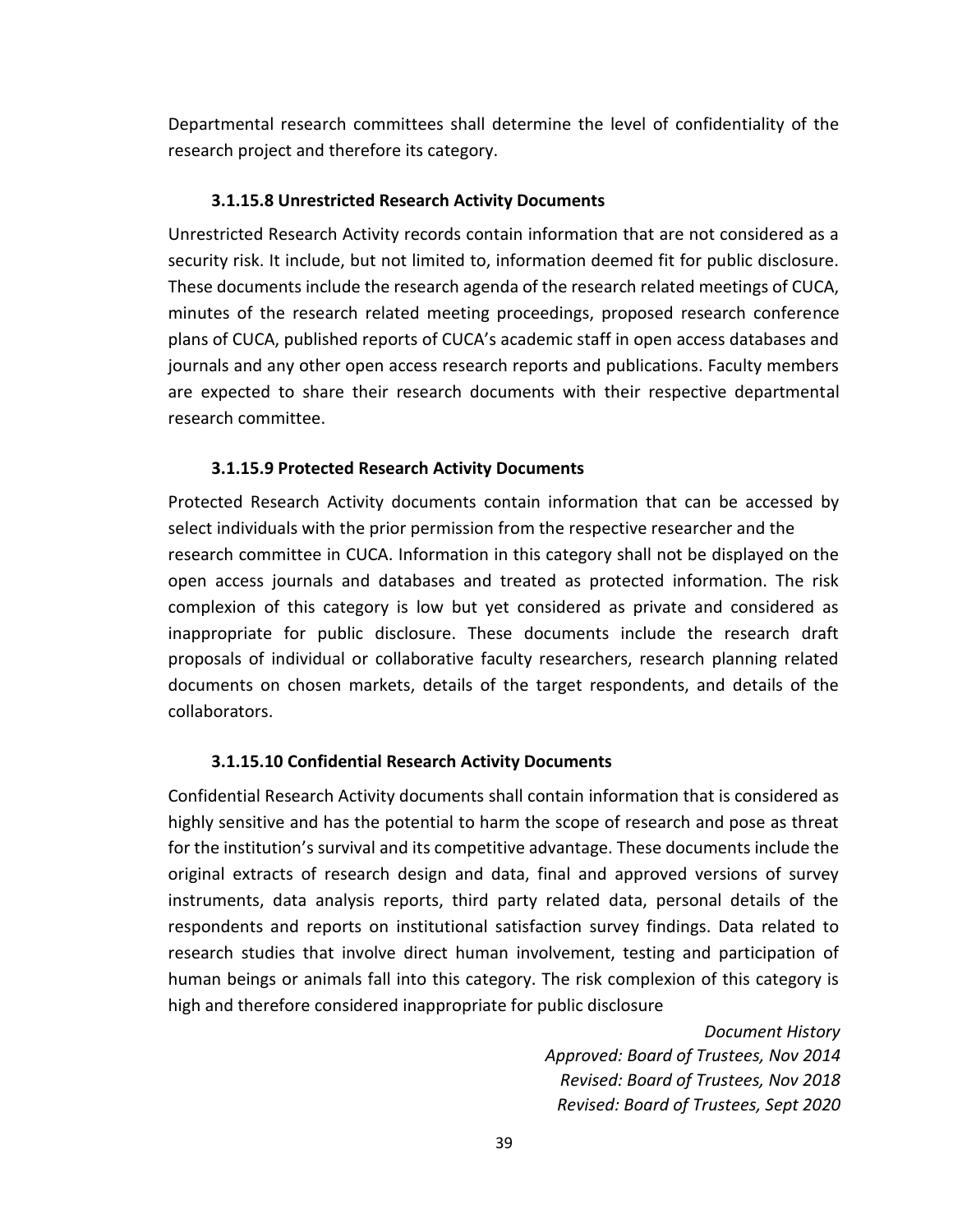Departmental research committees shall determine the level of confidentiality of the research project and therefore its category.

#### 3.1.15.8 Unrestricted Research Activity Documents

Unrestricted Research Activity records contain information that are not considered as a security risk. It include, but not limited to, information deemed fit for public disclosure. These documents include the research agenda of the research related meetings of CUCA, minutes of the research related meeting proceedings, proposed research conference plans of CUCA, published reports of CUCA's academic staff in open access databases and journals and any other open access research reports and publications. Faculty members are expected to share their research documents with their respective departmental research committee.

#### 3.1.15.9 Protected Research Activity Documents

Protected Research Activity documents contain information that can be accessed by select individuals with the prior permission from the respective researcher and the research committee in CUCA. Information in this category shall not be displayed on the open access journals and databases and treated as protected information. The risk complexion of this category is low but yet considered as private and considered as inappropriate for public disclosure. These documents include the research draft proposals of individual or collaborative faculty researchers, research planning related documents on chosen markets, details of the target respondents, and details of the collaborators.

#### 3.1.15.10 Confidential Research Activity Documents

Confidential Research Activity documents shall contain information that is considered as highly sensitive and has the potential to harm the scope of research and pose as threat for the institution's survival and its competitive advantage. These documents include the original extracts of research design and data, final and approved versions of survey instruments, data analysis reports, third party related data, personal details of the respondents and reports on institutional satisfaction survey findings. Data related to research studies that involve direct human involvement, testing and participation of human beings or animals fall into this category. The risk complexion of this category is high and therefore considered inappropriate for public disclosure

*Document History*
*Approved: Board of Trustees, Nov 2014*
*Revised: Board of Trustees, Nov 2018*
*Revised: Board of Trustees, Sept 2020*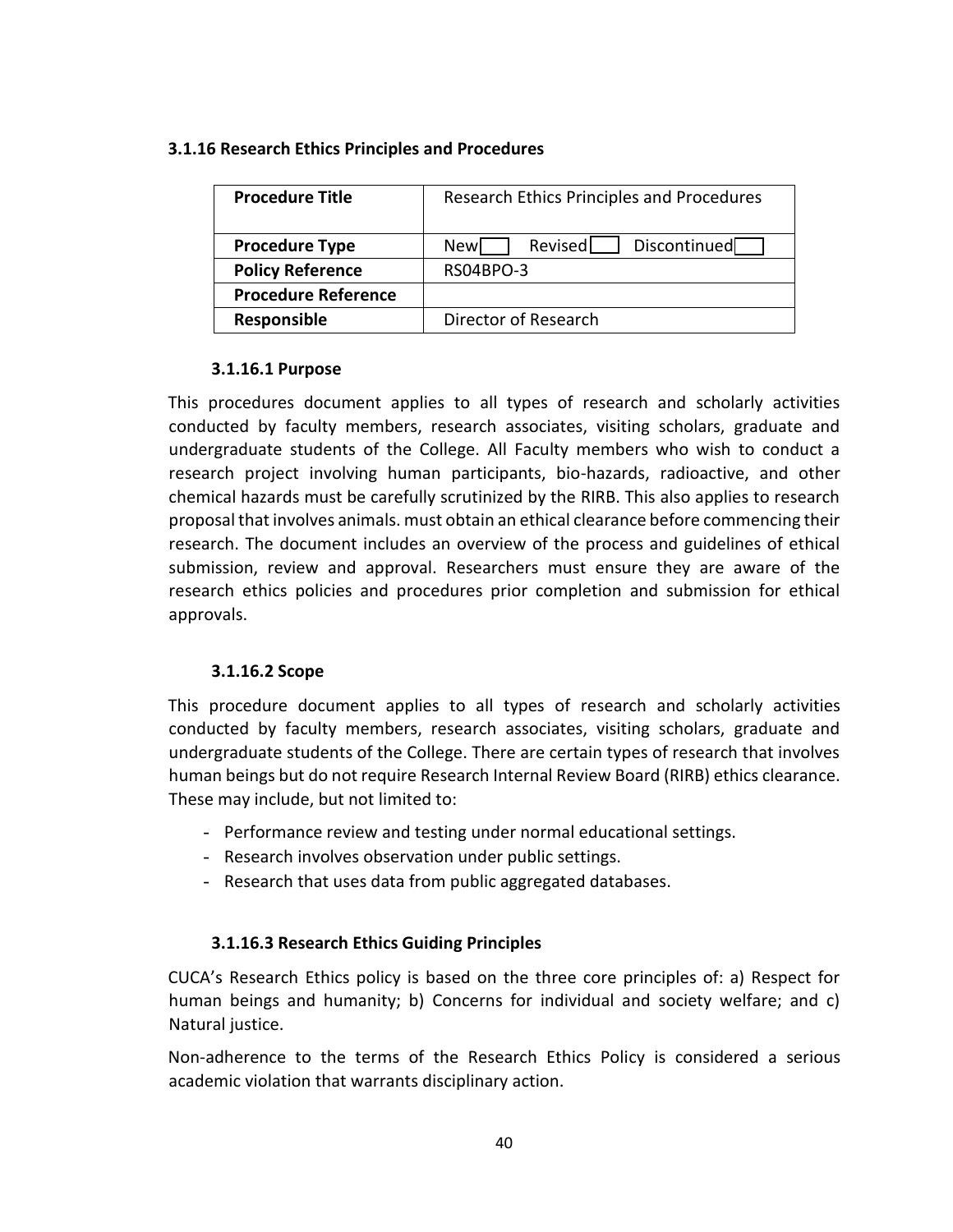### 3.1.16 Research Ethics Principles and Procedures

| Procedure Title | Research Ethics Principles and Procedures |
|---|---|
| Procedure Type | New ☐ Revised ☐ Discontinued ☐ |
| Policy Reference | RS04BPO-3 |
| Procedure Reference | |
| Responsible | Director of Research |

#### 3.1.16.1 Purpose

This procedures document applies to all types of research and scholarly activities conducted by faculty members, research associates, visiting scholars, graduate and undergraduate students of the College. All Faculty members who wish to conduct a research project involving human participants, bio-hazards, radioactive, and other chemical hazards must be carefully scrutinized by the RIRB. This also applies to research proposal that involves animals. must obtain an ethical clearance before commencing their research. The document includes an overview of the process and guidelines of ethical submission, review and approval. Researchers must ensure they are aware of the research ethics policies and procedures prior completion and submission for ethical approvals.

#### 3.1.16.2 Scope

This procedure document applies to all types of research and scholarly activities conducted by faculty members, research associates, visiting scholars, graduate and undergraduate students of the College. There are certain types of research that involves human beings but do not require Research Internal Review Board (RIRB) ethics clearance. These may include, but not limited to:

- Performance review and testing under normal educational settings.
- Research involves observation under public settings.
- Research that uses data from public aggregated databases.

#### 3.1.16.3 Research Ethics Guiding Principles

CUCA's Research Ethics policy is based on the three core principles of: a) Respect for human beings and humanity; b) Concerns for individual and society welfare; and c) Natural justice.

Non-adherence to the terms of the Research Ethics Policy is considered a serious academic violation that warrants disciplinary action.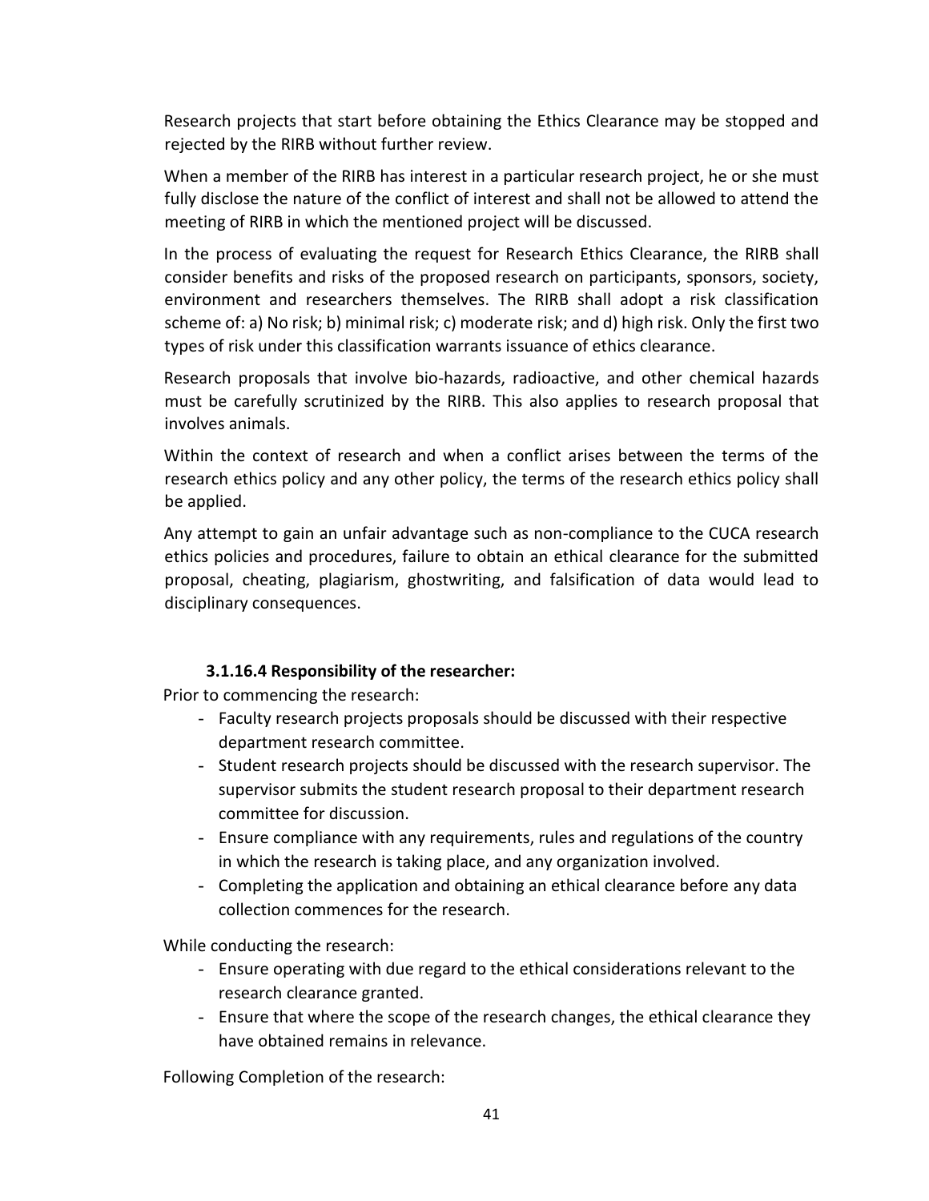Research projects that start before obtaining the Ethics Clearance may be stopped and rejected by the RIRB without further review.

When a member of the RIRB has interest in a particular research project, he or she must fully disclose the nature of the conflict of interest and shall not be allowed to attend the meeting of RIRB in which the mentioned project will be discussed.

In the process of evaluating the request for Research Ethics Clearance, the RIRB shall consider benefits and risks of the proposed research on participants, sponsors, society, environment and researchers themselves. The RIRB shall adopt a risk classification scheme of: a) No risk; b) minimal risk; c) moderate risk; and d) high risk. Only the first two types of risk under this classification warrants issuance of ethics clearance.

Research proposals that involve bio-hazards, radioactive, and other chemical hazards must be carefully scrutinized by the RIRB. This also applies to research proposal that involves animals.

Within the context of research and when a conflict arises between the terms of the research ethics policy and any other policy, the terms of the research ethics policy shall be applied.

Any attempt to gain an unfair advantage such as non-compliance to the CUCA research ethics policies and procedures, failure to obtain an ethical clearance for the submitted proposal, cheating, plagiarism, ghostwriting, and falsification of data would lead to disciplinary consequences.

#### 3.1.16.4 Responsibility of the researcher:

Prior to commencing the research:

- Faculty research projects proposals should be discussed with their respective department research committee.
- Student research projects should be discussed with the research supervisor. The supervisor submits the student research proposal to their department research committee for discussion.
- Ensure compliance with any requirements, rules and regulations of the country in which the research is taking place, and any organization involved.
- Completing the application and obtaining an ethical clearance before any data collection commences for the research.

While conducting the research:

- Ensure operating with due regard to the ethical considerations relevant to the research clearance granted.
- Ensure that where the scope of the research changes, the ethical clearance they have obtained remains in relevance.

Following Completion of the research: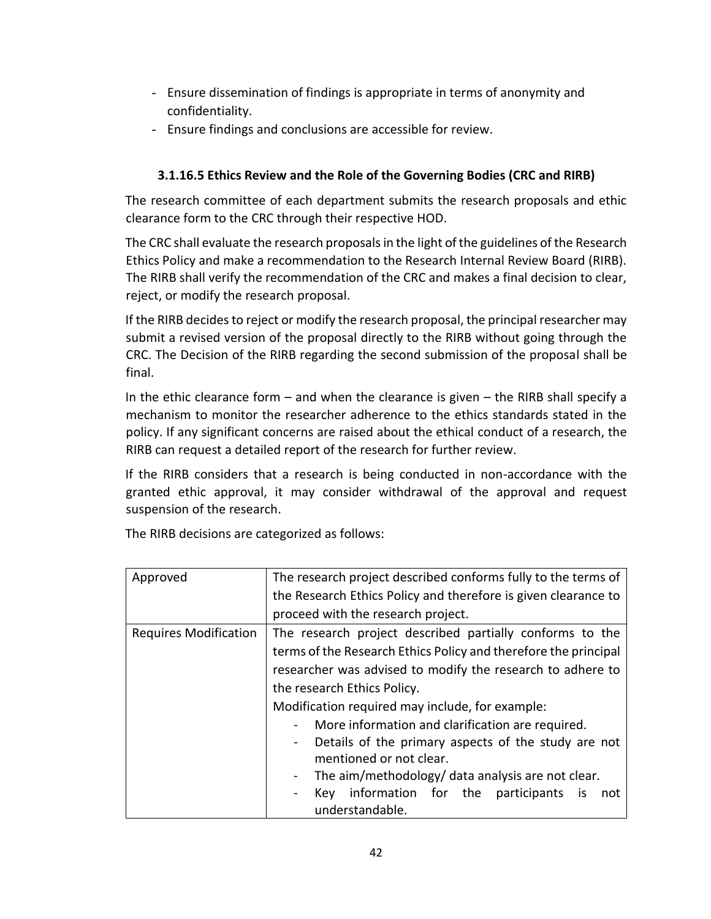- Ensure dissemination of findings is appropriate in terms of anonymity and confidentiality.
- Ensure findings and conclusions are accessible for review.

#### 3.1.16.5 Ethics Review and the Role of the Governing Bodies (CRC and RIRB)

The research committee of each department submits the research proposals and ethic clearance form to the CRC through their respective HOD.

The CRC shall evaluate the research proposals in the light of the guidelines of the Research Ethics Policy and make a recommendation to the Research Internal Review Board (RIRB). The RIRB shall verify the recommendation of the CRC and makes a final decision to clear, reject, or modify the research proposal.

If the RIRB decides to reject or modify the research proposal, the principal researcher may submit a revised version of the proposal directly to the RIRB without going through the CRC. The Decision of the RIRB regarding the second submission of the proposal shall be final.

In the ethic clearance form – and when the clearance is given – the RIRB shall specify a mechanism to monitor the researcher adherence to the ethics standards stated in the policy. If any significant concerns are raised about the ethical conduct of a research, the RIRB can request a detailed report of the research for further review.

If the RIRB considers that a research is being conducted in non-accordance with the granted ethic approval, it may consider withdrawal of the approval and request suspension of the research.

The RIRB decisions are categorized as follows:

| | |
|---|---|
| Approved | The research project described conforms fully to the terms of the Research Ethics Policy and therefore is given clearance to proceed with the research project. |
| Requires Modification | The research project described partially conforms to the terms of the Research Ethics Policy and therefore the principal researcher was advised to modify the research to adhere to the research Ethics Policy.<br>Modification required may include, for example:<br>- More information and clarification are required.<br>- Details of the primary aspects of the study are not mentioned or not clear.<br>- The aim/methodology/ data analysis are not clear.<br>- Key information for the participants is not understandable. |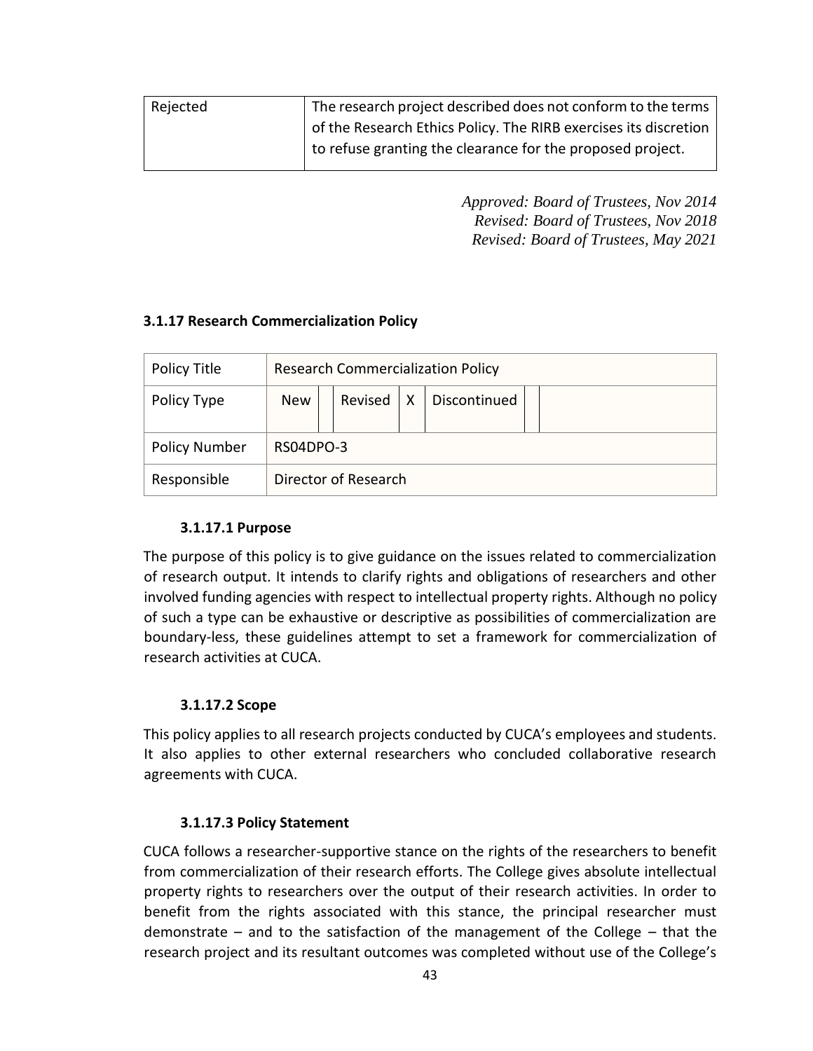| Rejected | The research project described does not conform to the terms of the Research Ethics Policy. The RIRB exercises its discretion to refuse granting the clearance for the proposed project. |
|---|---|

*Approved: Board of Trustees, Nov 2014*
*Revised: Board of Trustees, Nov 2018*
*Revised: Board of Trustees, May 2021*

### 3.1.17 Research Commercialization Policy

| Policy Title | Research Commercialization Policy | | | | | | |
|---|---|---|---|---|---|---|---|
| Policy Type | New | | Revised | X | Discontinued | | |
| Policy Number | RS04DPO-3 | | | | | | |
| Responsible | Director of Research | | | | | | |

#### 3.1.17.1 Purpose

The purpose of this policy is to give guidance on the issues related to commercialization of research output. It intends to clarify rights and obligations of researchers and other involved funding agencies with respect to intellectual property rights. Although no policy of such a type can be exhaustive or descriptive as possibilities of commercialization are boundary-less, these guidelines attempt to set a framework for commercialization of research activities at CUCA.

#### 3.1.17.2 Scope

This policy applies to all research projects conducted by CUCA's employees and students. It also applies to other external researchers who concluded collaborative research agreements with CUCA.

#### 3.1.17.3 Policy Statement

CUCA follows a researcher-supportive stance on the rights of the researchers to benefit from commercialization of their research efforts. The College gives absolute intellectual property rights to researchers over the output of their research activities. In order to benefit from the rights associated with this stance, the principal researcher must demonstrate – and to the satisfaction of the management of the College – that the research project and its resultant outcomes was completed without use of the College's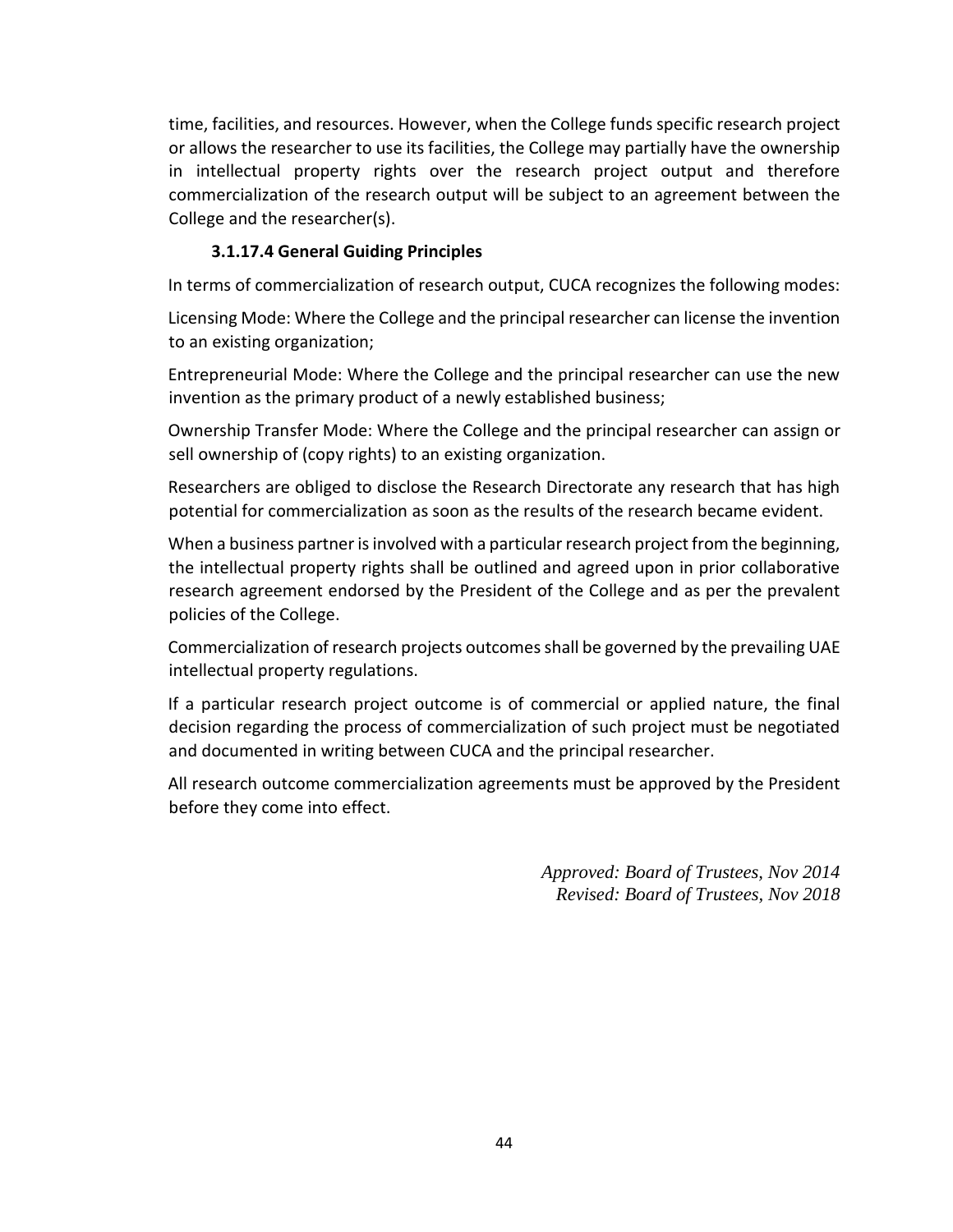time, facilities, and resources. However, when the College funds specific research project or allows the researcher to use its facilities, the College may partially have the ownership in intellectual property rights over the research project output and therefore commercialization of the research output will be subject to an agreement between the College and the researcher(s).

#### 3.1.17.4 General Guiding Principles

In terms of commercialization of research output, CUCA recognizes the following modes:

Licensing Mode: Where the College and the principal researcher can license the invention to an existing organization;

Entrepreneurial Mode: Where the College and the principal researcher can use the new invention as the primary product of a newly established business;

Ownership Transfer Mode: Where the College and the principal researcher can assign or sell ownership of (copy rights) to an existing organization.

Researchers are obliged to disclose the Research Directorate any research that has high potential for commercialization as soon as the results of the research became evident.

When a business partner is involved with a particular research project from the beginning, the intellectual property rights shall be outlined and agreed upon in prior collaborative research agreement endorsed by the President of the College and as per the prevalent policies of the College.

Commercialization of research projects outcomes shall be governed by the prevailing UAE intellectual property regulations.

If a particular research project outcome is of commercial or applied nature, the final decision regarding the process of commercialization of such project must be negotiated and documented in writing between CUCA and the principal researcher.

All research outcome commercialization agreements must be approved by the President before they come into effect.

*Approved: Board of Trustees, Nov 2014*
*Revised: Board of Trustees, Nov 2018*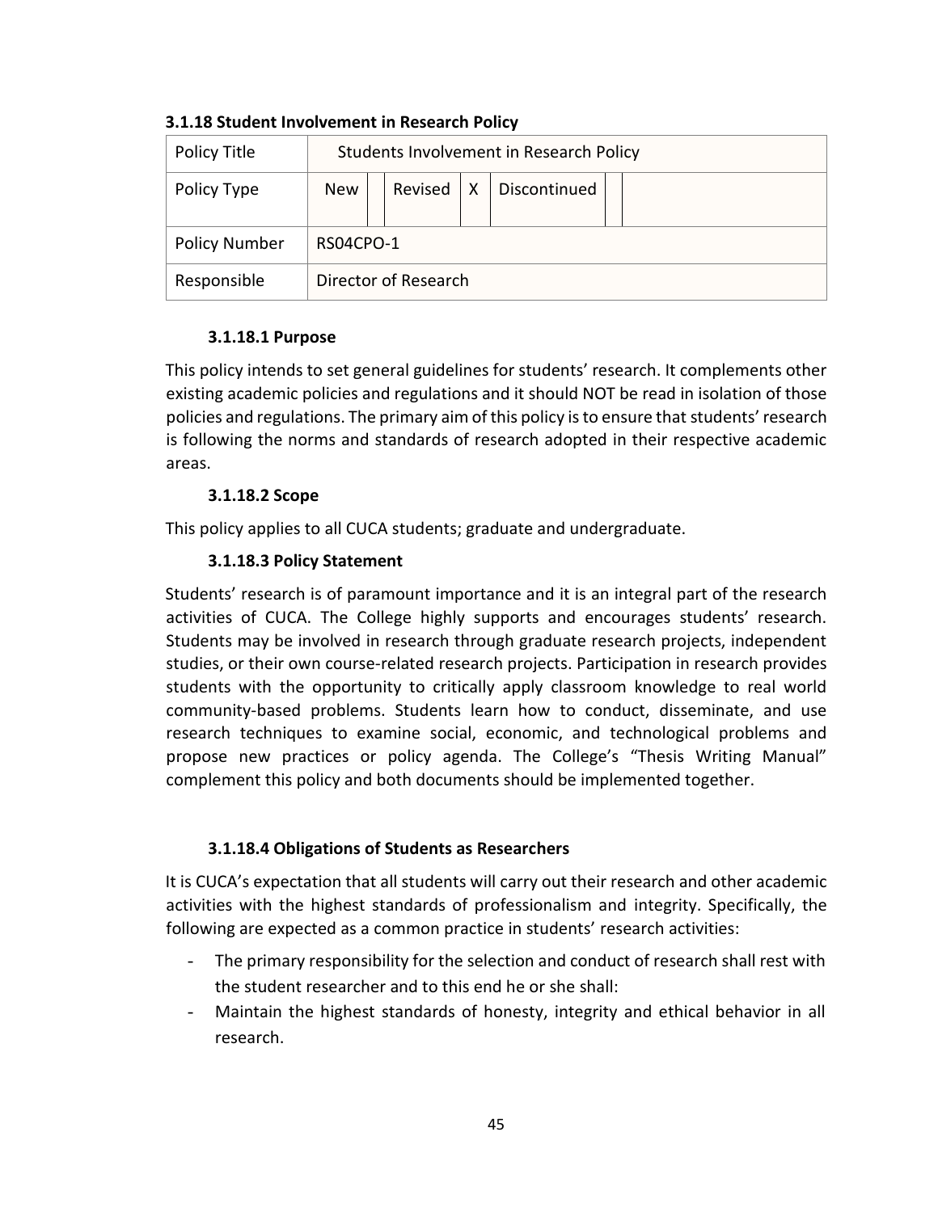**3.1.18 Student Involvement in Research Policy**

| Policy Title | Students Involvement in Research Policy | | | | | | |
|---|---|---|---|---|---|---|---|
| Policy Type | New | | Revised | X | Discontinued | | |
| Policy Number | RS04CPO-1 | | | | | | |
| Responsible | Director of Research | | | | | | |

**3.1.18.1 Purpose**

This policy intends to set general guidelines for students' research. It complements other existing academic policies and regulations and it should NOT be read in isolation of those policies and regulations. The primary aim of this policy is to ensure that students' research is following the norms and standards of research adopted in their respective academic areas.

**3.1.18.2 Scope**

This policy applies to all CUCA students; graduate and undergraduate.

**3.1.18.3 Policy Statement**

Students' research is of paramount importance and it is an integral part of the research activities of CUCA. The College highly supports and encourages students' research. Students may be involved in research through graduate research projects, independent studies, or their own course-related research projects. Participation in research provides students with the opportunity to critically apply classroom knowledge to real world community-based problems. Students learn how to conduct, disseminate, and use research techniques to examine social, economic, and technological problems and propose new practices or policy agenda. The College's "Thesis Writing Manual" complement this policy and both documents should be implemented together.

**3.1.18.4 Obligations of Students as Researchers**

It is CUCA's expectation that all students will carry out their research and other academic activities with the highest standards of professionalism and integrity. Specifically, the following are expected as a common practice in students' research activities:

- The primary responsibility for the selection and conduct of research shall rest with the student researcher and to this end he or she shall:
- Maintain the highest standards of honesty, integrity and ethical behavior in all research.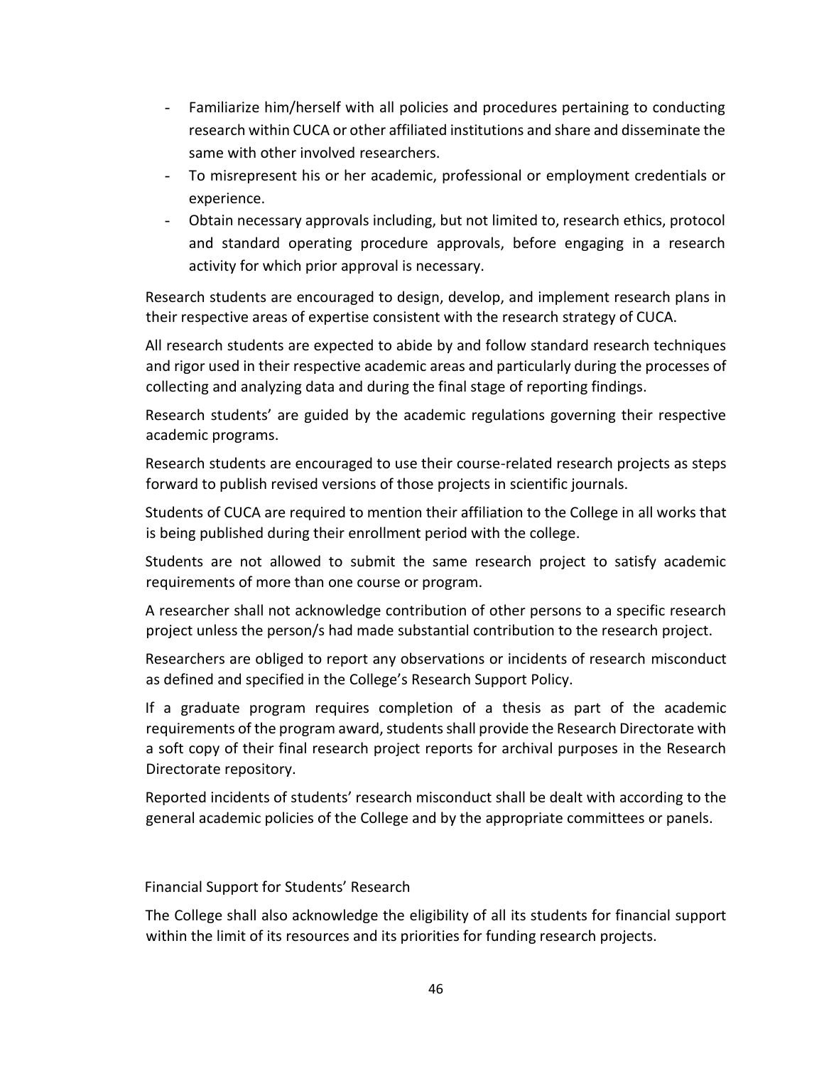- Familiarize him/herself with all policies and procedures pertaining to conducting research within CUCA or other affiliated institutions and share and disseminate the same with other involved researchers.
- To misrepresent his or her academic, professional or employment credentials or experience.
- Obtain necessary approvals including, but not limited to, research ethics, protocol and standard operating procedure approvals, before engaging in a research activity for which prior approval is necessary.

Research students are encouraged to design, develop, and implement research plans in their respective areas of expertise consistent with the research strategy of CUCA.

All research students are expected to abide by and follow standard research techniques and rigor used in their respective academic areas and particularly during the processes of collecting and analyzing data and during the final stage of reporting findings.

Research students' are guided by the academic regulations governing their respective academic programs.

Research students are encouraged to use their course-related research projects as steps forward to publish revised versions of those projects in scientific journals.

Students of CUCA are required to mention their affiliation to the College in all works that is being published during their enrollment period with the college.

Students are not allowed to submit the same research project to satisfy academic requirements of more than one course or program.

A researcher shall not acknowledge contribution of other persons to a specific research project unless the person/s had made substantial contribution to the research project.

Researchers are obliged to report any observations or incidents of research misconduct as defined and specified in the College's Research Support Policy.

If a graduate program requires completion of a thesis as part of the academic requirements of the program award, students shall provide the Research Directorate with a soft copy of their final research project reports for archival purposes in the Research Directorate repository.

Reported incidents of students' research misconduct shall be dealt with according to the general academic policies of the College and by the appropriate committees or panels.

## Financial Support for Students' Research

The College shall also acknowledge the eligibility of all its students for financial support within the limit of its resources and its priorities for funding research projects.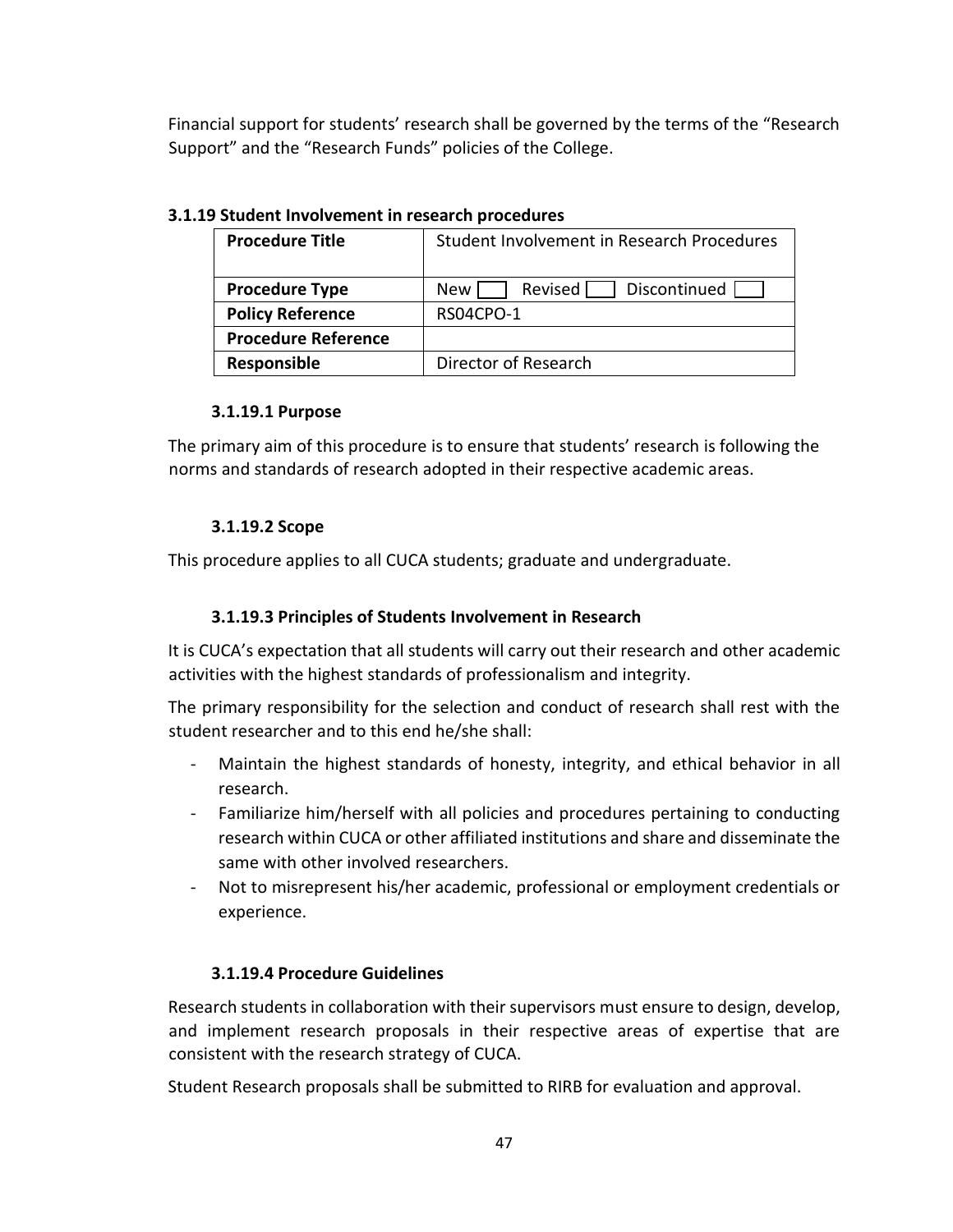Financial support for students' research shall be governed by the terms of the "Research Support" and the "Research Funds" policies of the College.

### 3.1.19 Student Involvement in research procedures

| Procedure Title | Student Involvement in Research Procedures |
|---|---|
| **Procedure Type** | New ☐ Revised ☐ Discontinued ☐ |
| **Policy Reference** | RS04CPO-1 |
| **Procedure Reference** | |
| **Responsible** | Director of Research |

#### 3.1.19.1 Purpose

The primary aim of this procedure is to ensure that students' research is following the norms and standards of research adopted in their respective academic areas.

#### 3.1.19.2 Scope

This procedure applies to all CUCA students; graduate and undergraduate.

#### 3.1.19.3 Principles of Students Involvement in Research

It is CUCA's expectation that all students will carry out their research and other academic activities with the highest standards of professionalism and integrity.

The primary responsibility for the selection and conduct of research shall rest with the student researcher and to this end he/she shall:

- Maintain the highest standards of honesty, integrity, and ethical behavior in all research.
- Familiarize him/herself with all policies and procedures pertaining to conducting research within CUCA or other affiliated institutions and share and disseminate the same with other involved researchers.
- Not to misrepresent his/her academic, professional or employment credentials or experience.

#### 3.1.19.4 Procedure Guidelines

Research students in collaboration with their supervisors must ensure to design, develop, and implement research proposals in their respective areas of expertise that are consistent with the research strategy of CUCA.

Student Research proposals shall be submitted to RIRB for evaluation and approval.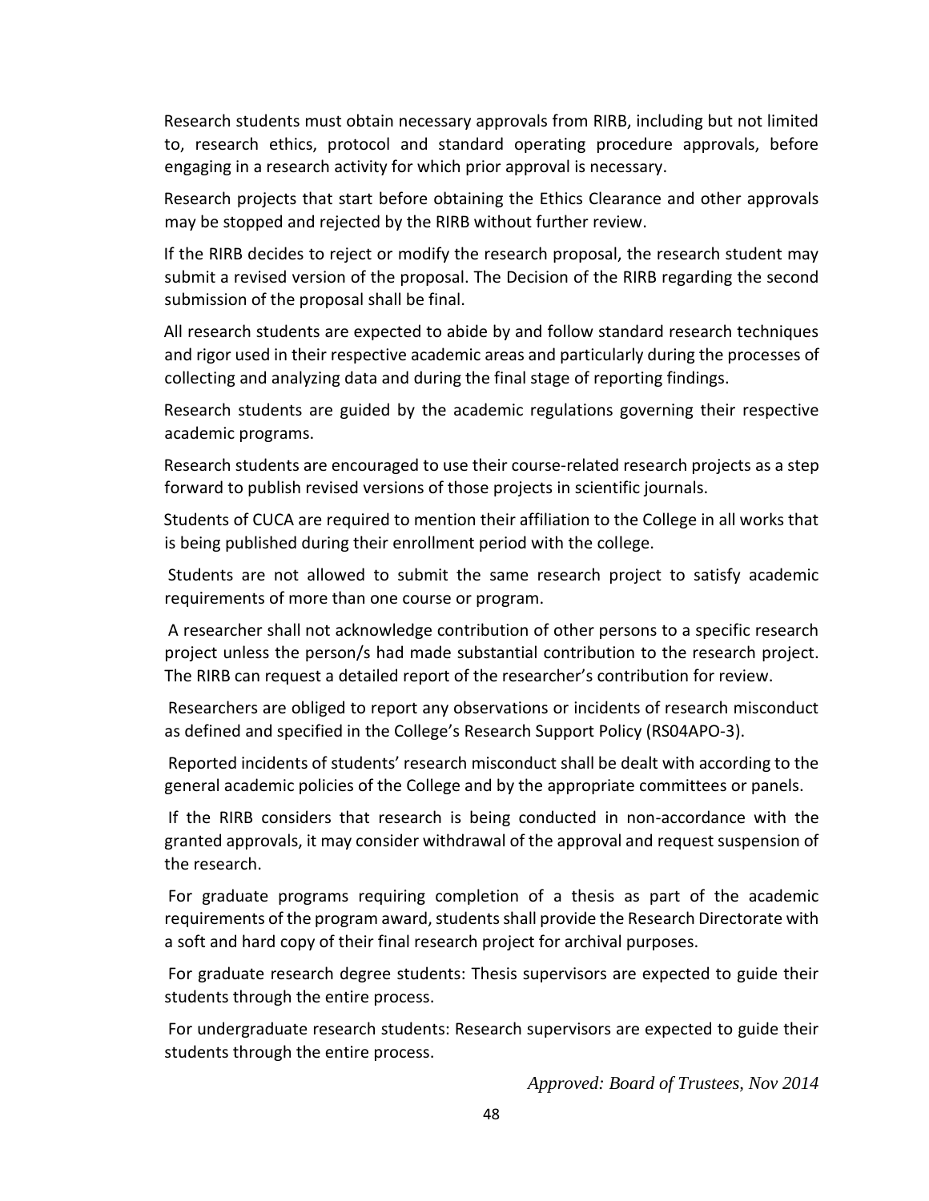Research students must obtain necessary approvals from RIRB, including but not limited to, research ethics, protocol and standard operating procedure approvals, before engaging in a research activity for which prior approval is necessary.

Research projects that start before obtaining the Ethics Clearance and other approvals may be stopped and rejected by the RIRB without further review.

If the RIRB decides to reject or modify the research proposal, the research student may submit a revised version of the proposal. The Decision of the RIRB regarding the second submission of the proposal shall be final.

All research students are expected to abide by and follow standard research techniques and rigor used in their respective academic areas and particularly during the processes of collecting and analyzing data and during the final stage of reporting findings.

Research students are guided by the academic regulations governing their respective academic programs.

Research students are encouraged to use their course-related research projects as a step forward to publish revised versions of those projects in scientific journals.

Students of CUCA are required to mention their affiliation to the College in all works that is being published during their enrollment period with the college.

Students are not allowed to submit the same research project to satisfy academic requirements of more than one course or program.

A researcher shall not acknowledge contribution of other persons to a specific research project unless the person/s had made substantial contribution to the research project. The RIRB can request a detailed report of the researcher's contribution for review.

Researchers are obliged to report any observations or incidents of research misconduct as defined and specified in the College's Research Support Policy (RS04APO-3).

Reported incidents of students' research misconduct shall be dealt with according to the general academic policies of the College and by the appropriate committees or panels.

If the RIRB considers that research is being conducted in non-accordance with the granted approvals, it may consider withdrawal of the approval and request suspension of the research.

For graduate programs requiring completion of a thesis as part of the academic requirements of the program award, students shall provide the Research Directorate with a soft and hard copy of their final research project for archival purposes.

For graduate research degree students: Thesis supervisors are expected to guide their students through the entire process.

For undergraduate research students: Research supervisors are expected to guide their students through the entire process.

*Approved: Board of Trustees, Nov 2014*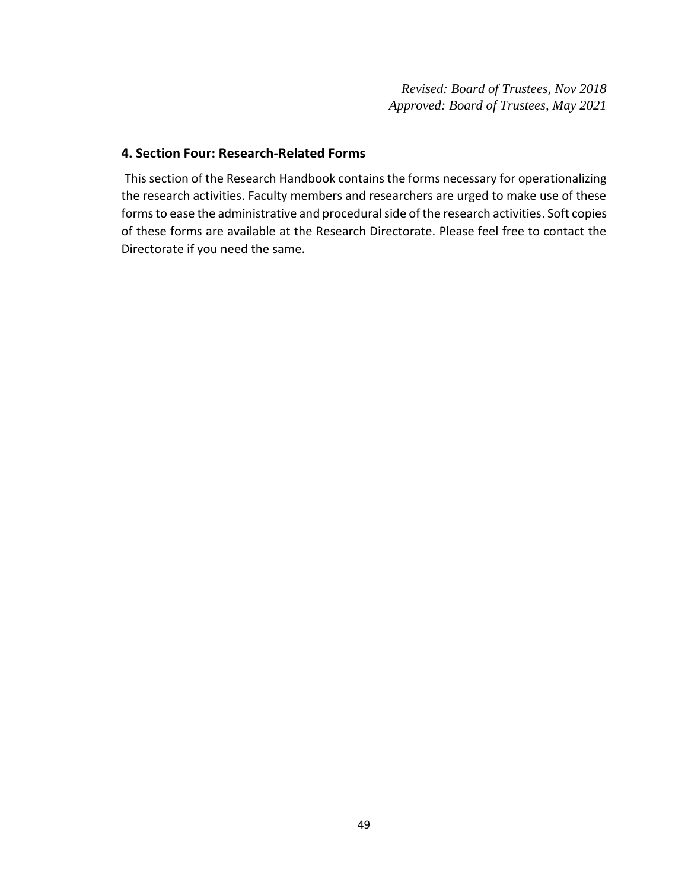*Revised: Board of Trustees, Nov 2018*
*Approved: Board of Trustees, May 2021*

## 4. Section Four: Research-Related Forms

This section of the Research Handbook contains the forms necessary for operationalizing the research activities. Faculty members and researchers are urged to make use of these forms to ease the administrative and procedural side of the research activities. Soft copies of these forms are available at the Research Directorate. Please feel free to contact the Directorate if you need the same.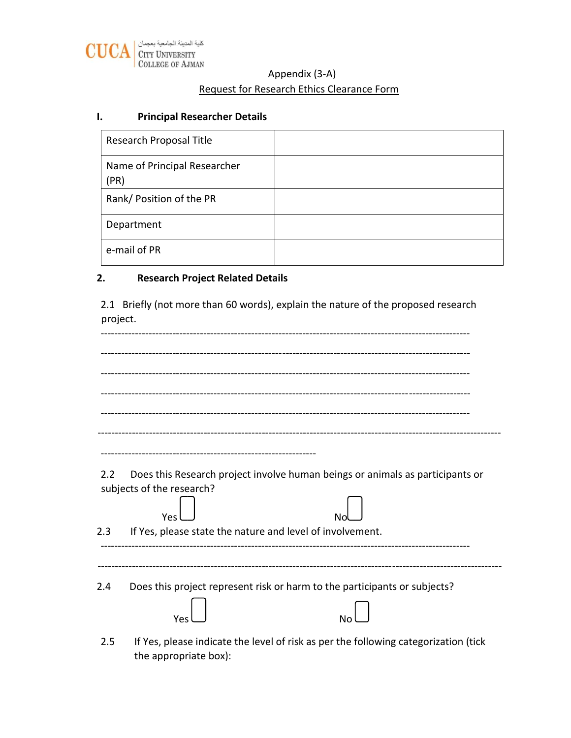Appendix (3-A)

Request for Research Ethics Clearance Form

## I. Principal Researcher Details

| Research Proposal Title | |
|---|---|
| Name of Principal Researcher (PR) | |
| Rank/ Position of the PR | |
| Department | |
| e-mail of PR | |

## 2. Research Project Related Details

2.1 Briefly (not more than 60 words), explain the nature of the proposed research project.

-----------------------------------------------------------------------------------------------------------

-----------------------------------------------------------------------------------------------------------

-----------------------------------------------------------------------------------------------------------

-----------------------------------------------------------------------------------------------------------

-----------------------------------------------------------------------------------------------------------

-----------------------------------------------------------------------------------------------------------------

--------------------------------------------------------------

2.2 Does this Research project involve human beings or animals as participants or subjects of the research?

Yes ☐ No ☐

2.3 If Yes, please state the nature and level of involvement.

-----------------------------------------------------------------------------------------------------------

-----------------------------------------------------------------------------------------------------------------

2.4 Does this project represent risk or harm to the participants or subjects?

Yes ☐ No ☐

2.5 If Yes, please indicate the level of risk as per the following categorization (tick the appropriate box):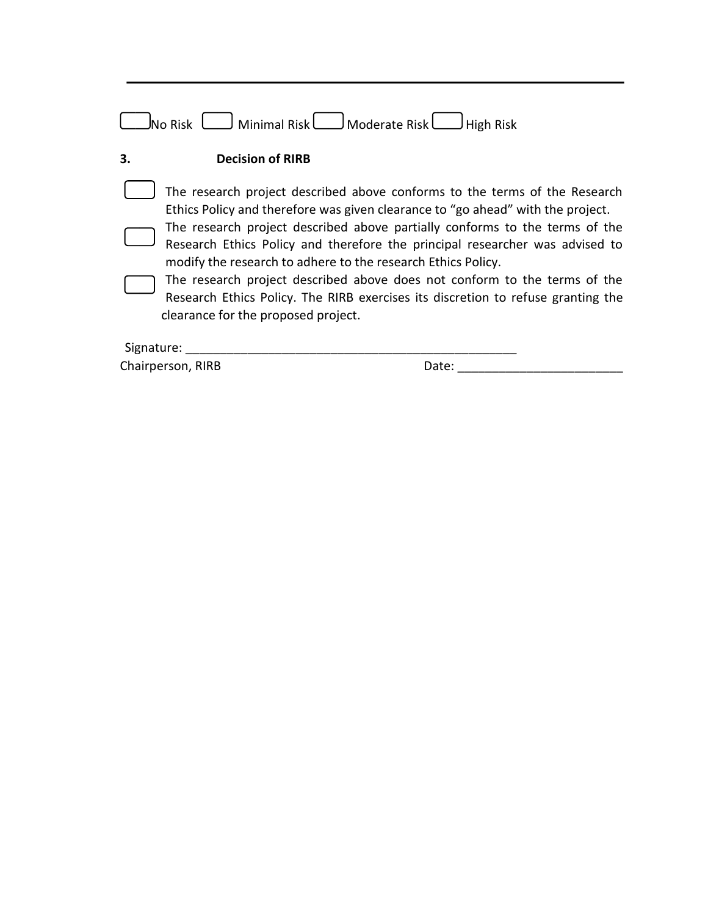---

☐ No Risk ☐ Minimal Risk ☐ Moderate Risk ☐ High Risk

**3. Decision of RIRB**

☐ The research project described above conforms to the terms of the Research Ethics Policy and therefore was given clearance to "go ahead" with the project.

☐ The research project described above partially conforms to the terms of the Research Ethics Policy and therefore the principal researcher was advised to modify the research to adhere to the research Ethics Policy.

☐ The research project described above does not conform to the terms of the Research Ethics Policy. The RIRB exercises its discretion to refuse granting the clearance for the proposed project.

Signature: ___________________________________________________

Chairperson, RIRB Date: ________________________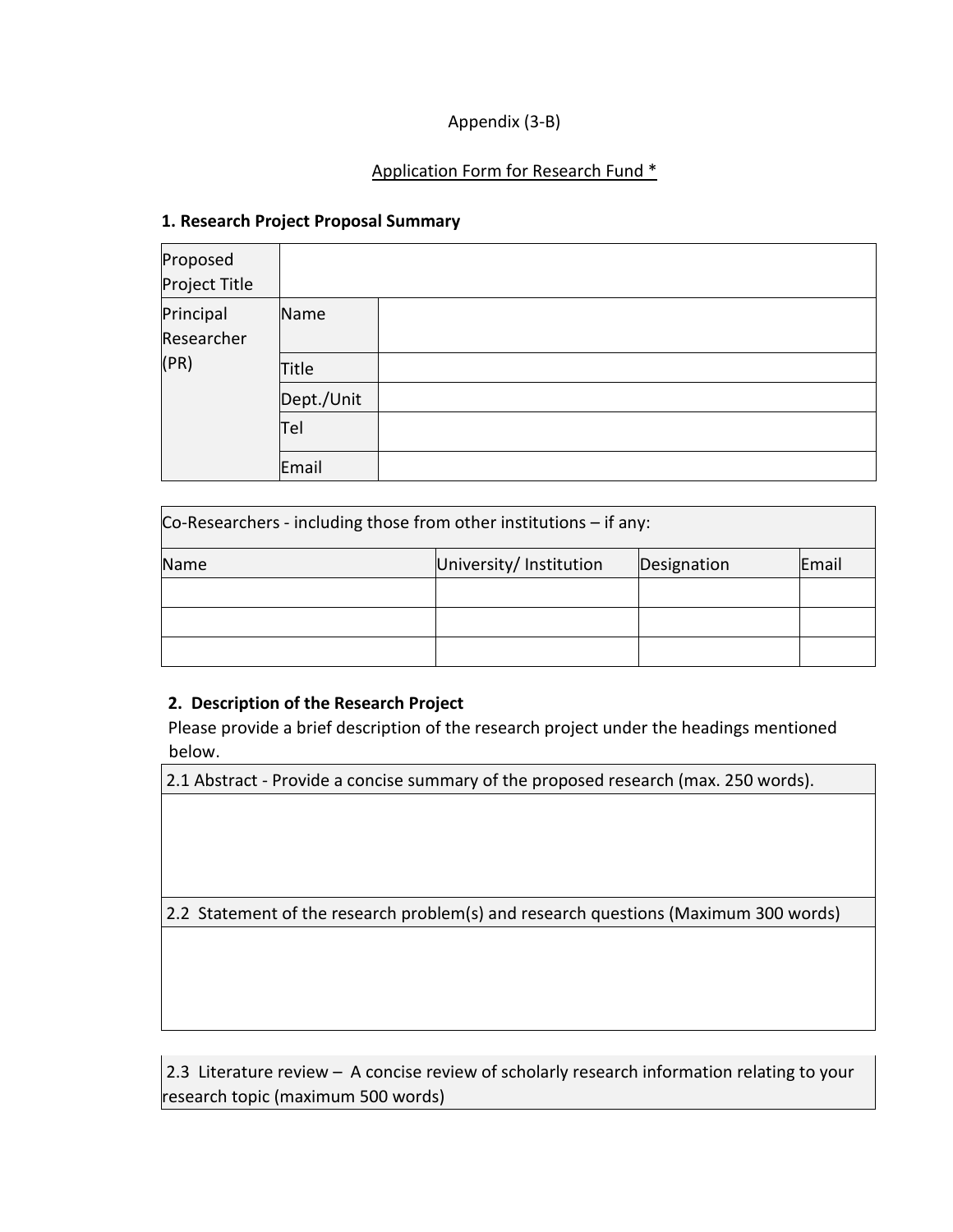Appendix (3-B)

Application Form for Research Fund *

### 1. Research Project Proposal Summary

| Proposed Project Title | | |
|---|---|---|
| Principal Researcher (PR) | Name | |
| | Title | |
| | Dept./Unit | |
| | Tel | |
| | Email | |

| Co-Researchers - including those from other institutions – if any: | | | |
|---|---|---|---|
| Name | University/ Institution | Designation | Email |
| | | | |
| | | | |
| | | | |

### 2. Description of the Research Project

Please provide a brief description of the research project under the headings mentioned below.

| 2.1 Abstract - Provide a concise summary of the proposed research (max. 250 words). |
|---|
| |

| 2.2 Statement of the research problem(s) and research questions (Maximum 300 words) |
|---|
| |

| 2.3 Literature review – A concise review of scholarly research information relating to your research topic (maximum 500 words) |
|---|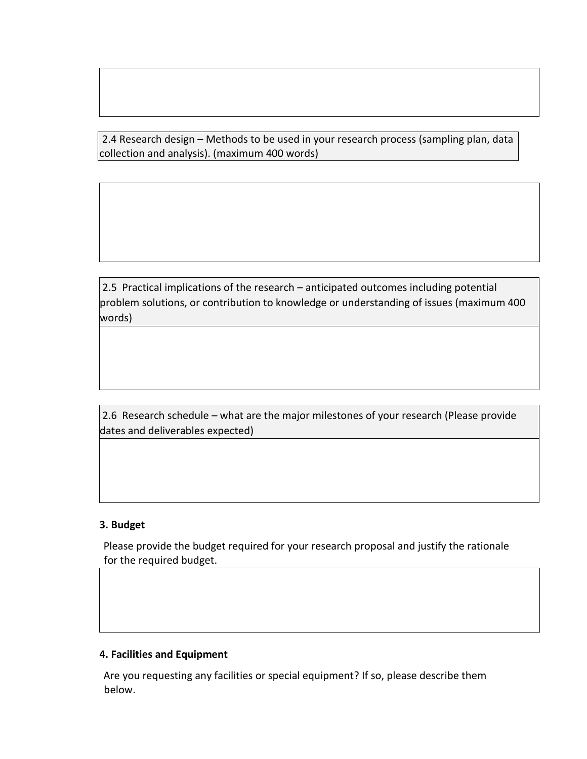2.4 Research design – Methods to be used in your research process (sampling plan, data collection and analysis). (maximum 400 words)

2.5 Practical implications of the research – anticipated outcomes including potential problem solutions, or contribution to knowledge or understanding of issues (maximum 400 words)

2.6 Research schedule – what are the major milestones of your research (Please provide dates and deliverables expected)

**3. Budget**

Please provide the budget required for your research proposal and justify the rationale for the required budget.

**4. Facilities and Equipment**

Are you requesting any facilities or special equipment? If so, please describe them below.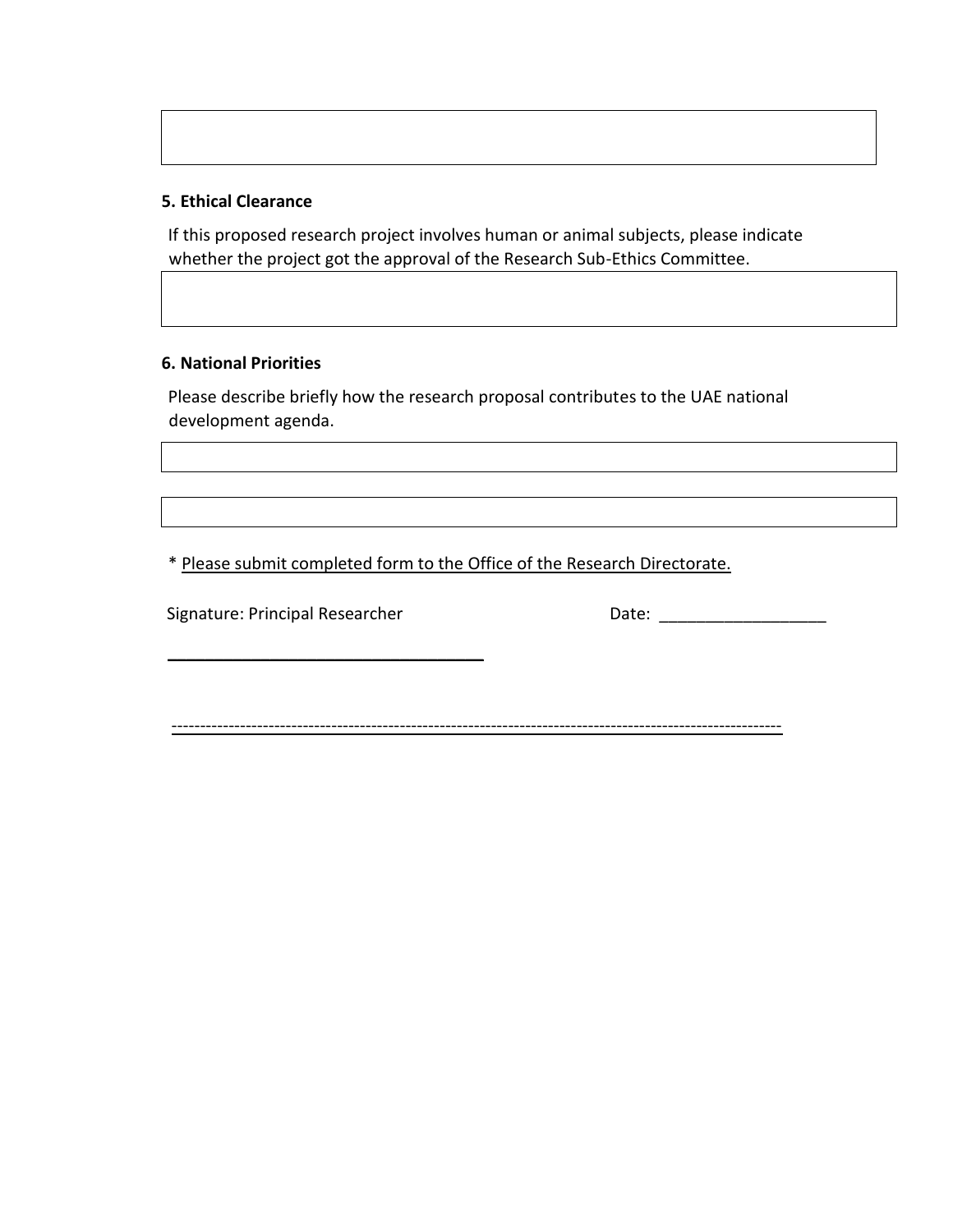**5. Ethical Clearance**

If this proposed research project involves human or animal subjects, please indicate whether the project got the approval of the Research Sub-Ethics Committee.

**6. National Priorities**

Please describe briefly how the research proposal contributes to the UAE national development agenda.

* <u>Please submit completed form to the Office of the Research Directorate.</u>

Signature: Principal Researcher                                        Date: __________________

___________________________________

-----------------------------------------------------------------------------------------------------------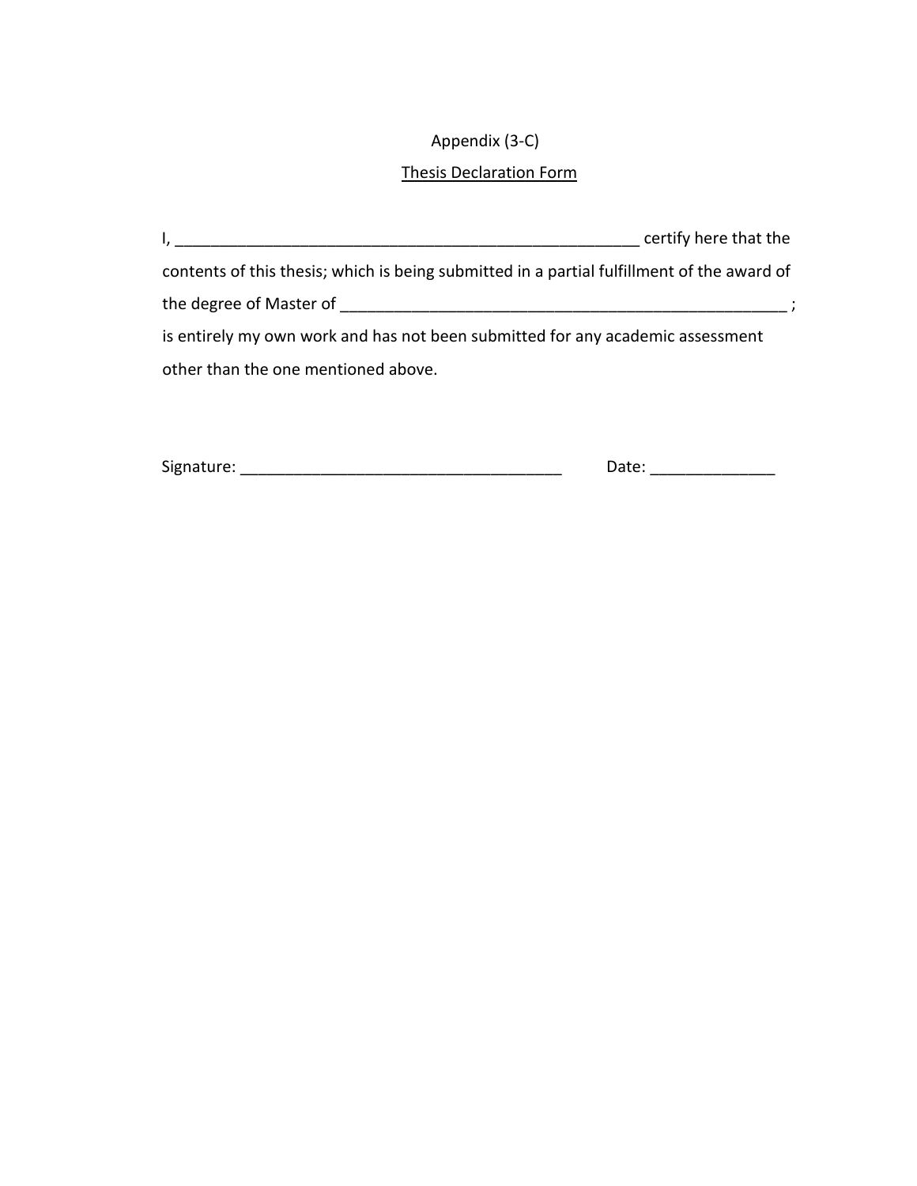Appendix (3-C)

Thesis Declaration Form

I, _____________________________________________________ certify here that the contents of this thesis; which is being submitted in a partial fulfillment of the award of the degree of Master of ___________________________________________________ ; is entirely my own work and has not been submitted for any academic assessment other than the one mentioned above.

Signature: ____________________________________ Date: _____________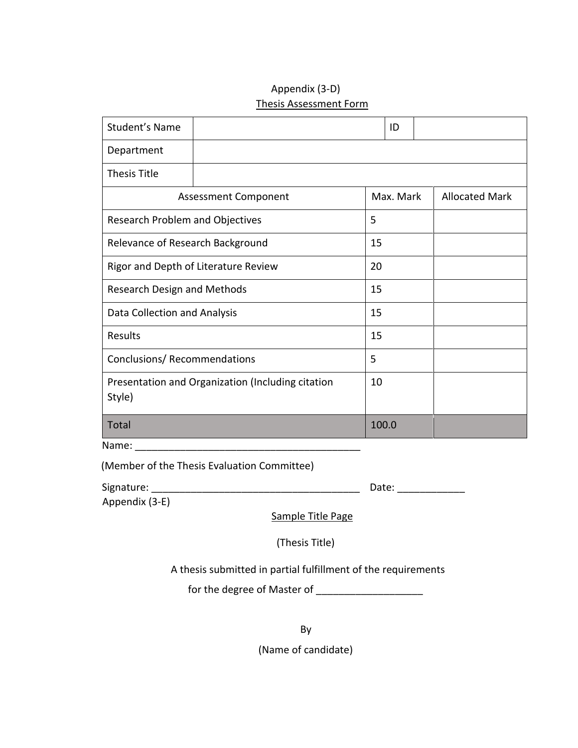Appendix (3-D)

Thesis Assessment Form

| Student's Name | | ID | |
|---|---|---|---|
| Department | | | |
| Thesis Title | | | |

| Assessment Component | Max. Mark | Allocated Mark |
|---|---|---|
| Research Problem and Objectives | 5 | |
| Relevance of Research Background | 15 | |
| Rigor and Depth of Literature Review | 20 | |
| Research Design and Methods | 15 | |
| Data Collection and Analysis | 15 | |
| Results | 15 | |
| Conclusions/ Recommendations | 5 | |
| Presentation and Organization (Including citation Style) | 10 | |
| Total | 100.0 | |

Name: ________________________________________

(Member of the Thesis Evaluation Committee)

Signature: _____________________________________ Date: ____________

Appendix (3-E)

Sample Title Page

(Thesis Title)

A thesis submitted in partial fulfillment of the requirements

for the degree of Master of ___________________

By

(Name of candidate)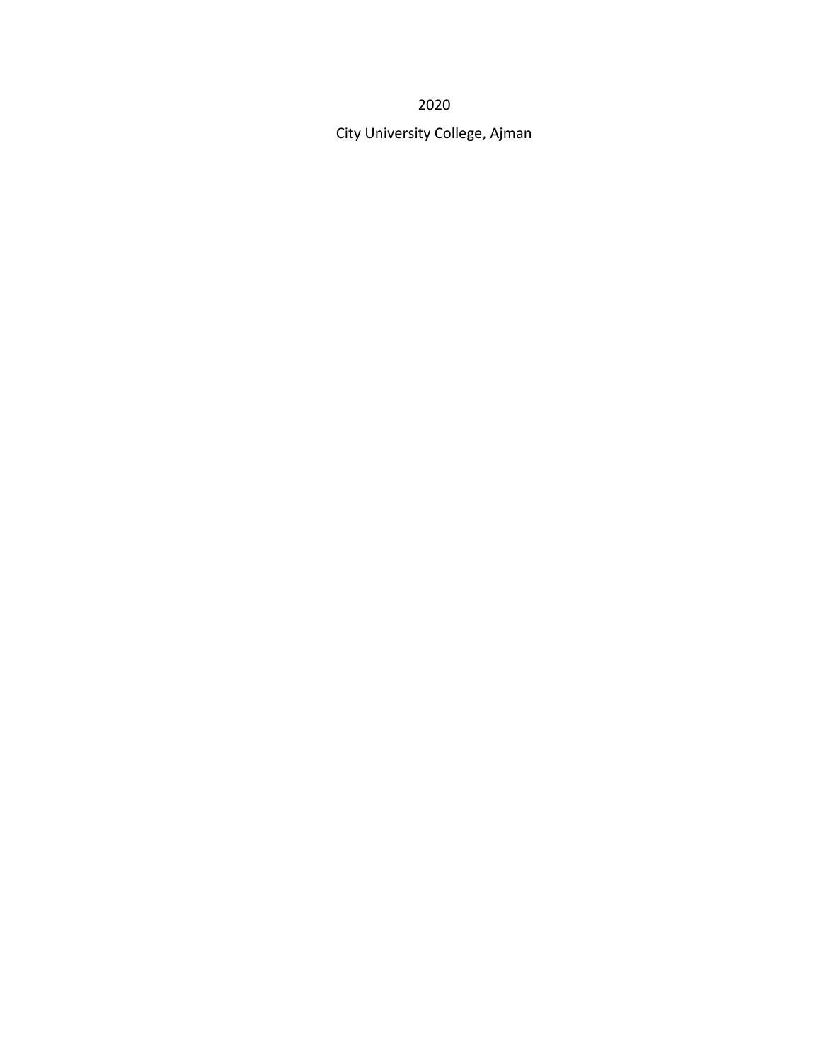2020

City University College, Ajman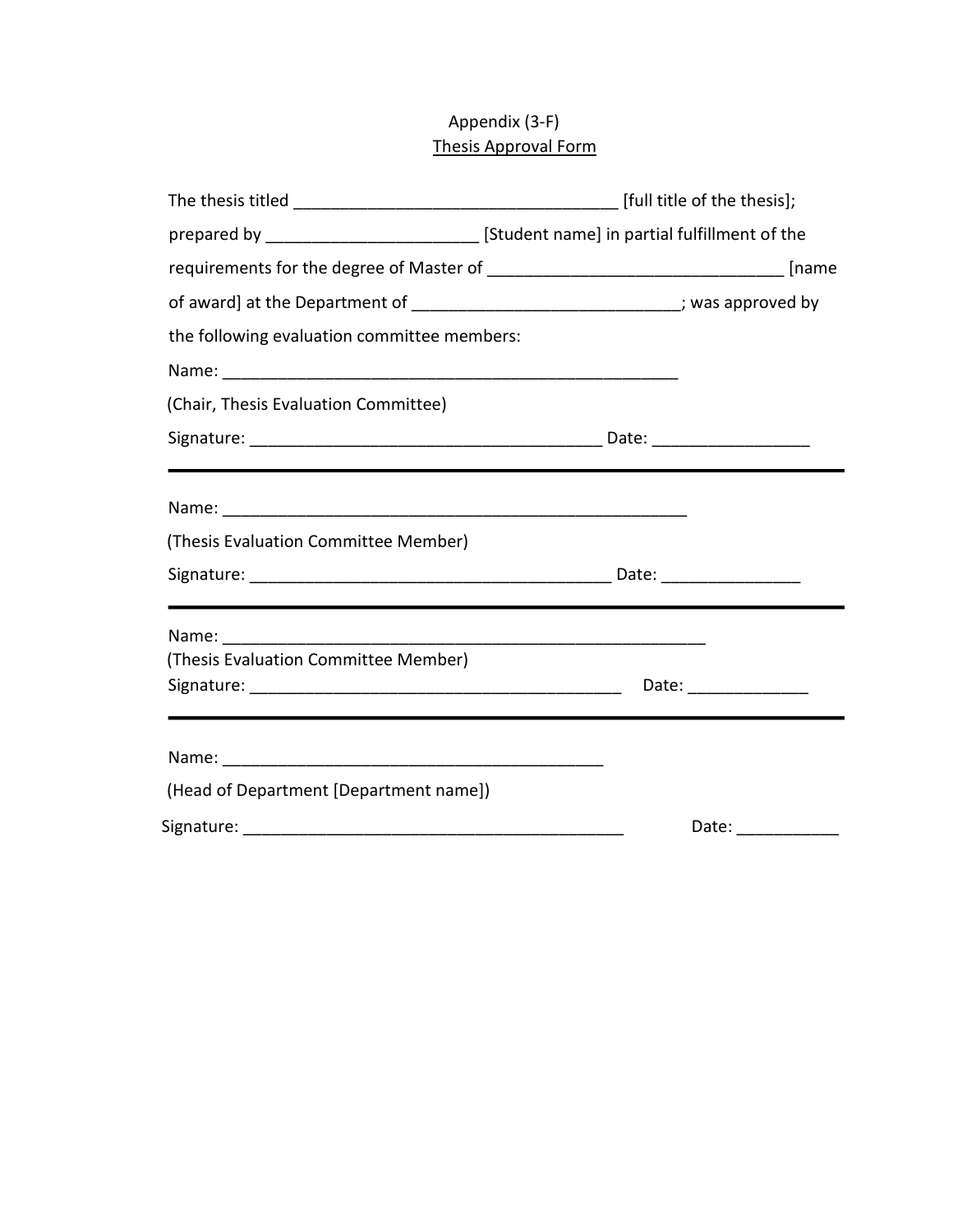Appendix (3-F)

Thesis Approval Form

The thesis titled ___________________________________ [full title of the thesis]; prepared by ______________________ [Student name] in partial fulfillment of the requirements for the degree of Master of _______________________________ [name of award] at the Department of ___________________________; was approved by the following evaluation committee members:

Name: ________________________________________________

(Chair, Thesis Evaluation Committee)

Signature: _____________________________________ Date: ________________

---

Name: _________________________________________________

(Thesis Evaluation Committee Member)

Signature: ______________________________________ Date: _______________

---

Name: ___________________________________________________

(Thesis Evaluation Committee Member)

Signature: ________________________________________ Date: _____________

---

Name: _________________________________________

(Head of Department [Department name])

Signature: _________________________________________ Date: ___________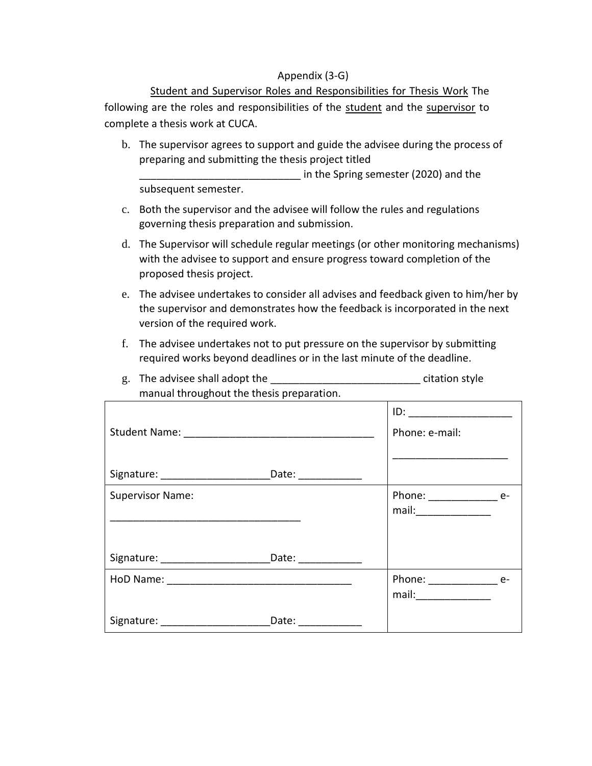Appendix (3-G)

Student and Supervisor Roles and Responsibilities for Thesis Work The following are the roles and responsibilities of the student and the supervisor to complete a thesis work at CUCA.

b. The supervisor agrees to support and guide the advisee during the process of preparing and submitting the thesis project titled ____________________________ in the Spring semester (2020) and the subsequent semester.
c. Both the supervisor and the advisee will follow the rules and regulations governing thesis preparation and submission.
d. The Supervisor will schedule regular meetings (or other monitoring mechanisms) with the advisee to support and ensure progress toward completion of the proposed thesis project.
e. The advisee undertakes to consider all advises and feedback given to him/her by the supervisor and demonstrates how the feedback is incorporated in the next version of the required work.
f. The advisee undertakes not to put pressure on the supervisor by submitting required works beyond deadlines or in the last minute of the deadline.
g. The advisee shall adopt the __________________________ citation style manual throughout the thesis preparation.

| | |
|---|---|
| Student Name: __________________________________<br><br>Signature: ___________________Date: ___________ | ID: __________________<br>Phone: e-mail:<br>____________________ |
| Supervisor Name:<br>__________________________________<br><br>Signature: ___________________Date: ___________ | Phone: ____________ e-mail:_____________ |
| HoD Name: _________________________________<br><br>Signature: ___________________Date: ___________ | Phone: ____________ e-mail:_____________ |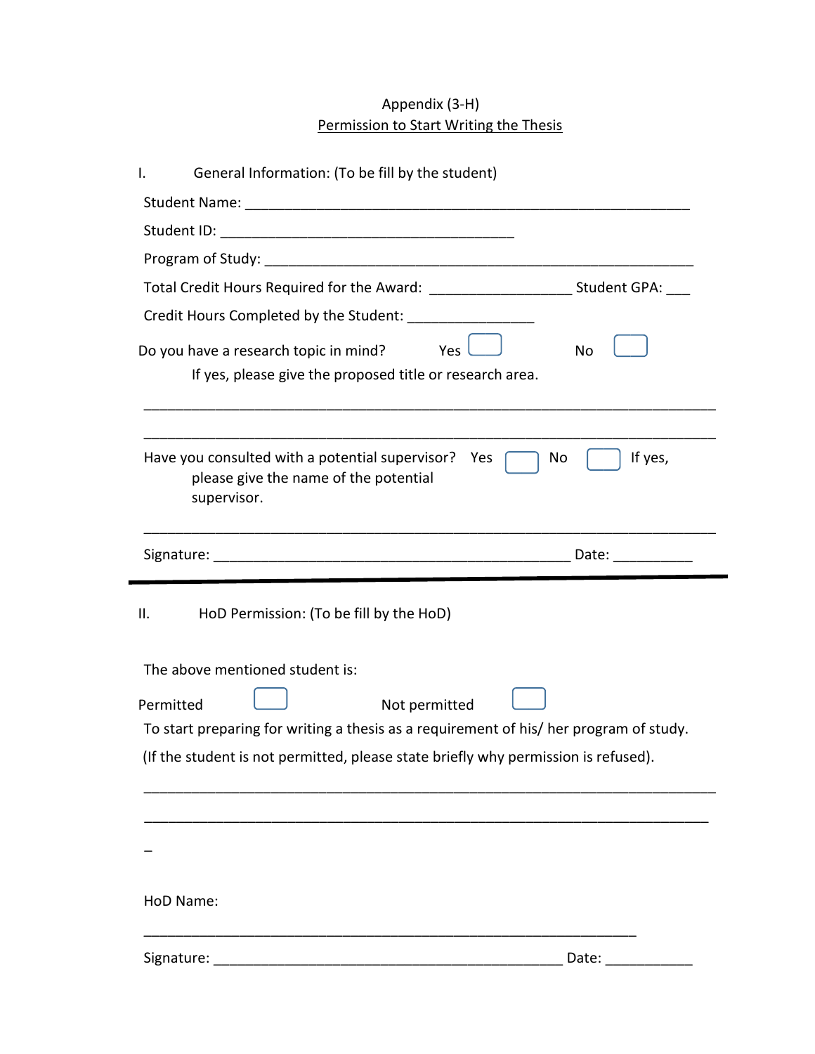Appendix (3-H)

Permission to Start Writing the Thesis

I. General Information: (To be fill by the student)

Student Name: ____________________________________________________________

Student ID: ________________________________________

Program of Study: _________________________________________________________

Total Credit Hours Required for the Award: ___________________ Student GPA: ___

Credit Hours Completed by the Student: _________________

Do you have a research topic in mind? Yes ☐ No ☐

If yes, please give the proposed title or research area.

_____________________________________________________________________________

_____________________________________________________________________________

Have you consulted with a potential supervisor? Yes ☐ No ☐ If yes, please give the name of the potential supervisor.

_____________________________________________________________________________

Signature: _______________________________________________ Date: __________

---

II. HoD Permission: (To be fill by the HoD)

The above mentioned student is:

Permitted ☐ Not permitted ☐

To start preparing for writing a thesis as a requirement of his/ her program of study.

(If the student is not permitted, please state briefly why permission is refused).

_____________________________________________________________________________

_____________________________________________________________________________

_

HoD Name:

__________________________________________________________________

Signature: ______________________________________________ Date: ___________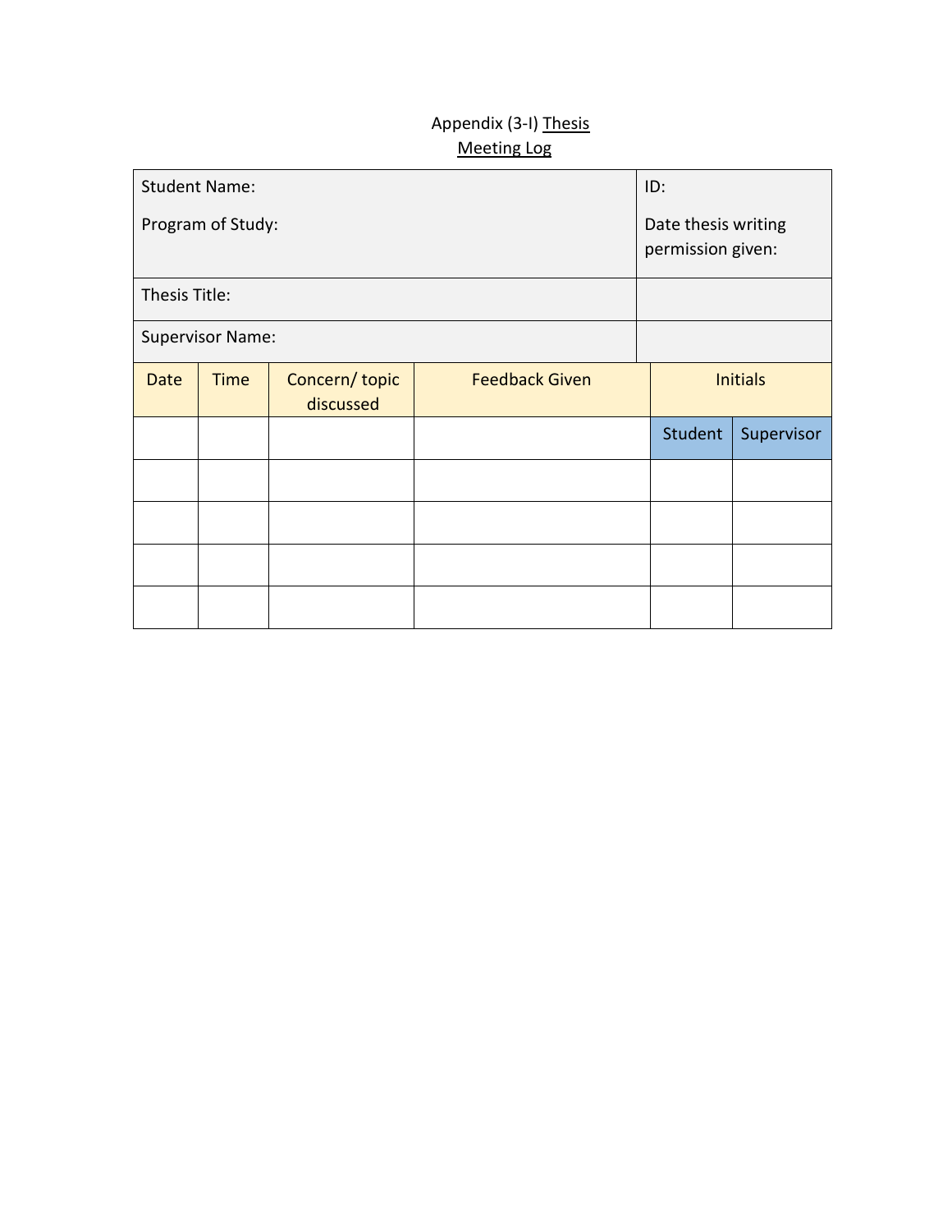Appendix (3-I) Thesis Meeting Log

| Student Name:<br><br>Program of Study: | | | | ID:<br><br>Date thesis writing permission given: | |
|---|---|---|---|---|---|
| Thesis Title: | | | | | |
| Supervisor Name: | | | | | |
| Date | Time | Concern/ topic discussed | Feedback Given | Initials | |
| | | | | Student | Supervisor |
| | | | | | |
| | | | | | |
| | | | | | |
| | | | | | |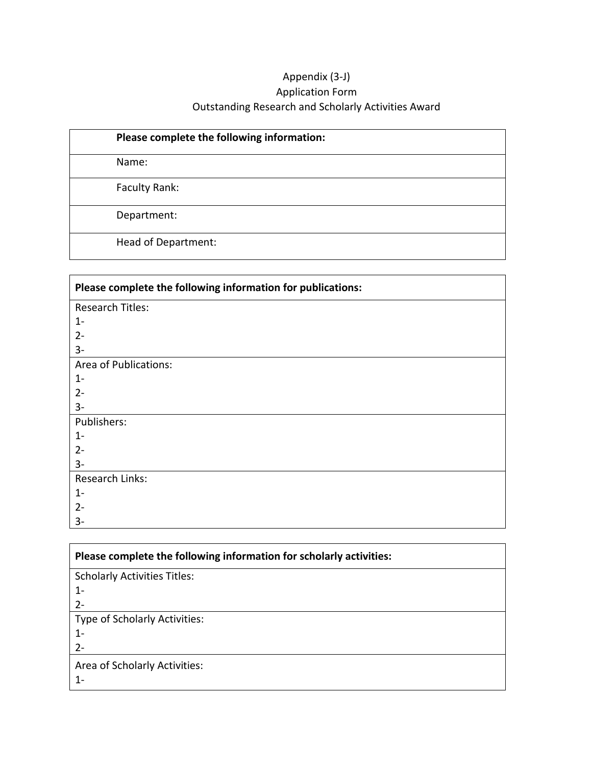Appendix (3-J)

Application Form

Outstanding Research and Scholarly Activities Award

| Please complete the following information: |
|---|
| Name: |
| Faculty Rank: |
| Department: |
| Head of Department: |

| Please complete the following information for publications: |
|---|
| Research Titles:<br>1-<br>2-<br>3- |
| Area of Publications:<br>1-<br>2-<br>3- |
| Publishers:<br>1-<br>2-<br>3- |
| Research Links:<br>1-<br>2-<br>3- |

| Please complete the following information for scholarly activities: |
|---|
| Scholarly Activities Titles:<br>1-<br>2- |
| Type of Scholarly Activities:<br>1-<br>2- |
| Area of Scholarly Activities:<br>1- |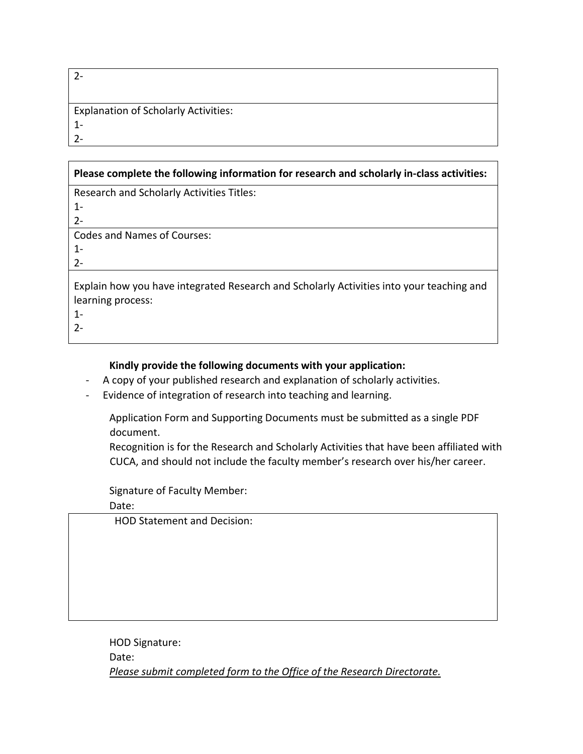| |
|---|
| 2- |
| Explanation of Scholarly Activities:<br>1-<br>2- |

| **Please complete the following information for research and scholarly in-class activities:** |
|---|
| Research and Scholarly Activities Titles:<br>1-<br>2- |
| Codes and Names of Courses:<br>1-<br>2- |
| Explain how you have integrated Research and Scholarly Activities into your teaching and learning process:<br>1-<br>2- |

**Kindly provide the following documents with your application:**

- A copy of your published research and explanation of scholarly activities.
- Evidence of integration of research into teaching and learning.

Application Form and Supporting Documents must be submitted as a single PDF document.

Recognition is for the Research and Scholarly Activities that have been affiliated with CUCA, and should not include the faculty member's research over his/her career.

Signature of Faculty Member:

Date:

| HOD Statement and Decision: |
|---|
| |

HOD Signature:

Date:

*Please submit completed form to the Office of the Research Directorate.*